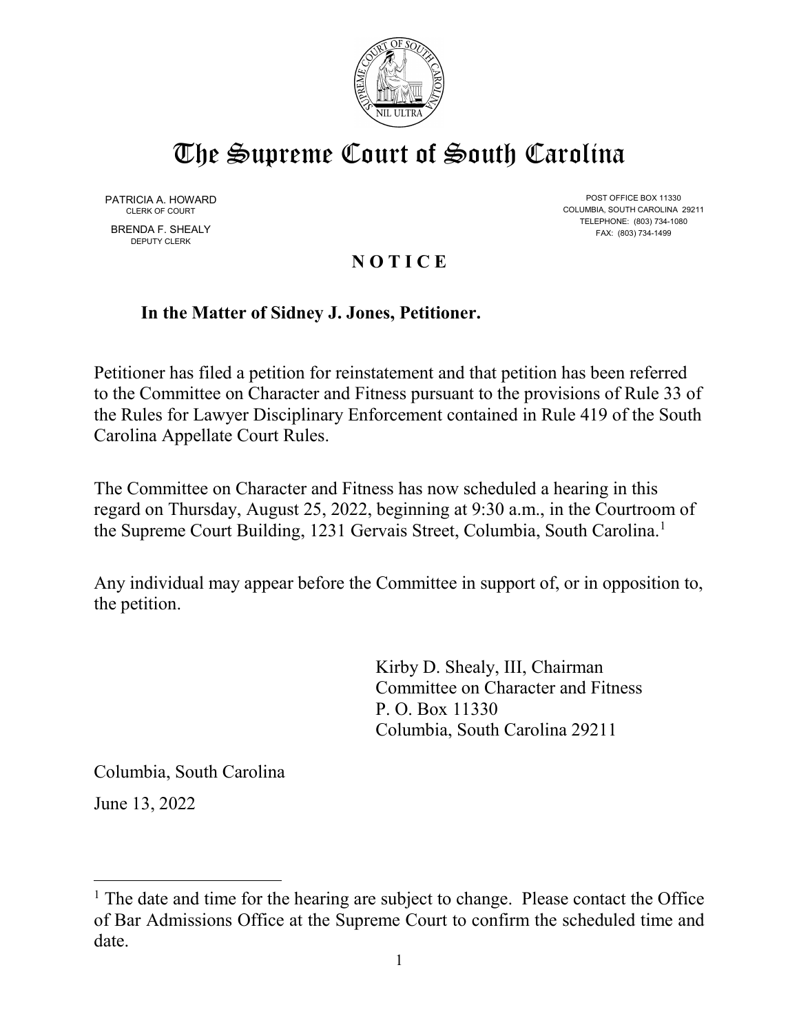# The Supreme Court of South Carolina

PATRICIA A. HOWARD
CLERK OF COURT

BRENDA F. SHEALY
DEPUTY CLERK

POST OFFICE BOX 11330
COLUMBIA, SOUTH CAROLINA 29211
TELEPHONE: (803) 734-1080
FAX: (803) 734-1499

## N O T I C E

**In the Matter of Sidney J. Jones, Petitioner.**

Petitioner has filed a petition for reinstatement and that petition has been referred to the Committee on Character and Fitness pursuant to the provisions of Rule 33 of the Rules for Lawyer Disciplinary Enforcement contained in Rule 419 of the South Carolina Appellate Court Rules.

The Committee on Character and Fitness has now scheduled a hearing in this regard on Thursday, August 25, 2022, beginning at 9:30 a.m., in the Courtroom of the Supreme Court Building, 1231 Gervais Street, Columbia, South Carolina.[1]

Any individual may appear before the Committee in support of, or in opposition to, the petition.

Kirby D. Shealy, III, Chairman
Committee on Character and Fitness
P. O. Box 11330
Columbia, South Carolina 29211

Columbia, South Carolina

June 13, 2022

---

[1] The date and time for the hearing are subject to change. Please contact the Office of Bar Admissions Office at the Supreme Court to confirm the scheduled time and date.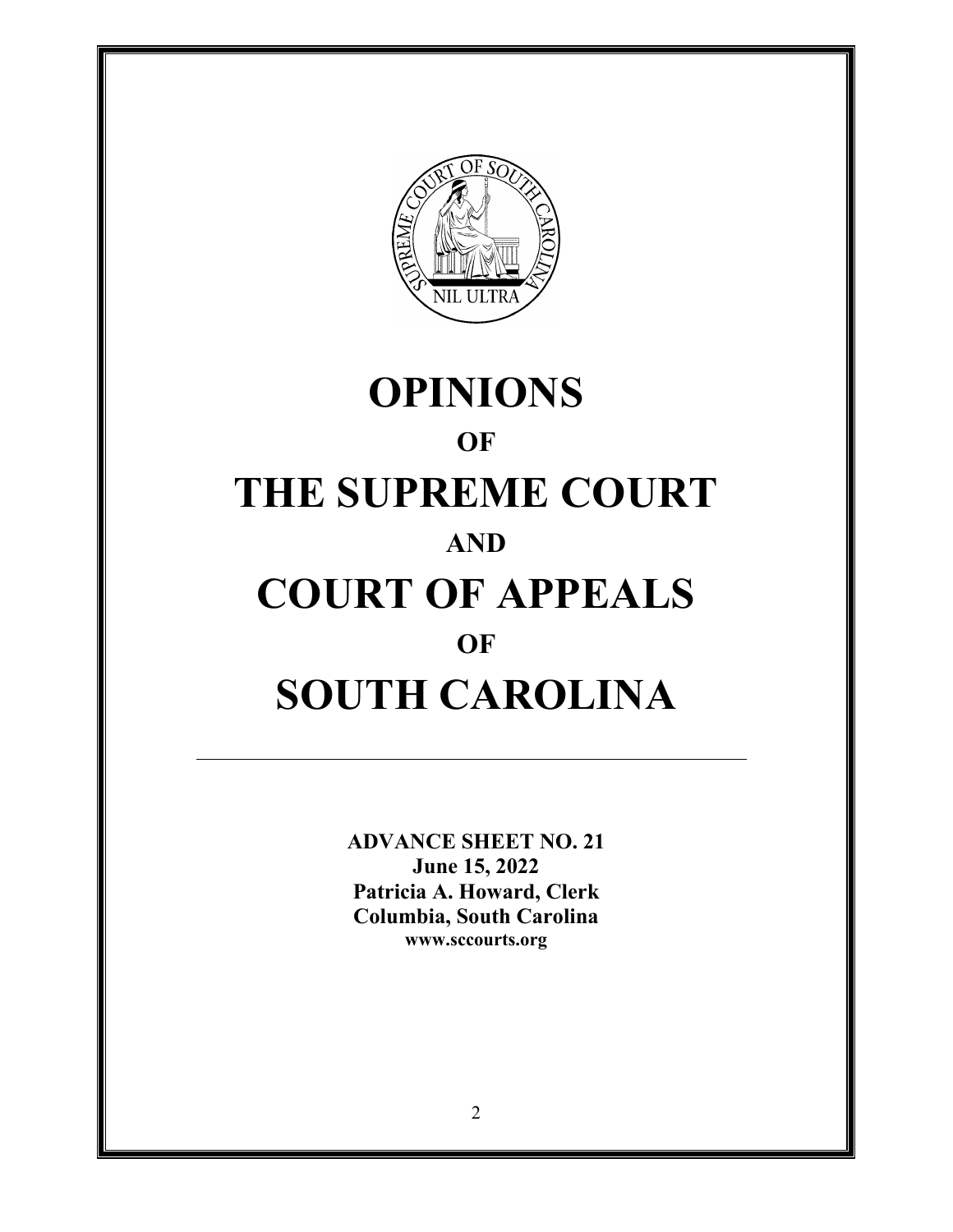# OPINIONS

## OF

# THE SUPREME COURT

## AND

# COURT OF APPEALS

## OF

# SOUTH CAROLINA

---

**ADVANCE SHEET NO. 21**
**June 15, 2022**
**Patricia A. Howard, Clerk**
**Columbia, South Carolina**
**www.sccourts.org**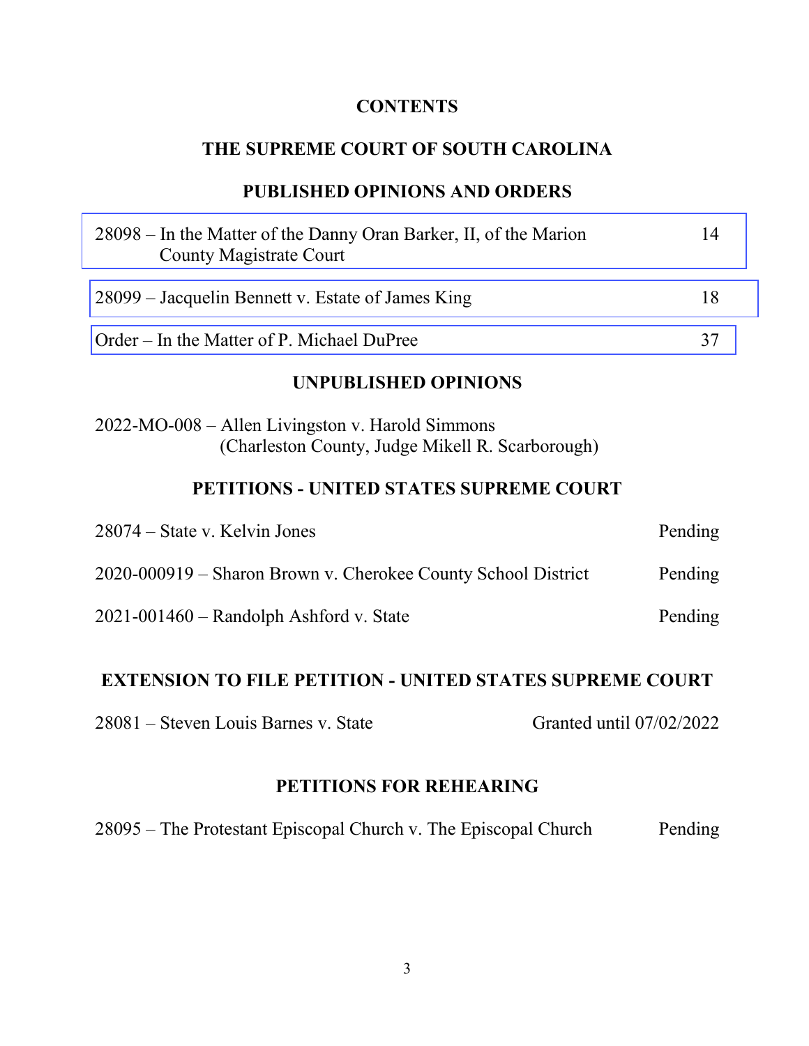# CONTENTS

## THE SUPREME COURT OF SOUTH CAROLINA

## PUBLISHED OPINIONS AND ORDERS

| | |
|---|---|
| 28098 – In the Matter of the Danny Oran Barker, II, of the Marion County Magistrate Court | 14 |
| 28099 – Jacquelin Bennett v. Estate of James King | 18 |
| Order – In the Matter of P. Michael DuPree | 37 |

## UNPUBLISHED OPINIONS

2022-MO-008 – Allen Livingston v. Harold Simmons
(Charleston County, Judge Mikell R. Scarborough)

## PETITIONS - UNITED STATES SUPREME COURT

| | |
|---|---|
| 28074 – State v. Kelvin Jones | Pending |
| 2020-000919 – Sharon Brown v. Cherokee County School District | Pending |
| 2021-001460 – Randolph Ashford v. State | Pending |

## EXTENSION TO FILE PETITION - UNITED STATES SUPREME COURT

| | |
|---|---|
| 28081 – Steven Louis Barnes v. State | Granted until 07/02/2022 |

## PETITIONS FOR REHEARING

| | |
|---|---|
| 28095 – The Protestant Episcopal Church v. The Episcopal Church | Pending |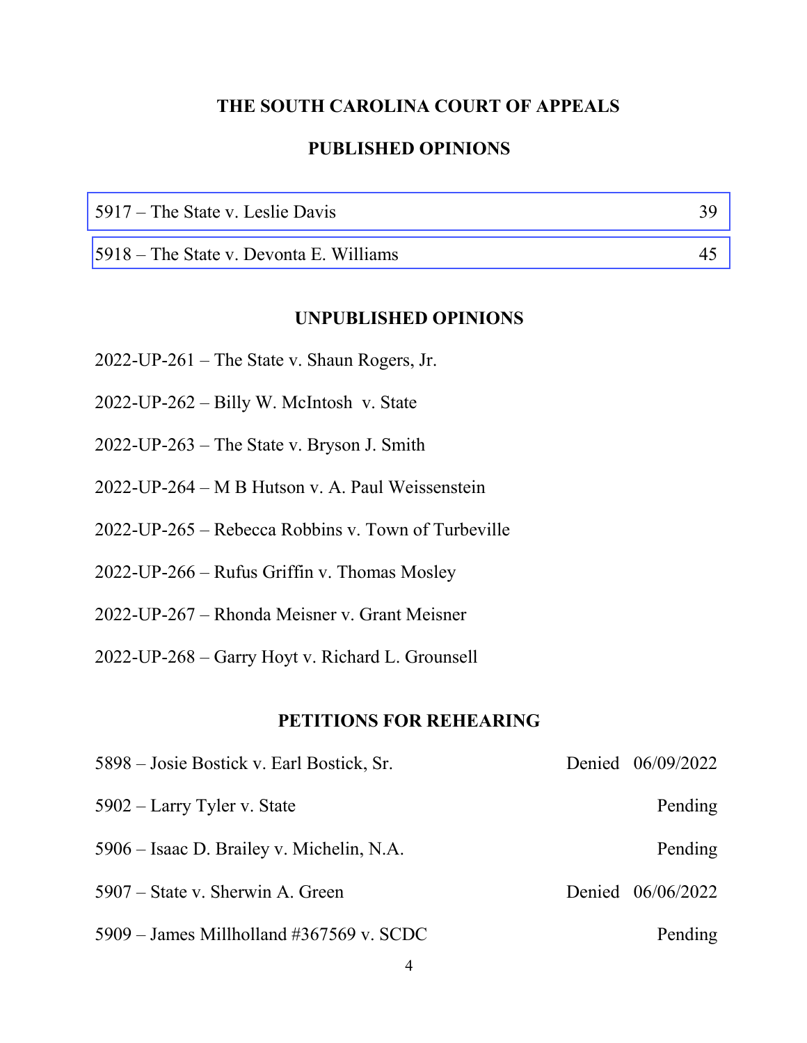## THE SOUTH CAROLINA COURT OF APPEALS

## PUBLISHED OPINIONS

| | |
|---|---|
| 5917 – The State v. Leslie Davis | 39 |
| 5918 – The State v. Devonta E. Williams | 45 |

## UNPUBLISHED OPINIONS

2022-UP-261 – The State v. Shaun Rogers, Jr.

2022-UP-262 – Billy W. McIntosh v. State

2022-UP-263 – The State v. Bryson J. Smith

2022-UP-264 – M B Hutson v. A. Paul Weissenstein

2022-UP-265 – Rebecca Robbins v. Town of Turbeville

2022-UP-266 – Rufus Griffin v. Thomas Mosley

2022-UP-267 – Rhonda Meisner v. Grant Meisner

2022-UP-268 – Garry Hoyt v. Richard L. Grounsell

## PETITIONS FOR REHEARING

| | |
|---|---|
| 5898 – Josie Bostick v. Earl Bostick, Sr. | Denied 06/09/2022 |
| 5902 – Larry Tyler v. State | Pending |
| 5906 – Isaac D. Brailey v. Michelin, N.A. | Pending |
| 5907 – State v. Sherwin A. Green | Denied 06/06/2022 |
| 5909 – James Millholland #367569 v. SCDC | Pending |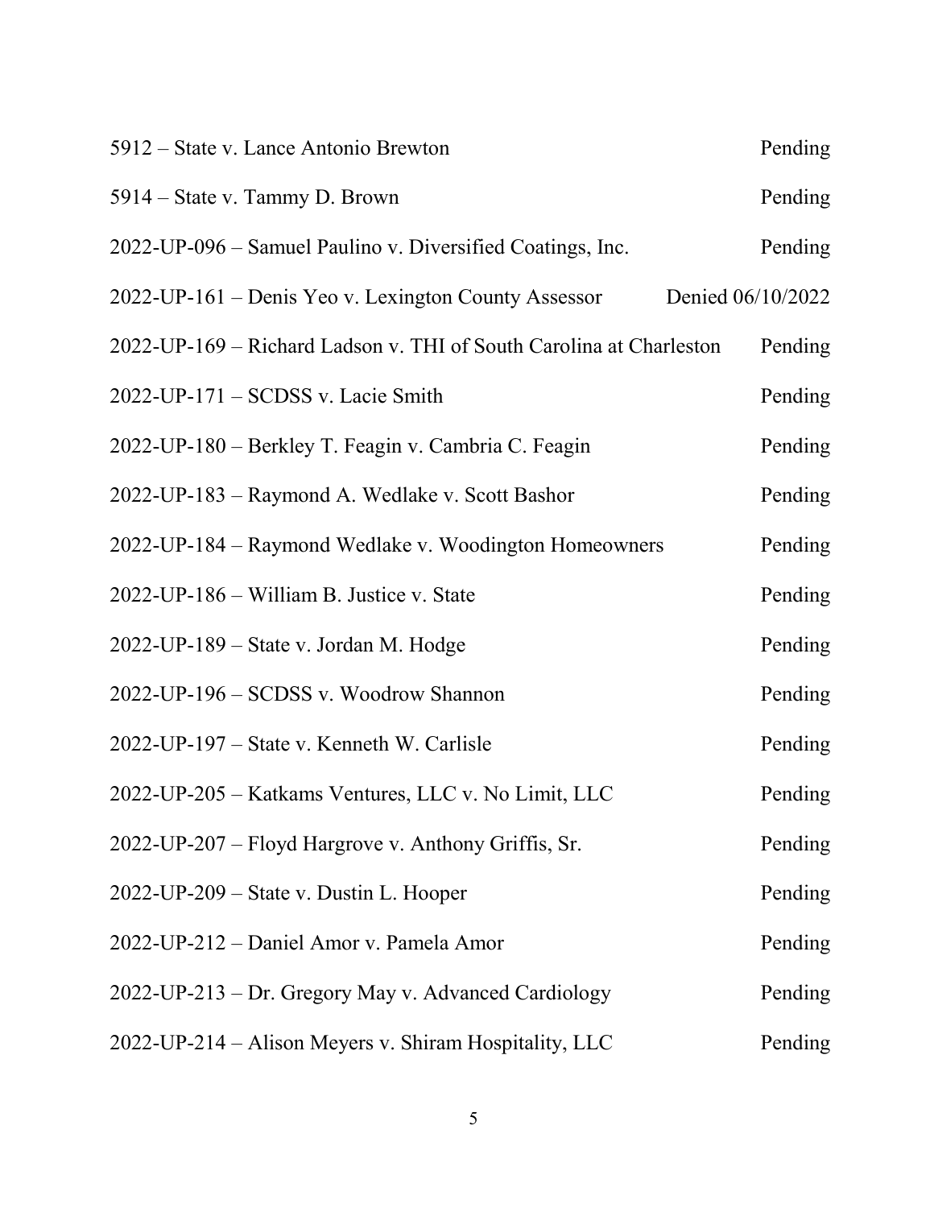| | |
|---|---|
| 5912 – State v. Lance Antonio Brewton | Pending |
| 5914 – State v. Tammy D. Brown | Pending |
| 2022-UP-096 – Samuel Paulino v. Diversified Coatings, Inc. | Pending |
| 2022-UP-161 – Denis Yeo v. Lexington County Assessor | Denied 06/10/2022 |
| 2022-UP-169 – Richard Ladson v. THI of South Carolina at Charleston | Pending |
| 2022-UP-171 – SCDSS v. Lacie Smith | Pending |
| 2022-UP-180 – Berkley T. Feagin v. Cambria C. Feagin | Pending |
| 2022-UP-183 – Raymond A. Wedlake v. Scott Bashor | Pending |
| 2022-UP-184 – Raymond Wedlake v. Woodington Homeowners | Pending |
| 2022-UP-186 – William B. Justice v. State | Pending |
| 2022-UP-189 – State v. Jordan M. Hodge | Pending |
| 2022-UP-196 – SCDSS v. Woodrow Shannon | Pending |
| 2022-UP-197 – State v. Kenneth W. Carlisle | Pending |
| 2022-UP-205 – Katkams Ventures, LLC v. No Limit, LLC | Pending |
| 2022-UP-207 – Floyd Hargrove v. Anthony Griffis, Sr. | Pending |
| 2022-UP-209 – State v. Dustin L. Hooper | Pending |
| 2022-UP-212 – Daniel Amor v. Pamela Amor | Pending |
| 2022-UP-213 – Dr. Gregory May v. Advanced Cardiology | Pending |
| 2022-UP-214 – Alison Meyers v. Shiram Hospitality, LLC | Pending |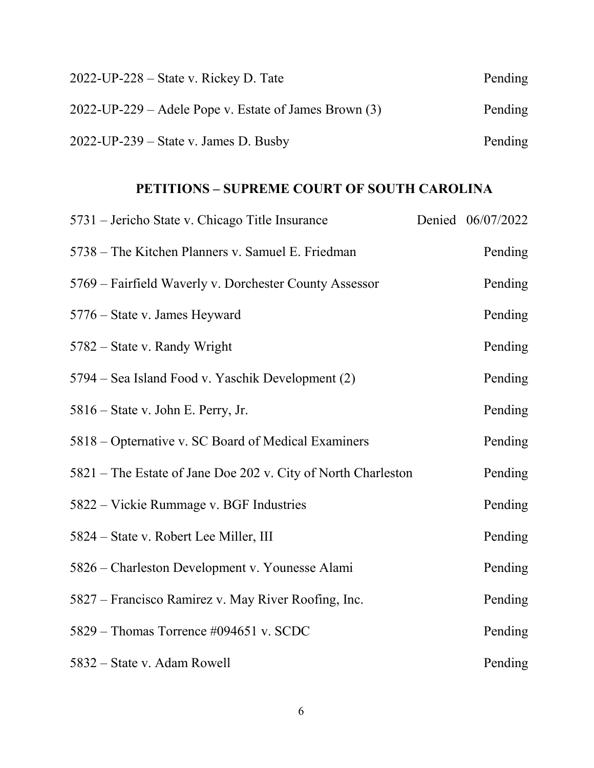2022-UP-228 – State v. Rickey D. Tate Pending

2022-UP-229 – Adele Pope v. Estate of James Brown (3) Pending

2022-UP-239 – State v. James D. Busby Pending

## PETITIONS – SUPREME COURT OF SOUTH CAROLINA

5731 – Jericho State v. Chicago Title Insurance Denied 06/07/2022

5738 – The Kitchen Planners v. Samuel E. Friedman Pending

5769 – Fairfield Waverly v. Dorchester County Assessor Pending

5776 – State v. James Heyward Pending

5782 – State v. Randy Wright Pending

5794 – Sea Island Food v. Yaschik Development (2) Pending

5816 – State v. John E. Perry, Jr. Pending

5818 – Opternative v. SC Board of Medical Examiners Pending

5821 – The Estate of Jane Doe 202 v. City of North Charleston Pending

5822 – Vickie Rummage v. BGF Industries Pending

5824 – State v. Robert Lee Miller, III Pending

5826 – Charleston Development v. Younesse Alami Pending

5827 – Francisco Ramirez v. May River Roofing, Inc. Pending

5829 – Thomas Torrence #094651 v. SCDC Pending

5832 – State v. Adam Rowell Pending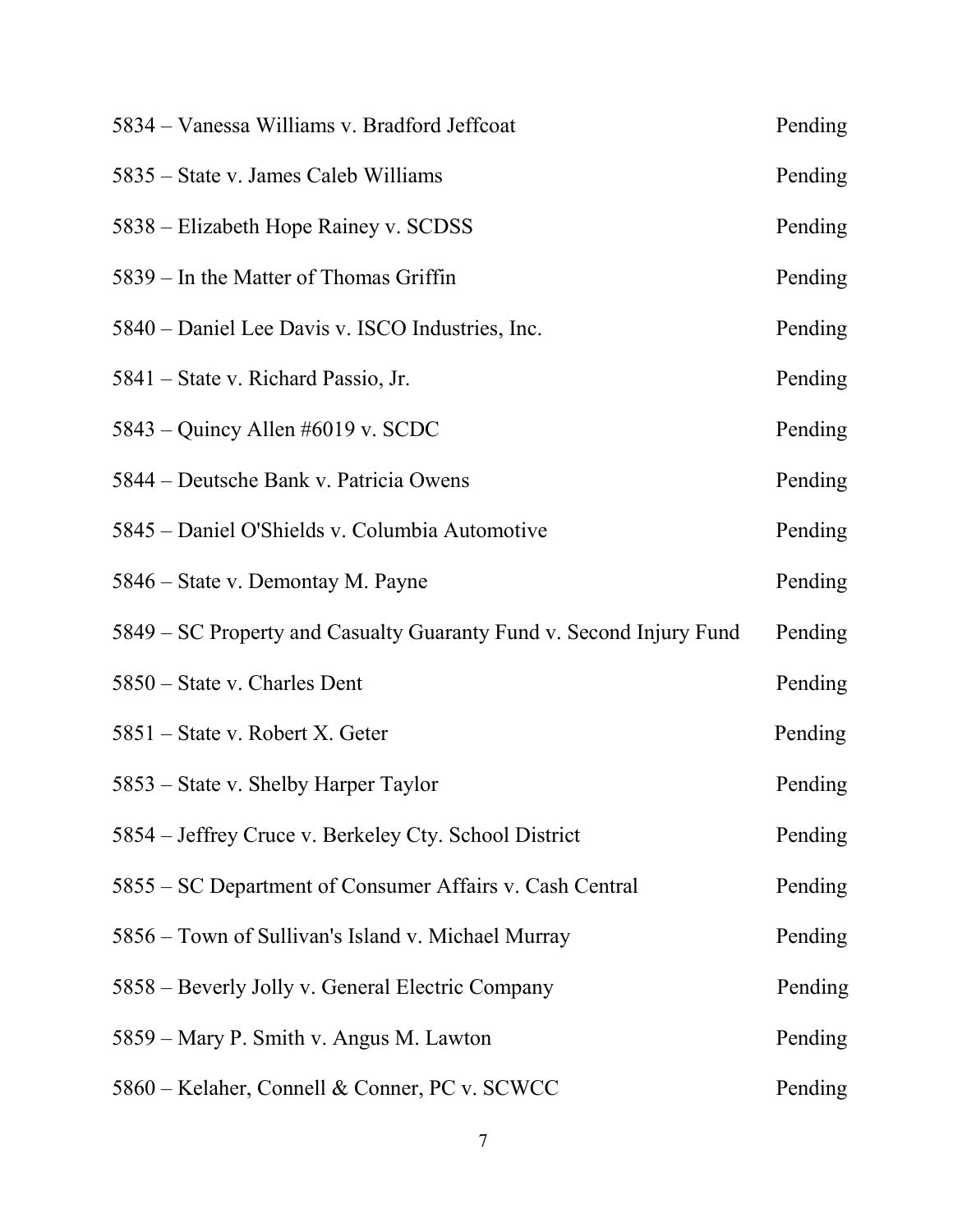| | |
|---|---|
| 5834 – Vanessa Williams v. Bradford Jeffcoat | Pending |
| 5835 – State v. James Caleb Williams | Pending |
| 5838 – Elizabeth Hope Rainey v. SCDSS | Pending |
| 5839 – In the Matter of Thomas Griffin | Pending |
| 5840 – Daniel Lee Davis v. ISCO Industries, Inc. | Pending |
| 5841 – State v. Richard Passio, Jr. | Pending |
| 5843 – Quincy Allen #6019 v. SCDC | Pending |
| 5844 – Deutsche Bank v. Patricia Owens | Pending |
| 5845 – Daniel O'Shields v. Columbia Automotive | Pending |
| 5846 – State v. Demontay M. Payne | Pending |
| 5849 – SC Property and Casualty Guaranty Fund v. Second Injury Fund | Pending |
| 5850 – State v. Charles Dent | Pending |
| 5851 – State v. Robert X. Geter | Pending |
| 5853 – State v. Shelby Harper Taylor | Pending |
| 5854 – Jeffrey Cruce v. Berkeley Cty. School District | Pending |
| 5855 – SC Department of Consumer Affairs v. Cash Central | Pending |
| 5856 – Town of Sullivan's Island v. Michael Murray | Pending |
| 5858 – Beverly Jolly v. General Electric Company | Pending |
| 5859 – Mary P. Smith v. Angus M. Lawton | Pending |
| 5860 – Kelaher, Connell & Conner, PC v. SCWCC | Pending |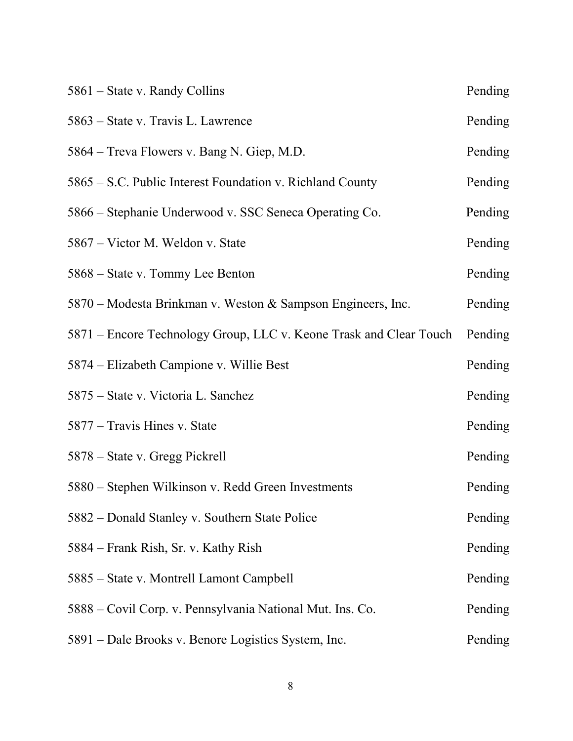| | |
|---|---|
| 5861 – State v. Randy Collins | Pending |
| 5863 – State v. Travis L. Lawrence | Pending |
| 5864 – Treva Flowers v. Bang N. Giep, M.D. | Pending |
| 5865 – S.C. Public Interest Foundation v. Richland County | Pending |
| 5866 – Stephanie Underwood v. SSC Seneca Operating Co. | Pending |
| 5867 – Victor M. Weldon v. State | Pending |
| 5868 – State v. Tommy Lee Benton | Pending |
| 5870 – Modesta Brinkman v. Weston & Sampson Engineers, Inc. | Pending |
| 5871 – Encore Technology Group, LLC v. Keone Trask and Clear Touch | Pending |
| 5874 – Elizabeth Campione v. Willie Best | Pending |
| 5875 – State v. Victoria L. Sanchez | Pending |
| 5877 – Travis Hines v. State | Pending |
| 5878 – State v. Gregg Pickrell | Pending |
| 5880 – Stephen Wilkinson v. Redd Green Investments | Pending |
| 5882 – Donald Stanley v. Southern State Police | Pending |
| 5884 – Frank Rish, Sr. v. Kathy Rish | Pending |
| 5885 – State v. Montrell Lamont Campbell | Pending |
| 5888 – Covil Corp. v. Pennsylvania National Mut. Ins. Co. | Pending |
| 5891 – Dale Brooks v. Benore Logistics System, Inc. | Pending |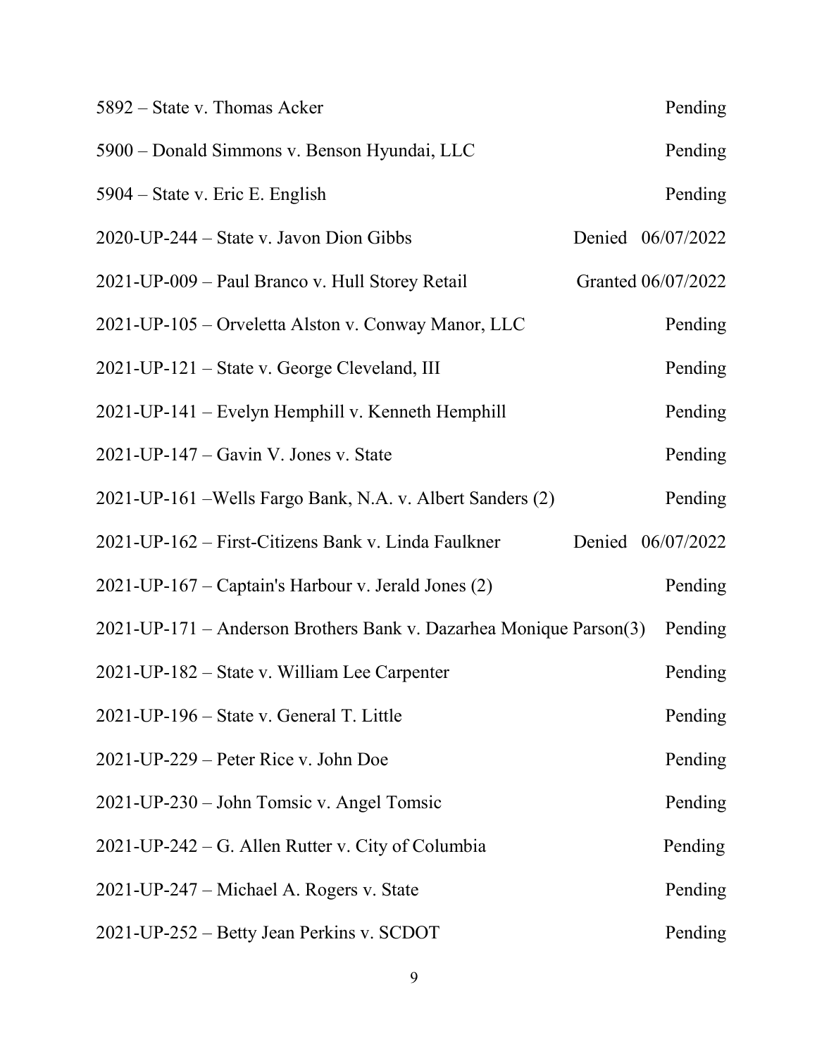| | |
|---|---|
| 5892 – State v. Thomas Acker | Pending |
| 5900 – Donald Simmons v. Benson Hyundai, LLC | Pending |
| 5904 – State v. Eric E. English | Pending |
| 2020-UP-244 – State v. Javon Dion Gibbs | Denied 06/07/2022 |
| 2021-UP-009 – Paul Branco v. Hull Storey Retail | Granted 06/07/2022 |
| 2021-UP-105 – Orveletta Alston v. Conway Manor, LLC | Pending |
| 2021-UP-121 – State v. George Cleveland, III | Pending |
| 2021-UP-141 – Evelyn Hemphill v. Kenneth Hemphill | Pending |
| 2021-UP-147 – Gavin V. Jones v. State | Pending |
| 2021-UP-161 –Wells Fargo Bank, N.A. v. Albert Sanders (2) | Pending |
| 2021-UP-162 – First-Citizens Bank v. Linda Faulkner | Denied 06/07/2022 |
| 2021-UP-167 – Captain's Harbour v. Jerald Jones (2) | Pending |
| 2021-UP-171 – Anderson Brothers Bank v. Dazarhea Monique Parson(3) | Pending |
| 2021-UP-182 – State v. William Lee Carpenter | Pending |
| 2021-UP-196 – State v. General T. Little | Pending |
| 2021-UP-229 – Peter Rice v. John Doe | Pending |
| 2021-UP-230 – John Tomsic v. Angel Tomsic | Pending |
| 2021-UP-242 – G. Allen Rutter v. City of Columbia | Pending |
| 2021-UP-247 – Michael A. Rogers v. State | Pending |
| 2021-UP-252 – Betty Jean Perkins v. SCDOT | Pending |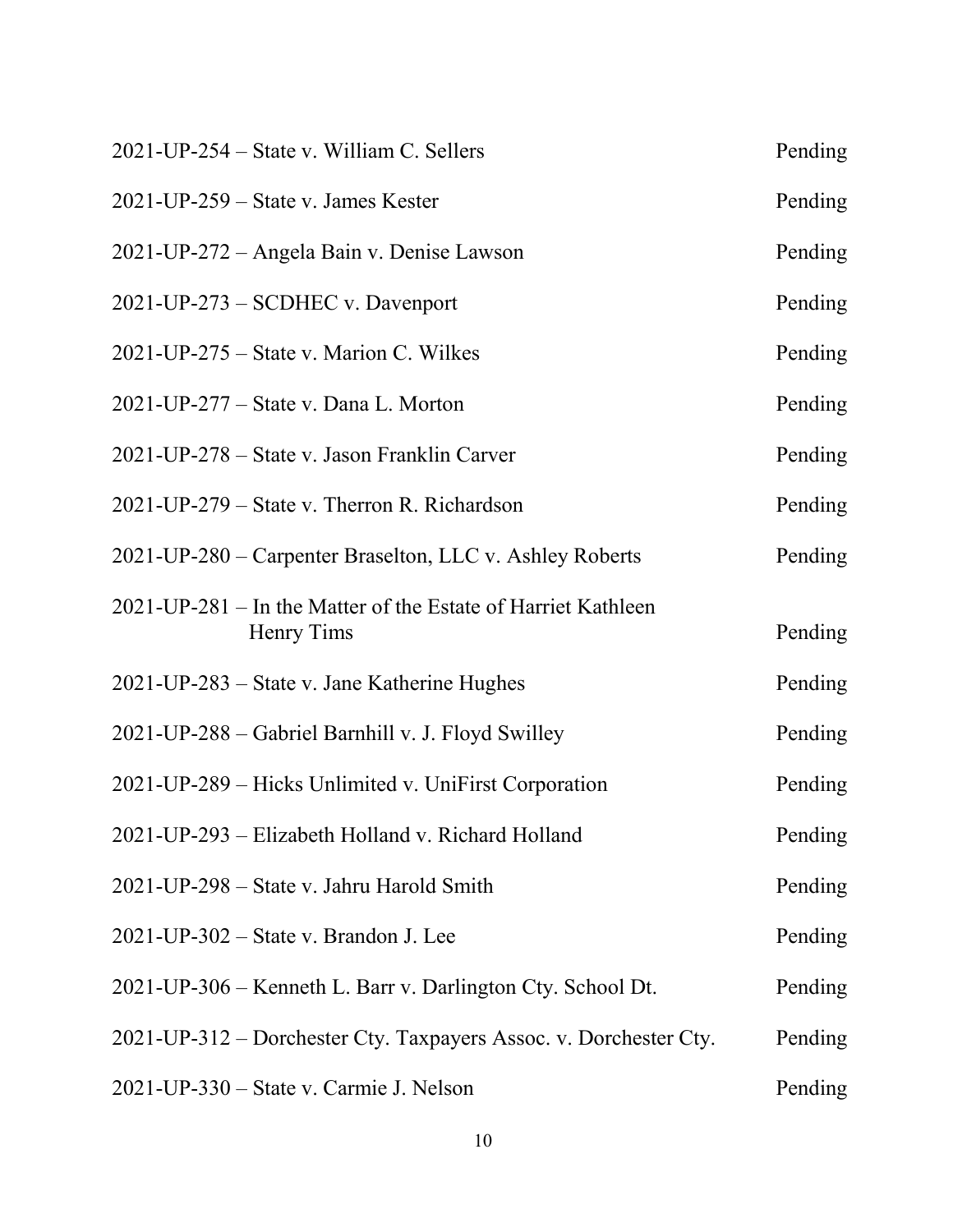2021-UP-254 – State v. William C. Sellers Pending

2021-UP-259 – State v. James Kester Pending

2021-UP-272 – Angela Bain v. Denise Lawson Pending

2021-UP-273 – SCDHEC v. Davenport Pending

2021-UP-275 – State v. Marion C. Wilkes Pending

2021-UP-277 – State v. Dana L. Morton Pending

2021-UP-278 – State v. Jason Franklin Carver Pending

2021-UP-279 – State v. Therron R. Richardson Pending

2021-UP-280 – Carpenter Braselton, LLC v. Ashley Roberts Pending

2021-UP-281 – In the Matter of the Estate of Harriet Kathleen Henry Tims Pending

2021-UP-283 – State v. Jane Katherine Hughes Pending

2021-UP-288 – Gabriel Barnhill v. J. Floyd Swilley Pending

2021-UP-289 – Hicks Unlimited v. UniFirst Corporation Pending

2021-UP-293 – Elizabeth Holland v. Richard Holland Pending

2021-UP-298 – State v. Jahru Harold Smith Pending

2021-UP-302 – State v. Brandon J. Lee Pending

2021-UP-306 – Kenneth L. Barr v. Darlington Cty. School Dt. Pending

2021-UP-312 – Dorchester Cty. Taxpayers Assoc. v. Dorchester Cty. Pending

2021-UP-330 – State v. Carmie J. Nelson Pending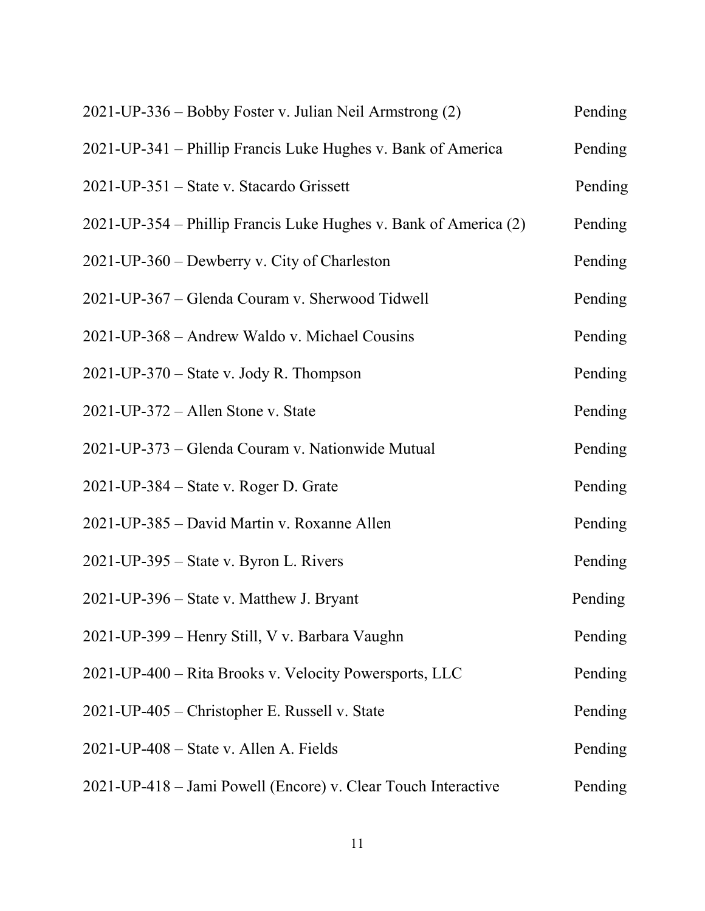| | |
|---|---|
| 2021-UP-336 – Bobby Foster v. Julian Neil Armstrong (2) | Pending |
| 2021-UP-341 – Phillip Francis Luke Hughes v. Bank of America | Pending |
| 2021-UP-351 – State v. Stacardo Grissett | Pending |
| 2021-UP-354 – Phillip Francis Luke Hughes v. Bank of America (2) | Pending |
| 2021-UP-360 – Dewberry v. City of Charleston | Pending |
| 2021-UP-367 – Glenda Couram v. Sherwood Tidwell | Pending |
| 2021-UP-368 – Andrew Waldo v. Michael Cousins | Pending |
| 2021-UP-370 – State v. Jody R. Thompson | Pending |
| 2021-UP-372 – Allen Stone v. State | Pending |
| 2021-UP-373 – Glenda Couram v. Nationwide Mutual | Pending |
| 2021-UP-384 – State v. Roger D. Grate | Pending |
| 2021-UP-385 – David Martin v. Roxanne Allen | Pending |
| 2021-UP-395 – State v. Byron L. Rivers | Pending |
| 2021-UP-396 – State v. Matthew J. Bryant | Pending |
| 2021-UP-399 – Henry Still, V v. Barbara Vaughn | Pending |
| 2021-UP-400 – Rita Brooks v. Velocity Powersports, LLC | Pending |
| 2021-UP-405 – Christopher E. Russell v. State | Pending |
| 2021-UP-408 – State v. Allen A. Fields | Pending |
| 2021-UP-418 – Jami Powell (Encore) v. Clear Touch Interactive | Pending |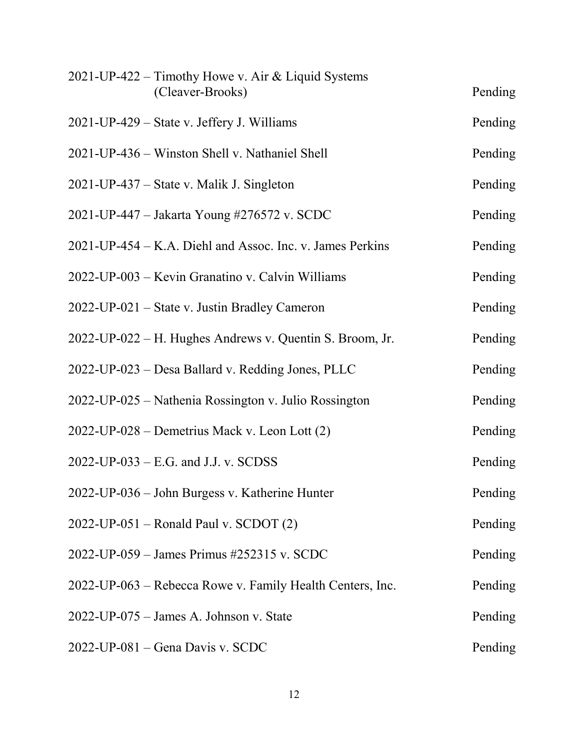| | |
|---|---|
| 2021-UP-422 – Timothy Howe v. Air & Liquid Systems (Cleaver-Brooks) | Pending |
| 2021-UP-429 – State v. Jeffery J. Williams | Pending |
| 2021-UP-436 – Winston Shell v. Nathaniel Shell | Pending |
| 2021-UP-437 – State v. Malik J. Singleton | Pending |
| 2021-UP-447 – Jakarta Young #276572 v. SCDC | Pending |
| 2021-UP-454 – K.A. Diehl and Assoc. Inc. v. James Perkins | Pending |
| 2022-UP-003 – Kevin Granatino v. Calvin Williams | Pending |
| 2022-UP-021 – State v. Justin Bradley Cameron | Pending |
| 2022-UP-022 – H. Hughes Andrews v. Quentin S. Broom, Jr. | Pending |
| 2022-UP-023 – Desa Ballard v. Redding Jones, PLLC | Pending |
| 2022-UP-025 – Nathenia Rossington v. Julio Rossington | Pending |
| 2022-UP-028 – Demetrius Mack v. Leon Lott (2) | Pending |
| 2022-UP-033 – E.G. and J.J. v. SCDSS | Pending |
| 2022-UP-036 – John Burgess v. Katherine Hunter | Pending |
| 2022-UP-051 – Ronald Paul v. SCDOT (2) | Pending |
| 2022-UP-059 – James Primus #252315 v. SCDC | Pending |
| 2022-UP-063 – Rebecca Rowe v. Family Health Centers, Inc. | Pending |
| 2022-UP-075 – James A. Johnson v. State | Pending |
| 2022-UP-081 – Gena Davis v. SCDC | Pending |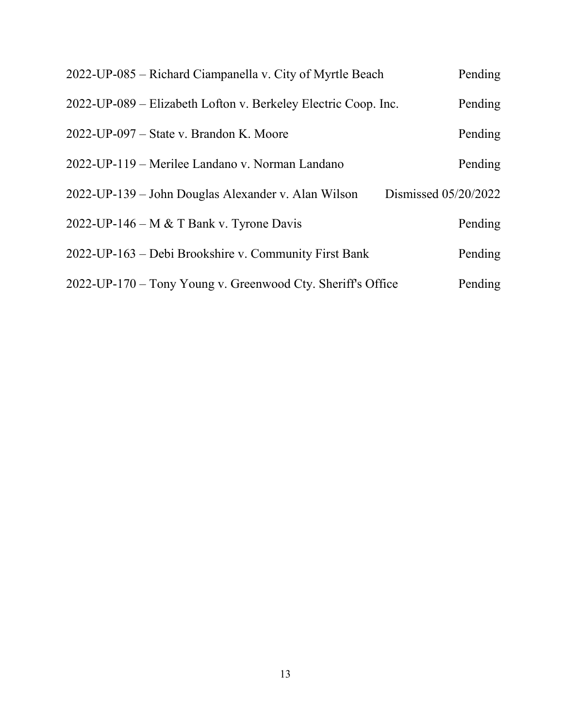2022-UP-085 – Richard Ciampanella v. City of Myrtle Beach Pending

2022-UP-089 – Elizabeth Lofton v. Berkeley Electric Coop. Inc. Pending

2022-UP-097 – State v. Brandon K. Moore Pending

2022-UP-119 – Merilee Landano v. Norman Landano Pending

2022-UP-139 – John Douglas Alexander v. Alan Wilson Dismissed 05/20/2022

2022-UP-146 – M & T Bank v. Tyrone Davis Pending

2022-UP-163 – Debi Brookshire v. Community First Bank Pending

2022-UP-170 – Tony Young v. Greenwood Cty. Sheriff's Office Pending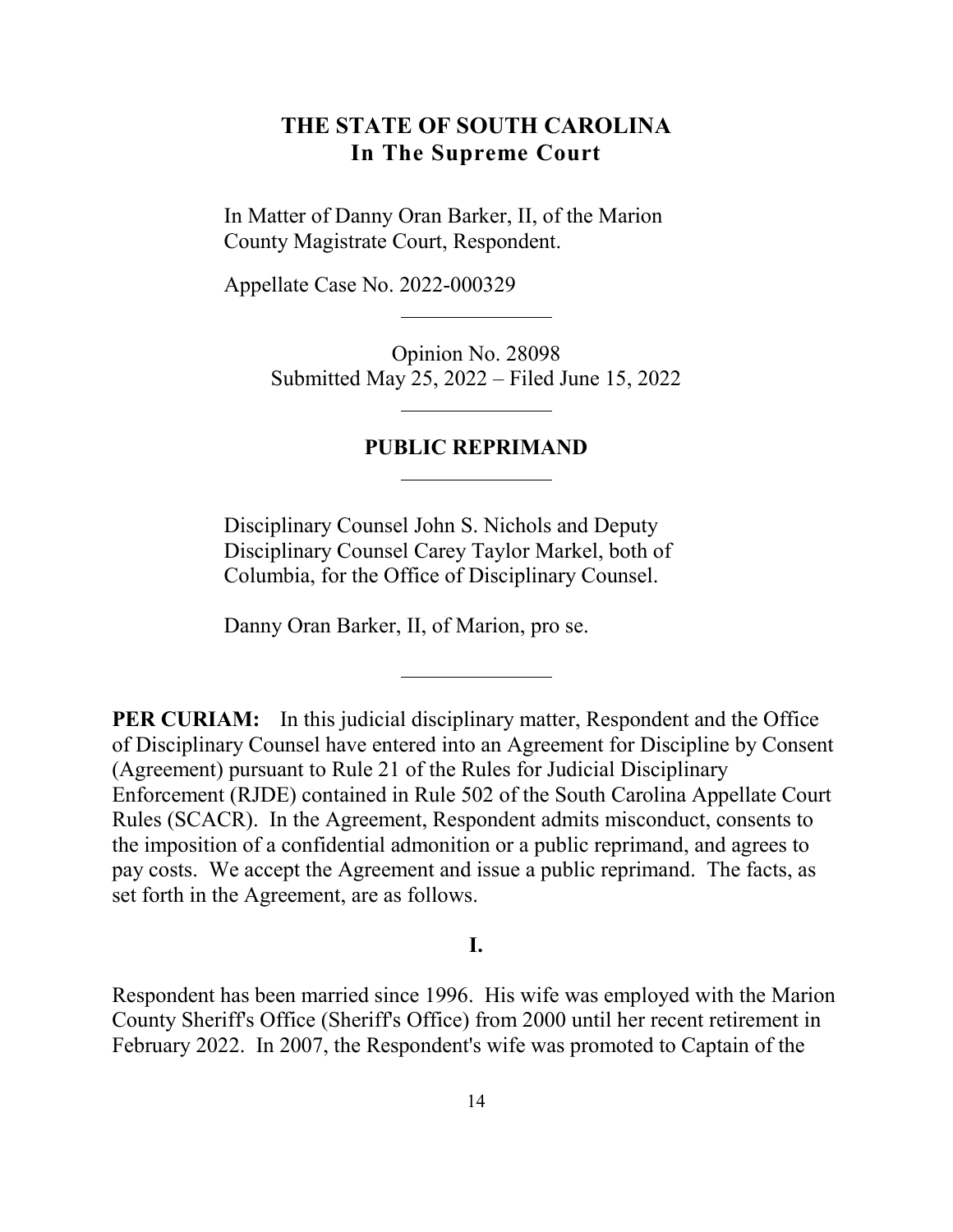## THE STATE OF SOUTH CAROLINA
## In The Supreme Court

In Matter of Danny Oran Barker, II, of the Marion County Magistrate Court, Respondent.

Appellate Case No. 2022-000329

Opinion No. 28098
Submitted May 25, 2022 – Filed June 15, 2022

**PUBLIC REPRIMAND**

Disciplinary Counsel John S. Nichols and Deputy Disciplinary Counsel Carey Taylor Markel, both of Columbia, for the Office of Disciplinary Counsel.

Danny Oran Barker, II, of Marion, pro se.

**PER CURIAM:** In this judicial disciplinary matter, Respondent and the Office of Disciplinary Counsel have entered into an Agreement for Discipline by Consent (Agreement) pursuant to Rule 21 of the Rules for Judicial Disciplinary Enforcement (RJDE) contained in Rule 502 of the South Carolina Appellate Court Rules (SCACR). In the Agreement, Respondent admits misconduct, consents to the imposition of a confidential admonition or a public reprimand, and agrees to pay costs. We accept the Agreement and issue a public reprimand. The facts, as set forth in the Agreement, are as follows.

**I.**

Respondent has been married since 1996. His wife was employed with the Marion County Sheriff's Office (Sheriff's Office) from 2000 until her recent retirement in February 2022. In 2007, the Respondent's wife was promoted to Captain of the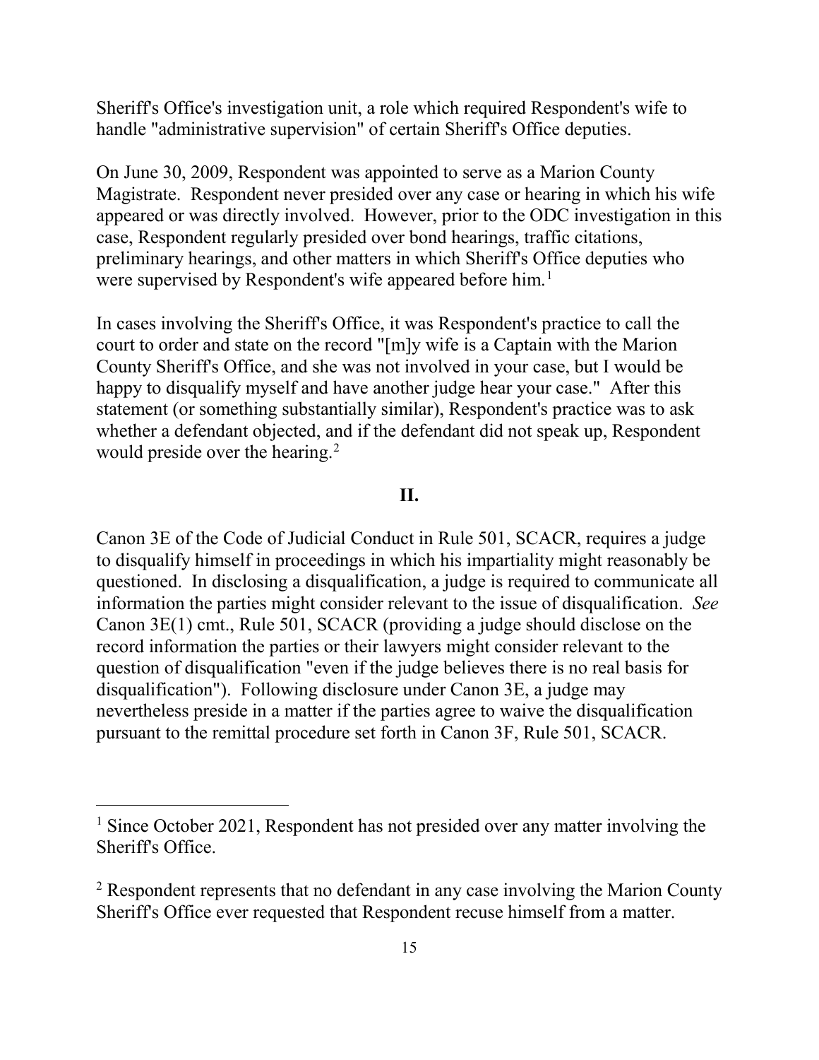Sheriff's Office's investigation unit, a role which required Respondent's wife to handle "administrative supervision" of certain Sheriff's Office deputies.

On June 30, 2009, Respondent was appointed to serve as a Marion County Magistrate. Respondent never presided over any case or hearing in which his wife appeared or was directly involved. However, prior to the ODC investigation in this case, Respondent regularly presided over bond hearings, traffic citations, preliminary hearings, and other matters in which Sheriff's Office deputies who were supervised by Respondent's wife appeared before him.[1]

In cases involving the Sheriff's Office, it was Respondent's practice to call the court to order and state on the record "[m]y wife is a Captain with the Marion County Sheriff's Office, and she was not involved in your case, but I would be happy to disqualify myself and have another judge hear your case." After this statement (or something substantially similar), Respondent's practice was to ask whether a defendant objected, and if the defendant did not speak up, Respondent would preside over the hearing.[2]

## II.

Canon 3E of the Code of Judicial Conduct in Rule 501, SCACR, requires a judge to disqualify himself in proceedings in which his impartiality might reasonably be questioned. In disclosing a disqualification, a judge is required to communicate all information the parties might consider relevant to the issue of disqualification. *See* Canon 3E(1) cmt., Rule 501, SCACR (providing a judge should disclose on the record information the parties or their lawyers might consider relevant to the question of disqualification "even if the judge believes there is no real basis for disqualification"). Following disclosure under Canon 3E, a judge may nevertheless preside in a matter if the parties agree to waive the disqualification pursuant to the remittal procedure set forth in Canon 3F, Rule 501, SCACR.

---

[1] Since October 2021, Respondent has not presided over any matter involving the Sheriff's Office.

[2] Respondent represents that no defendant in any case involving the Marion County Sheriff's Office ever requested that Respondent recuse himself from a matter.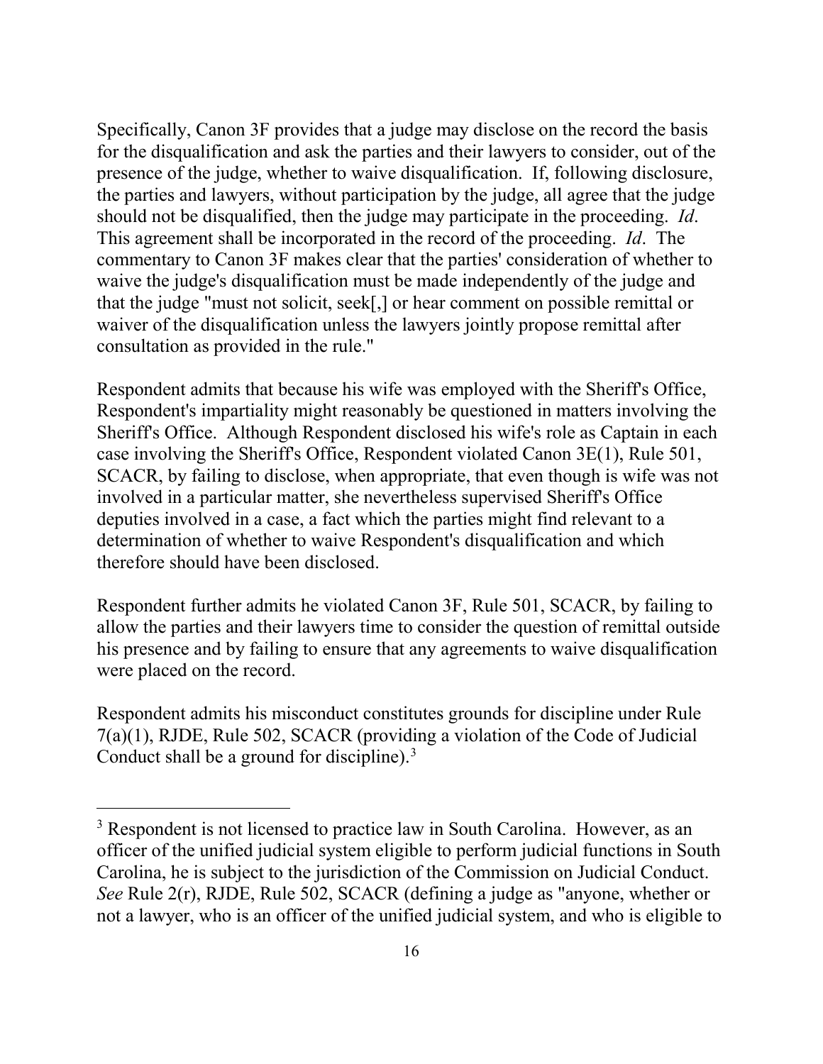Specifically, Canon 3F provides that a judge may disclose on the record the basis for the disqualification and ask the parties and their lawyers to consider, out of the presence of the judge, whether to waive disqualification. If, following disclosure, the parties and lawyers, without participation by the judge, all agree that the judge should not be disqualified, then the judge may participate in the proceeding. *Id*. This agreement shall be incorporated in the record of the proceeding. *Id*. The commentary to Canon 3F makes clear that the parties' consideration of whether to waive the judge's disqualification must be made independently of the judge and that the judge "must not solicit, seek[,] or hear comment on possible remittal or waiver of the disqualification unless the lawyers jointly propose remittal after consultation as provided in the rule."

Respondent admits that because his wife was employed with the Sheriff's Office, Respondent's impartiality might reasonably be questioned in matters involving the Sheriff's Office. Although Respondent disclosed his wife's role as Captain in each case involving the Sheriff's Office, Respondent violated Canon 3E(1), Rule 501, SCACR, by failing to disclose, when appropriate, that even though is wife was not involved in a particular matter, she nevertheless supervised Sheriff's Office deputies involved in a case, a fact which the parties might find relevant to a determination of whether to waive Respondent's disqualification and which therefore should have been disclosed.

Respondent further admits he violated Canon 3F, Rule 501, SCACR, by failing to allow the parties and their lawyers time to consider the question of remittal outside his presence and by failing to ensure that any agreements to waive disqualification were placed on the record.

Respondent admits his misconduct constitutes grounds for discipline under Rule 7(a)(1), RJDE, Rule 502, SCACR (providing a violation of the Code of Judicial Conduct shall be a ground for discipline).[3]

[3] Respondent is not licensed to practice law in South Carolina. However, as an officer of the unified judicial system eligible to perform judicial functions in South Carolina, he is subject to the jurisdiction of the Commission on Judicial Conduct. *See* Rule 2(r), RJDE, Rule 502, SCACR (defining a judge as "anyone, whether or not a lawyer, who is an officer of the unified judicial system, and who is eligible to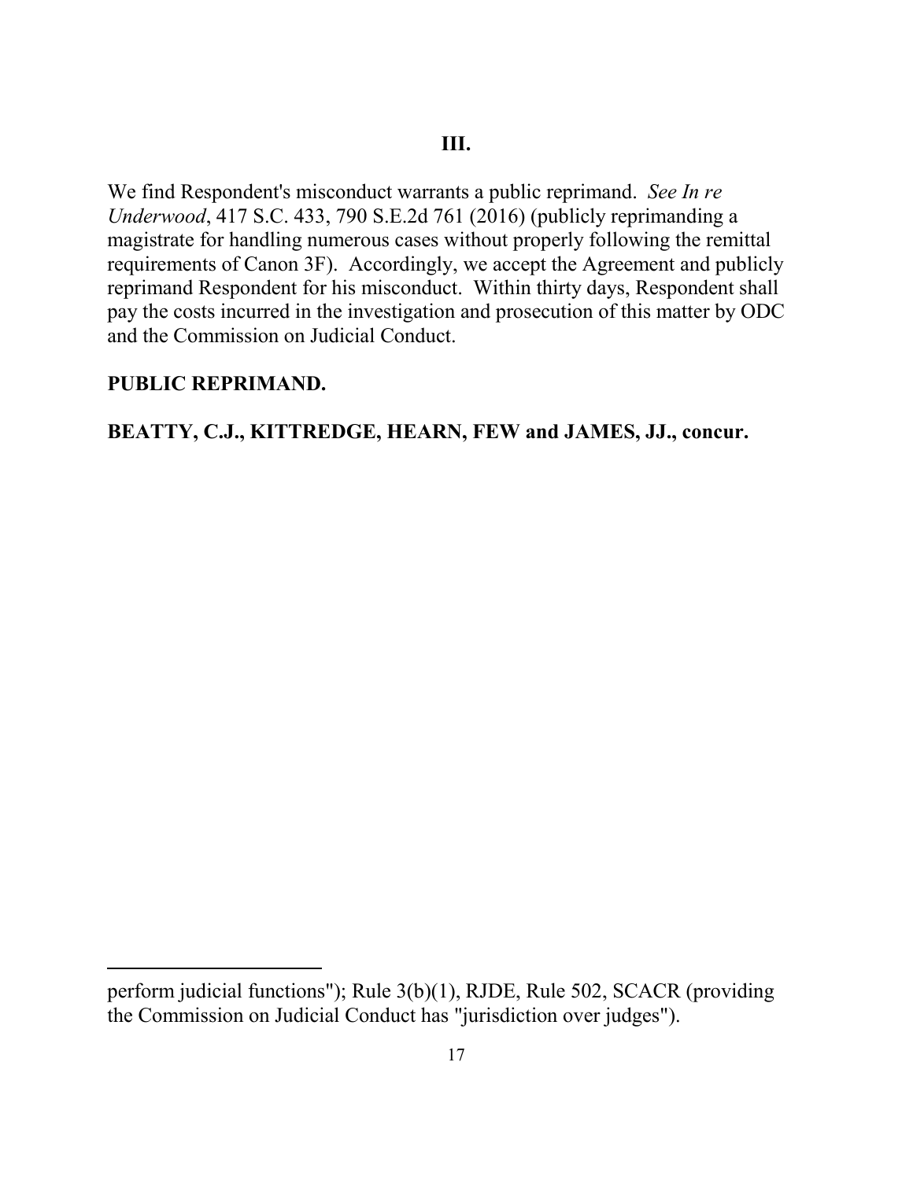## III.

We find Respondent's misconduct warrants a public reprimand. *See In re Underwood*, 417 S.C. 433, 790 S.E.2d 761 (2016) (publicly reprimanding a magistrate for handling numerous cases without properly following the remittal requirements of Canon 3F). Accordingly, we accept the Agreement and publicly reprimand Respondent for his misconduct. Within thirty days, Respondent shall pay the costs incurred in the investigation and prosecution of this matter by ODC and the Commission on Judicial Conduct.

**PUBLIC REPRIMAND.**

**BEATTY, C.J., KITTREDGE, HEARN, FEW and JAMES, JJ., concur.**

---

perform judicial functions"); Rule 3(b)(1), RJDE, Rule 502, SCACR (providing the Commission on Judicial Conduct has "jurisdiction over judges").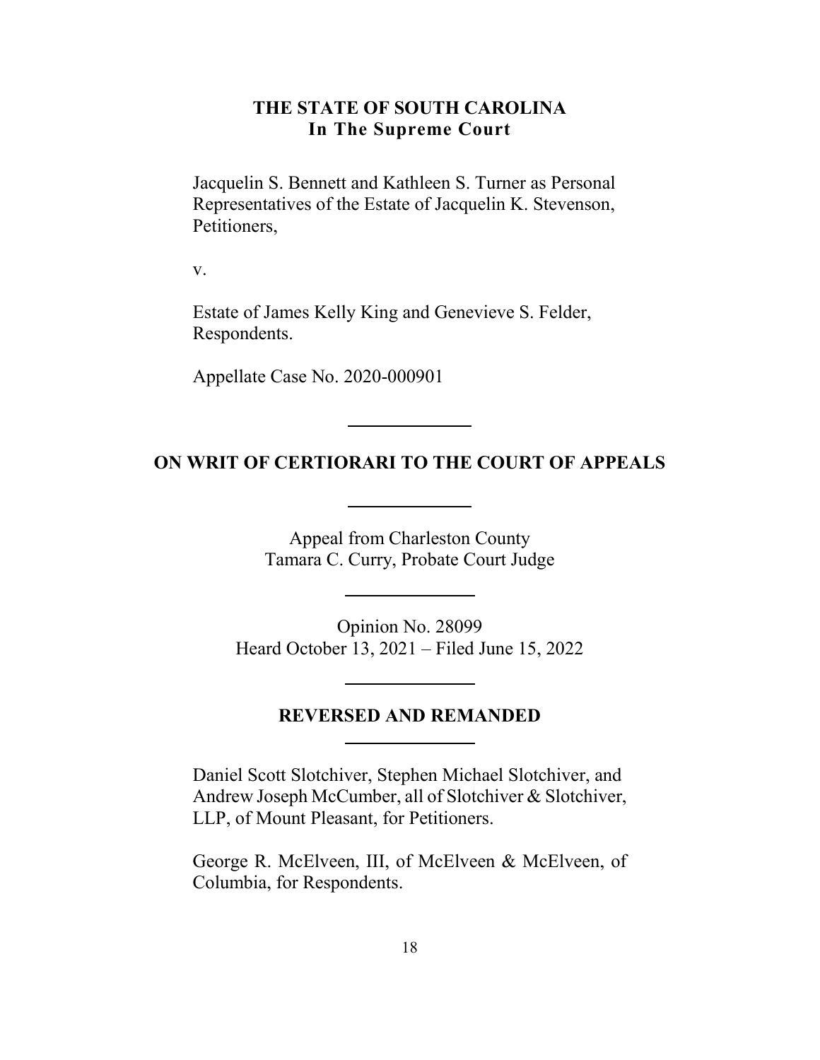# THE STATE OF SOUTH CAROLINA
## In The Supreme Court

Jacquelin S. Bennett and Kathleen S. Turner as Personal Representatives of the Estate of Jacquelin K. Stevenson, Petitioners,

v.

Estate of James Kelly King and Genevieve S. Felder, Respondents.

Appellate Case No. 2020-000901

---

## ON WRIT OF CERTIORARI TO THE COURT OF APPEALS

---

Appeal from Charleston County
Tamara C. Curry, Probate Court Judge

---

Opinion No. 28099
Heard October 13, 2021 – Filed June 15, 2022

---

## REVERSED AND REMANDED

---

Daniel Scott Slotchiver, Stephen Michael Slotchiver, and Andrew Joseph McCumber, all of Slotchiver & Slotchiver, LLP, of Mount Pleasant, for Petitioners.

George R. McElveen, III, of McElveen & McElveen, of Columbia, for Respondents.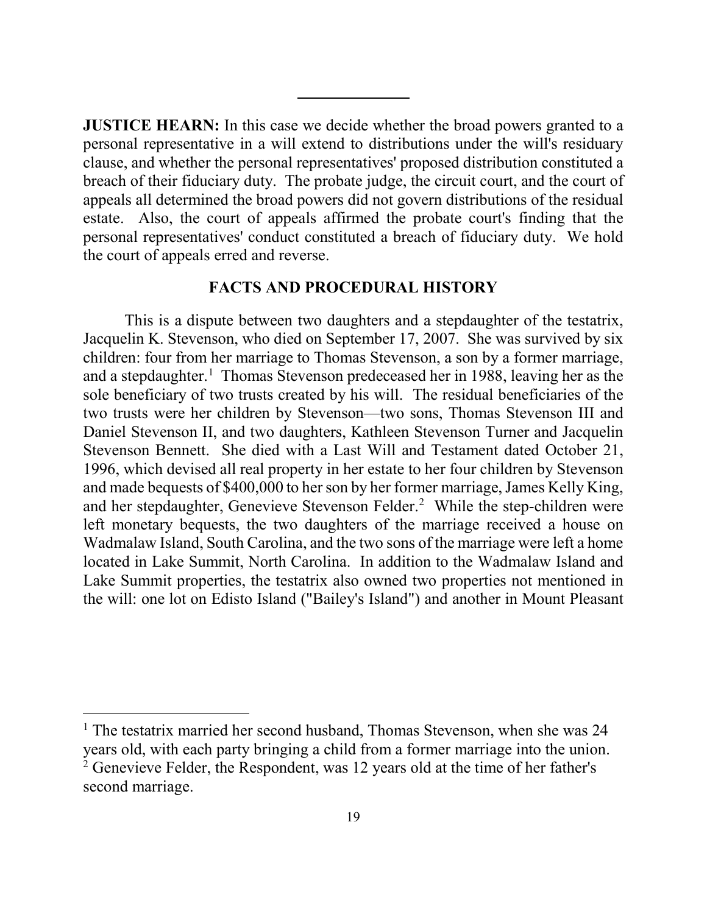**JUSTICE HEARN:** In this case we decide whether the broad powers granted to a personal representative in a will extend to distributions under the will's residuary clause, and whether the personal representatives' proposed distribution constituted a breach of their fiduciary duty. The probate judge, the circuit court, and the court of appeals all determined the broad powers did not govern distributions of the residual estate. Also, the court of appeals affirmed the probate court's finding that the personal representatives' conduct constituted a breach of fiduciary duty. We hold the court of appeals erred and reverse.

## FACTS AND PROCEDURAL HISTORY

This is a dispute between two daughters and a stepdaughter of the testatrix, Jacquelin K. Stevenson, who died on September 17, 2007. She was survived by six children: four from her marriage to Thomas Stevenson, a son by a former marriage, and a stepdaughter.[1] Thomas Stevenson predeceased her in 1988, leaving her as the sole beneficiary of two trusts created by his will. The residual beneficiaries of the two trusts were her children by Stevenson—two sons, Thomas Stevenson III and Daniel Stevenson II, and two daughters, Kathleen Stevenson Turner and Jacquelin Stevenson Bennett. She died with a Last Will and Testament dated October 21, 1996, which devised all real property in her estate to her four children by Stevenson and made bequests of $400,000 to her son by her former marriage, James Kelly King, and her stepdaughter, Genevieve Stevenson Felder.[2] While the step-children were left monetary bequests, the two daughters of the marriage received a house on Wadmalaw Island, South Carolina, and the two sons of the marriage were left a home located in Lake Summit, North Carolina. In addition to the Wadmalaw Island and Lake Summit properties, the testatrix also owned two properties not mentioned in the will: one lot on Edisto Island ("Bailey's Island") and another in Mount Pleasant

[1] The testatrix married her second husband, Thomas Stevenson, when she was 24 years old, with each party bringing a child from a former marriage into the union.

[2] Genevieve Felder, the Respondent, was 12 years old at the time of her father's second marriage.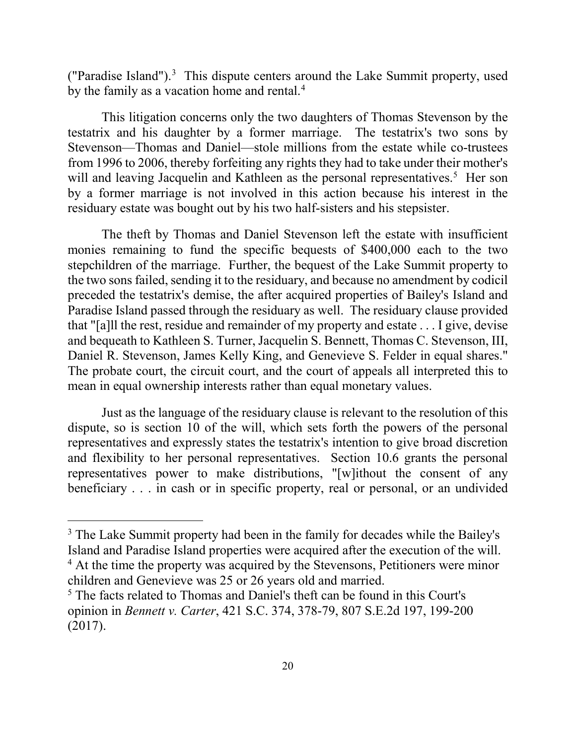("Paradise Island").[3] This dispute centers around the Lake Summit property, used by the family as a vacation home and rental.[4]

This litigation concerns only the two daughters of Thomas Stevenson by the testatrix and his daughter by a former marriage. The testatrix's two sons by Stevenson—Thomas and Daniel—stole millions from the estate while co-trustees from 1996 to 2006, thereby forfeiting any rights they had to take under their mother's will and leaving Jacquelin and Kathleen as the personal representatives.[5] Her son by a former marriage is not involved in this action because his interest in the residuary estate was bought out by his two half-sisters and his stepsister.

The theft by Thomas and Daniel Stevenson left the estate with insufficient monies remaining to fund the specific bequests of $400,000 each to the two stepchildren of the marriage. Further, the bequest of the Lake Summit property to the two sons failed, sending it to the residuary, and because no amendment by codicil preceded the testatrix's demise, the after acquired properties of Bailey's Island and Paradise Island passed through the residuary as well. The residuary clause provided that "[a]ll the rest, residue and remainder of my property and estate . . . I give, devise and bequeath to Kathleen S. Turner, Jacquelin S. Bennett, Thomas C. Stevenson, III, Daniel R. Stevenson, James Kelly King, and Genevieve S. Felder in equal shares." The probate court, the circuit court, and the court of appeals all interpreted this to mean in equal ownership interests rather than equal monetary values.

Just as the language of the residuary clause is relevant to the resolution of this dispute, so is section 10 of the will, which sets forth the powers of the personal representatives and expressly states the testatrix's intention to give broad discretion and flexibility to her personal representatives. Section 10.6 grants the personal representatives power to make distributions, "[w]ithout the consent of any beneficiary . . . in cash or in specific property, real or personal, or an undivided

---

[3] The Lake Summit property had been in the family for decades while the Bailey's Island and Paradise Island properties were acquired after the execution of the will.

[4] At the time the property was acquired by the Stevensons, Petitioners were minor children and Genevieve was 25 or 26 years old and married.

[5] The facts related to Thomas and Daniel's theft can be found in this Court's opinion in *Bennett v. Carter*, 421 S.C. 374, 378-79, 807 S.E.2d 197, 199-200 (2017).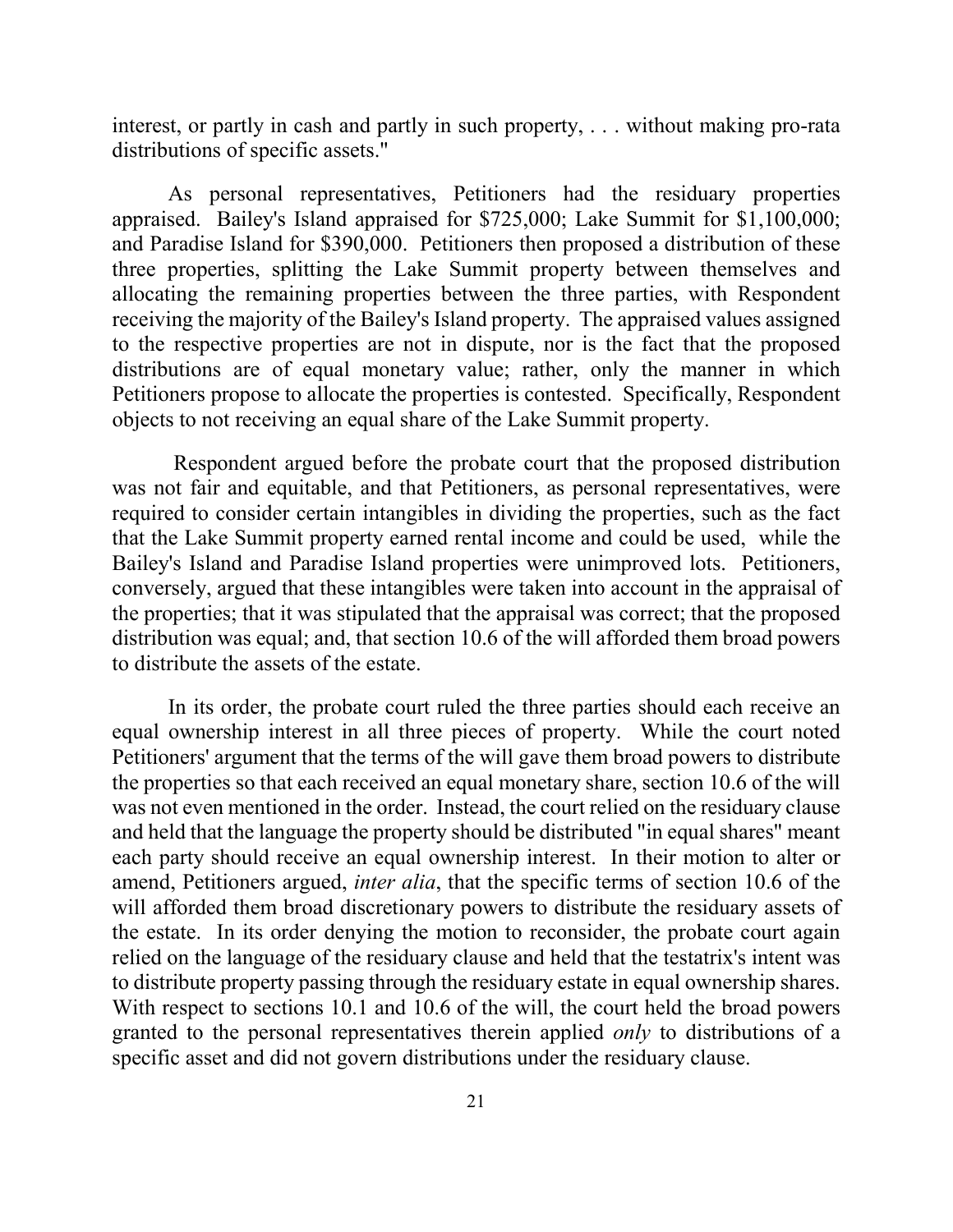interest, or partly in cash and partly in such property, . . . without making pro-rata distributions of specific assets."

As personal representatives, Petitioners had the residuary properties appraised. Bailey's Island appraised for $725,000; Lake Summit for $1,100,000; and Paradise Island for $390,000. Petitioners then proposed a distribution of these three properties, splitting the Lake Summit property between themselves and allocating the remaining properties between the three parties, with Respondent receiving the majority of the Bailey's Island property. The appraised values assigned to the respective properties are not in dispute, nor is the fact that the proposed distributions are of equal monetary value; rather, only the manner in which Petitioners propose to allocate the properties is contested. Specifically, Respondent objects to not receiving an equal share of the Lake Summit property.

Respondent argued before the probate court that the proposed distribution was not fair and equitable, and that Petitioners, as personal representatives, were required to consider certain intangibles in dividing the properties, such as the fact that the Lake Summit property earned rental income and could be used, while the Bailey's Island and Paradise Island properties were unimproved lots. Petitioners, conversely, argued that these intangibles were taken into account in the appraisal of the properties; that it was stipulated that the appraisal was correct; that the proposed distribution was equal; and, that section 10.6 of the will afforded them broad powers to distribute the assets of the estate.

In its order, the probate court ruled the three parties should each receive an equal ownership interest in all three pieces of property. While the court noted Petitioners' argument that the terms of the will gave them broad powers to distribute the properties so that each received an equal monetary share, section 10.6 of the will was not even mentioned in the order. Instead, the court relied on the residuary clause and held that the language the property should be distributed "in equal shares" meant each party should receive an equal ownership interest. In their motion to alter or amend, Petitioners argued, *inter alia*, that the specific terms of section 10.6 of the will afforded them broad discretionary powers to distribute the residuary assets of the estate. In its order denying the motion to reconsider, the probate court again relied on the language of the residuary clause and held that the testatrix's intent was to distribute property passing through the residuary estate in equal ownership shares. With respect to sections 10.1 and 10.6 of the will, the court held the broad powers granted to the personal representatives therein applied *only* to distributions of a specific asset and did not govern distributions under the residuary clause.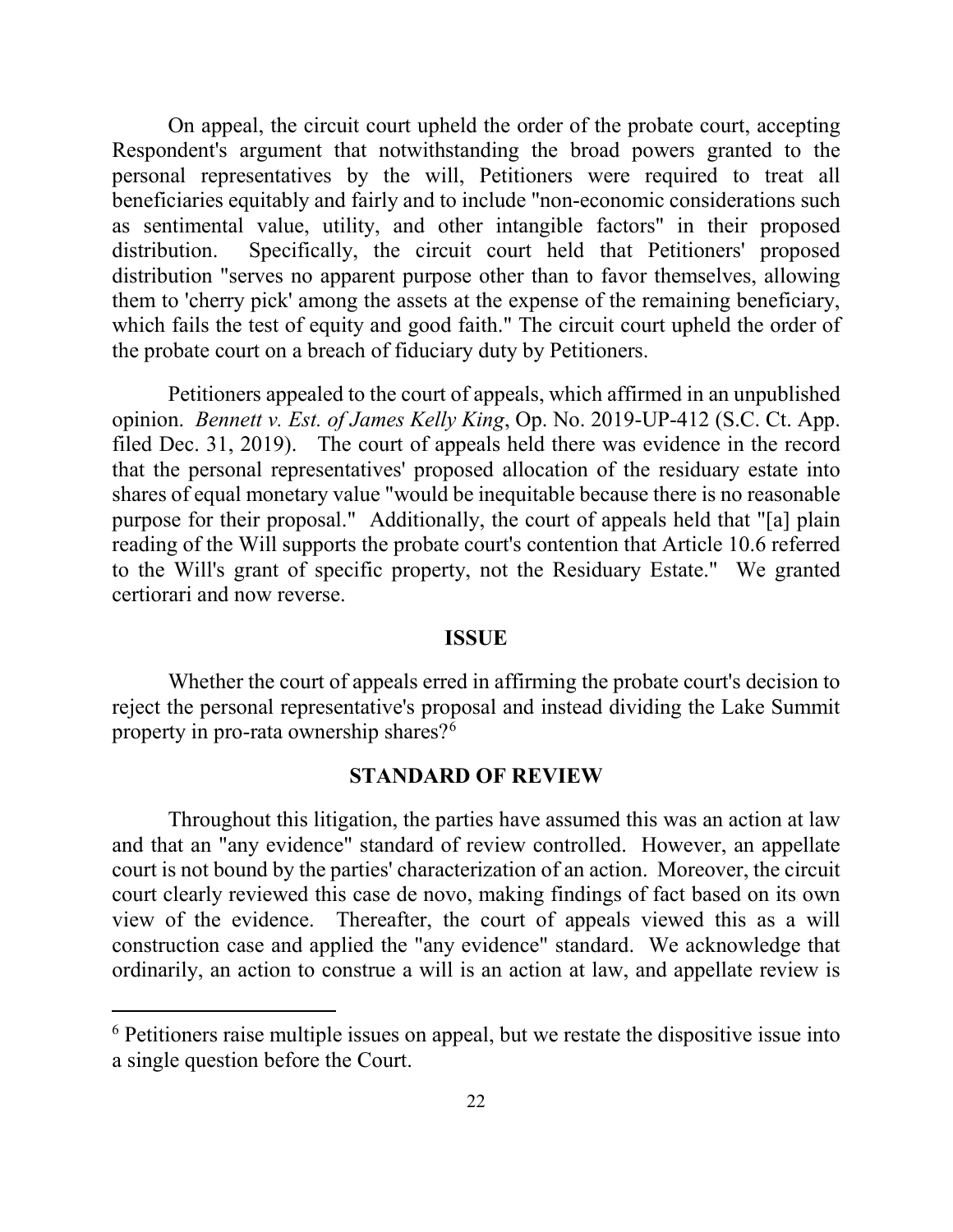On appeal, the circuit court upheld the order of the probate court, accepting Respondent's argument that notwithstanding the broad powers granted to the personal representatives by the will, Petitioners were required to treat all beneficiaries equitably and fairly and to include "non-economic considerations such as sentimental value, utility, and other intangible factors" in their proposed distribution. Specifically, the circuit court held that Petitioners' proposed distribution "serves no apparent purpose other than to favor themselves, allowing them to 'cherry pick' among the assets at the expense of the remaining beneficiary, which fails the test of equity and good faith." The circuit court upheld the order of the probate court on a breach of fiduciary duty by Petitioners.

Petitioners appealed to the court of appeals, which affirmed in an unpublished opinion. *Bennett v. Est. of James Kelly King*, Op. No. 2019-UP-412 (S.C. Ct. App. filed Dec. 31, 2019). The court of appeals held there was evidence in the record that the personal representatives' proposed allocation of the residuary estate into shares of equal monetary value "would be inequitable because there is no reasonable purpose for their proposal." Additionally, the court of appeals held that "[a] plain reading of the Will supports the probate court's contention that Article 10.6 referred to the Will's grant of specific property, not the Residuary Estate." We granted certiorari and now reverse.

## ISSUE

Whether the court of appeals erred in affirming the probate court's decision to reject the personal representative's proposal and instead dividing the Lake Summit property in pro-rata ownership shares?[6]

## STANDARD OF REVIEW

Throughout this litigation, the parties have assumed this was an action at law and that an "any evidence" standard of review controlled. However, an appellate court is not bound by the parties' characterization of an action. Moreover, the circuit court clearly reviewed this case de novo, making findings of fact based on its own view of the evidence. Thereafter, the court of appeals viewed this as a will construction case and applied the "any evidence" standard. We acknowledge that ordinarily, an action to construe a will is an action at law, and appellate review is

---

[6] Petitioners raise multiple issues on appeal, but we restate the dispositive issue into a single question before the Court.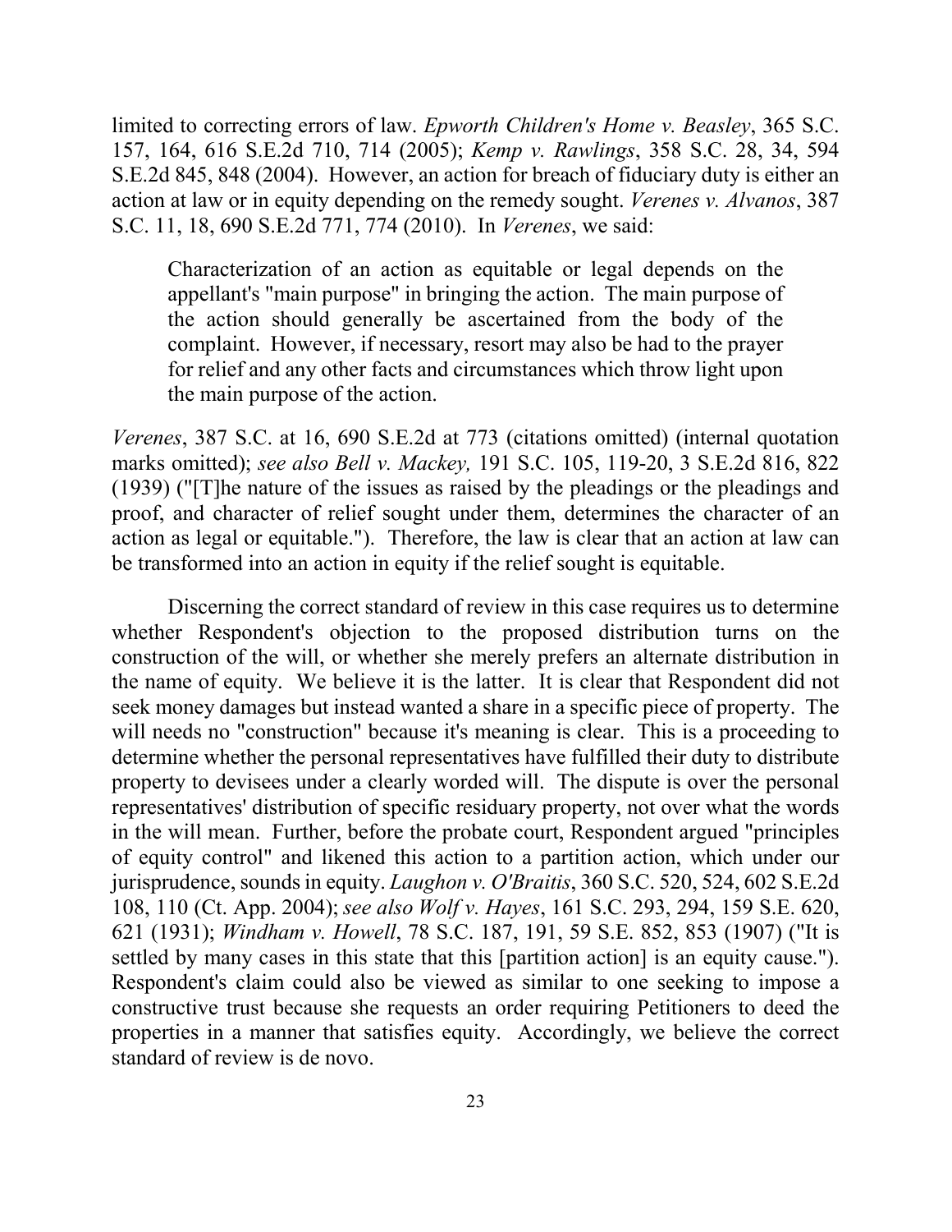limited to correcting errors of law. *Epworth Children's Home v. Beasley*, 365 S.C. 157, 164, 616 S.E.2d 710, 714 (2005); *Kemp v. Rawlings*, 358 S.C. 28, 34, 594 S.E.2d 845, 848 (2004). However, an action for breach of fiduciary duty is either an action at law or in equity depending on the remedy sought. *Verenes v. Alvanos*, 387 S.C. 11, 18, 690 S.E.2d 771, 774 (2010). In *Verenes*, we said:

> Characterization of an action as equitable or legal depends on the appellant's "main purpose" in bringing the action. The main purpose of the action should generally be ascertained from the body of the complaint. However, if necessary, resort may also be had to the prayer for relief and any other facts and circumstances which throw light upon the main purpose of the action.

*Verenes*, 387 S.C. at 16, 690 S.E.2d at 773 (citations omitted) (internal quotation marks omitted); *see also Bell v. Mackey,* 191 S.C. 105, 119-20, 3 S.E.2d 816, 822 (1939) ("[T]he nature of the issues as raised by the pleadings or the pleadings and proof, and character of relief sought under them, determines the character of an action as legal or equitable."). Therefore, the law is clear that an action at law can be transformed into an action in equity if the relief sought is equitable.

Discerning the correct standard of review in this case requires us to determine whether Respondent's objection to the proposed distribution turns on the construction of the will, or whether she merely prefers an alternate distribution in the name of equity. We believe it is the latter. It is clear that Respondent did not seek money damages but instead wanted a share in a specific piece of property. The will needs no "construction" because it's meaning is clear. This is a proceeding to determine whether the personal representatives have fulfilled their duty to distribute property to devisees under a clearly worded will. The dispute is over the personal representatives' distribution of specific residuary property, not over what the words in the will mean. Further, before the probate court, Respondent argued "principles of equity control" and likened this action to a partition action, which under our jurisprudence, sounds in equity. *Laughon v. O'Braitis*, 360 S.C. 520, 524, 602 S.E.2d 108, 110 (Ct. App. 2004); *see also Wolf v. Hayes*, 161 S.C. 293, 294, 159 S.E. 620, 621 (1931); *Windham v. Howell*, 78 S.C. 187, 191, 59 S.E. 852, 853 (1907) ("It is settled by many cases in this state that this [partition action] is an equity cause."). Respondent's claim could also be viewed as similar to one seeking to impose a constructive trust because she requests an order requiring Petitioners to deed the properties in a manner that satisfies equity. Accordingly, we believe the correct standard of review is de novo.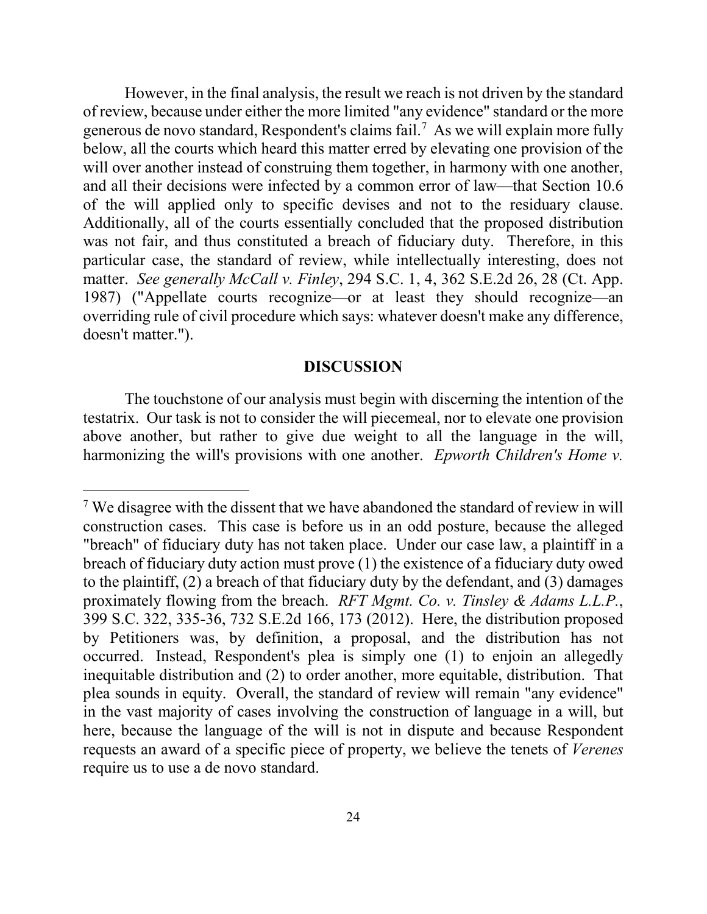However, in the final analysis, the result we reach is not driven by the standard of review, because under either the more limited "any evidence" standard or the more generous de novo standard, Respondent's claims fail.[7] As we will explain more fully below, all the courts which heard this matter erred by elevating one provision of the will over another instead of construing them together, in harmony with one another, and all their decisions were infected by a common error of law—that Section 10.6 of the will applied only to specific devises and not to the residuary clause. Additionally, all of the courts essentially concluded that the proposed distribution was not fair, and thus constituted a breach of fiduciary duty. Therefore, in this particular case, the standard of review, while intellectually interesting, does not matter. *See generally McCall v. Finley*, 294 S.C. 1, 4, 362 S.E.2d 26, 28 (Ct. App. 1987) ("Appellate courts recognize—or at least they should recognize—an overriding rule of civil procedure which says: whatever doesn't make any difference, doesn't matter.").

## DISCUSSION

The touchstone of our analysis must begin with discerning the intention of the testatrix. Our task is not to consider the will piecemeal, nor to elevate one provision above another, but rather to give due weight to all the language in the will, harmonizing the will's provisions with one another. *Epworth Children's Home v.*

---

[7] We disagree with the dissent that we have abandoned the standard of review in will construction cases. This case is before us in an odd posture, because the alleged "breach" of fiduciary duty has not taken place. Under our case law, a plaintiff in a breach of fiduciary duty action must prove (1) the existence of a fiduciary duty owed to the plaintiff, (2) a breach of that fiduciary duty by the defendant, and (3) damages proximately flowing from the breach. *RFT Mgmt. Co. v. Tinsley & Adams L.L.P.*, 399 S.C. 322, 335-36, 732 S.E.2d 166, 173 (2012). Here, the distribution proposed by Petitioners was, by definition, a proposal, and the distribution has not occurred. Instead, Respondent's plea is simply one (1) to enjoin an allegedly inequitable distribution and (2) to order another, more equitable, distribution. That plea sounds in equity. Overall, the standard of review will remain "any evidence" in the vast majority of cases involving the construction of language in a will, but here, because the language of the will is not in dispute and because Respondent requests an award of a specific piece of property, we believe the tenets of *Verenes* require us to use a de novo standard.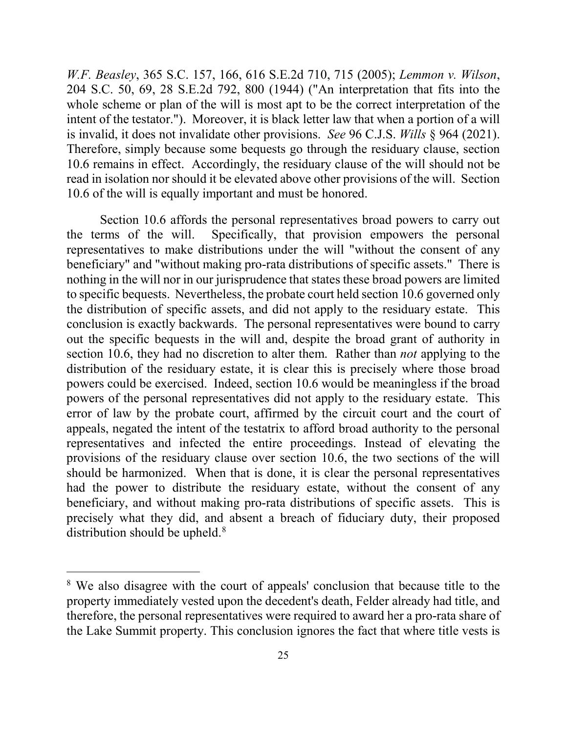*W.F. Beasley*, 365 S.C. 157, 166, 616 S.E.2d 710, 715 (2005); *Lemmon v. Wilson*, 204 S.C. 50, 69, 28 S.E.2d 792, 800 (1944) ("An interpretation that fits into the whole scheme or plan of the will is most apt to be the correct interpretation of the intent of the testator."). Moreover, it is black letter law that when a portion of a will is invalid, it does not invalidate other provisions. *See* 96 C.J.S. *Wills* § 964 (2021). Therefore, simply because some bequests go through the residuary clause, section 10.6 remains in effect. Accordingly, the residuary clause of the will should not be read in isolation nor should it be elevated above other provisions of the will. Section 10.6 of the will is equally important and must be honored.

Section 10.6 affords the personal representatives broad powers to carry out the terms of the will. Specifically, that provision empowers the personal representatives to make distributions under the will "without the consent of any beneficiary" and "without making pro-rata distributions of specific assets." There is nothing in the will nor in our jurisprudence that states these broad powers are limited to specific bequests. Nevertheless, the probate court held section 10.6 governed only the distribution of specific assets, and did not apply to the residuary estate. This conclusion is exactly backwards. The personal representatives were bound to carry out the specific bequests in the will and, despite the broad grant of authority in section 10.6, they had no discretion to alter them. Rather than *not* applying to the distribution of the residuary estate, it is clear this is precisely where those broad powers could be exercised. Indeed, section 10.6 would be meaningless if the broad powers of the personal representatives did not apply to the residuary estate. This error of law by the probate court, affirmed by the circuit court and the court of appeals, negated the intent of the testatrix to afford broad authority to the personal representatives and infected the entire proceedings. Instead of elevating the provisions of the residuary clause over section 10.6, the two sections of the will should be harmonized. When that is done, it is clear the personal representatives had the power to distribute the residuary estate, without the consent of any beneficiary, and without making pro-rata distributions of specific assets. This is precisely what they did, and absent a breach of fiduciary duty, their proposed distribution should be upheld.[8]

---

[8] We also disagree with the court of appeals' conclusion that because title to the property immediately vested upon the decedent's death, Felder already had title, and therefore, the personal representatives were required to award her a pro-rata share of the Lake Summit property. This conclusion ignores the fact that where title vests is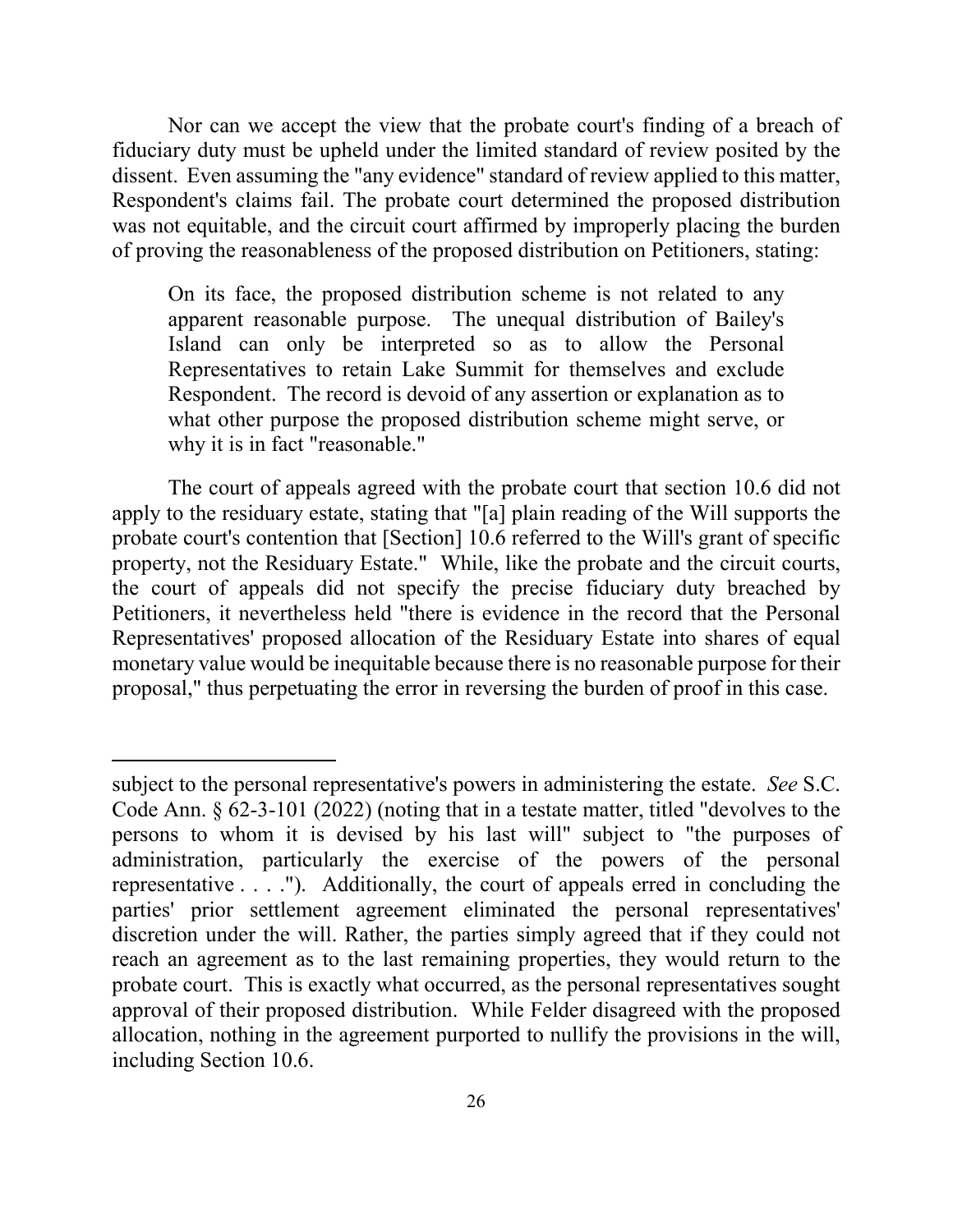Nor can we accept the view that the probate court's finding of a breach of fiduciary duty must be upheld under the limited standard of review posited by the dissent. Even assuming the "any evidence" standard of review applied to this matter, Respondent's claims fail. The probate court determined the proposed distribution was not equitable, and the circuit court affirmed by improperly placing the burden of proving the reasonableness of the proposed distribution on Petitioners, stating:

> On its face, the proposed distribution scheme is not related to any apparent reasonable purpose. The unequal distribution of Bailey's Island can only be interpreted so as to allow the Personal Representatives to retain Lake Summit for themselves and exclude Respondent. The record is devoid of any assertion or explanation as to what other purpose the proposed distribution scheme might serve, or why it is in fact "reasonable."

The court of appeals agreed with the probate court that section 10.6 did not apply to the residuary estate, stating that "[a] plain reading of the Will supports the probate court's contention that [Section] 10.6 referred to the Will's grant of specific property, not the Residuary Estate." While, like the probate and the circuit courts, the court of appeals did not specify the precise fiduciary duty breached by Petitioners, it nevertheless held "there is evidence in the record that the Personal Representatives' proposed allocation of the Residuary Estate into shares of equal monetary value would be inequitable because there is no reasonable purpose for their proposal," thus perpetuating the error in reversing the burden of proof in this case.

---

subject to the personal representative's powers in administering the estate. *See* S.C. Code Ann. § 62-3-101 (2022) (noting that in a testate matter, titled "devolves to the persons to whom it is devised by his last will" subject to "the purposes of administration, particularly the exercise of the powers of the personal representative . . . ."). Additionally, the court of appeals erred in concluding the parties' prior settlement agreement eliminated the personal representatives' discretion under the will. Rather, the parties simply agreed that if they could not reach an agreement as to the last remaining properties, they would return to the probate court. This is exactly what occurred, as the personal representatives sought approval of their proposed distribution. While Felder disagreed with the proposed allocation, nothing in the agreement purported to nullify the provisions in the will, including Section 10.6.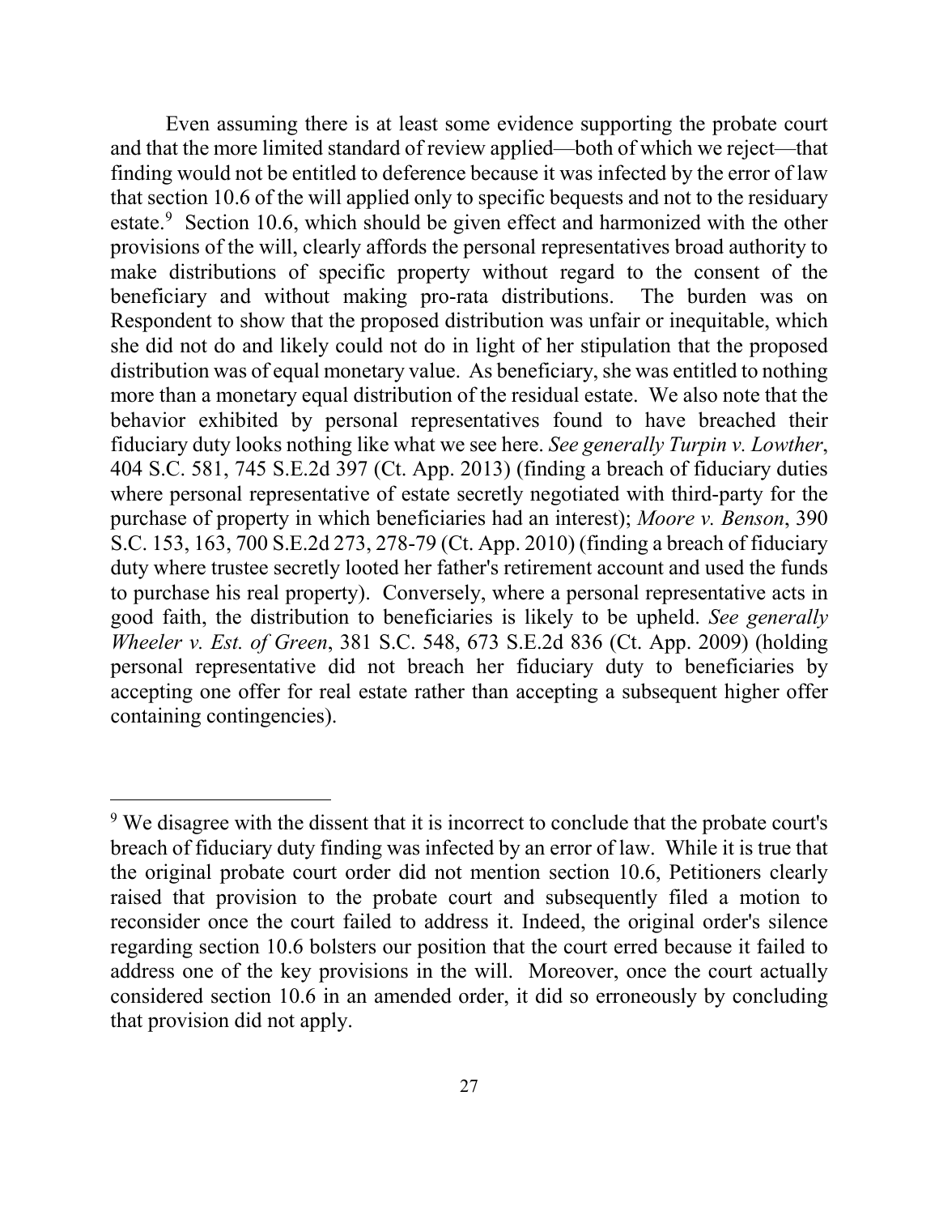Even assuming there is at least some evidence supporting the probate court and that the more limited standard of review applied—both of which we reject—that finding would not be entitled to deference because it was infected by the error of law that section 10.6 of the will applied only to specific bequests and not to the residuary estate.[9] Section 10.6, which should be given effect and harmonized with the other provisions of the will, clearly affords the personal representatives broad authority to make distributions of specific property without regard to the consent of the beneficiary and without making pro-rata distributions. The burden was on Respondent to show that the proposed distribution was unfair or inequitable, which she did not do and likely could not do in light of her stipulation that the proposed distribution was of equal monetary value. As beneficiary, she was entitled to nothing more than a monetary equal distribution of the residual estate. We also note that the behavior exhibited by personal representatives found to have breached their fiduciary duty looks nothing like what we see here. *See generally Turpin v. Lowther*, 404 S.C. 581, 745 S.E.2d 397 (Ct. App. 2013) (finding a breach of fiduciary duties where personal representative of estate secretly negotiated with third-party for the purchase of property in which beneficiaries had an interest); *Moore v. Benson*, 390 S.C. 153, 163, 700 S.E.2d 273, 278-79 (Ct. App. 2010) (finding a breach of fiduciary duty where trustee secretly looted her father's retirement account and used the funds to purchase his real property). Conversely, where a personal representative acts in good faith, the distribution to beneficiaries is likely to be upheld. *See generally Wheeler v. Est. of Green*, 381 S.C. 548, 673 S.E.2d 836 (Ct. App. 2009) (holding personal representative did not breach her fiduciary duty to beneficiaries by accepting one offer for real estate rather than accepting a subsequent higher offer containing contingencies).

---

[9] We disagree with the dissent that it is incorrect to conclude that the probate court's breach of fiduciary duty finding was infected by an error of law. While it is true that the original probate court order did not mention section 10.6, Petitioners clearly raised that provision to the probate court and subsequently filed a motion to reconsider once the court failed to address it. Indeed, the original order's silence regarding section 10.6 bolsters our position that the court erred because it failed to address one of the key provisions in the will. Moreover, once the court actually considered section 10.6 in an amended order, it did so erroneously by concluding that provision did not apply.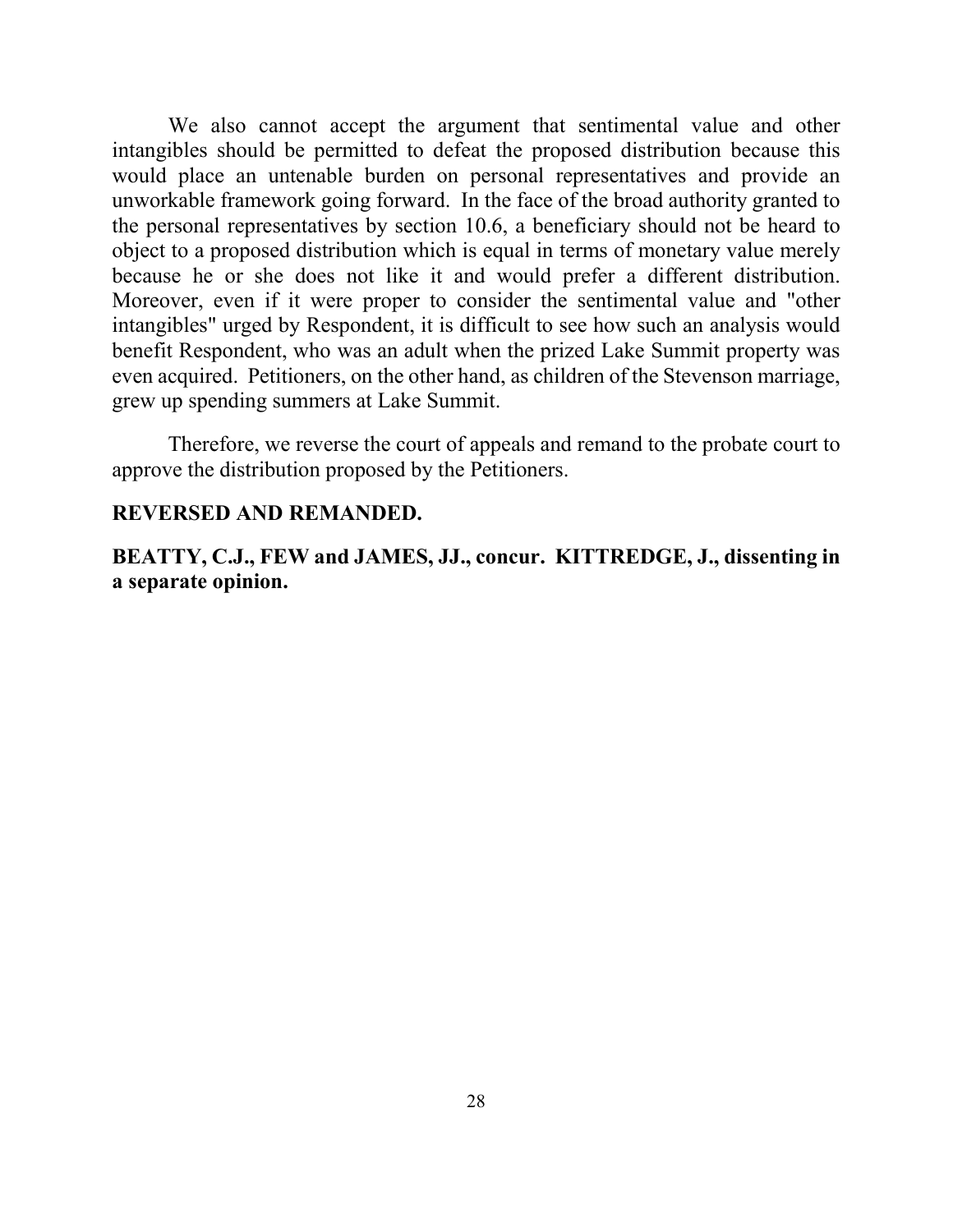We also cannot accept the argument that sentimental value and other intangibles should be permitted to defeat the proposed distribution because this would place an untenable burden on personal representatives and provide an unworkable framework going forward. In the face of the broad authority granted to the personal representatives by section 10.6, a beneficiary should not be heard to object to a proposed distribution which is equal in terms of monetary value merely because he or she does not like it and would prefer a different distribution. Moreover, even if it were proper to consider the sentimental value and "other intangibles" urged by Respondent, it is difficult to see how such an analysis would benefit Respondent, who was an adult when the prized Lake Summit property was even acquired. Petitioners, on the other hand, as children of the Stevenson marriage, grew up spending summers at Lake Summit.

Therefore, we reverse the court of appeals and remand to the probate court to approve the distribution proposed by the Petitioners.

**REVERSED AND REMANDED.**

**BEATTY, C.J., FEW and JAMES, JJ., concur. KITTREDGE, J., dissenting in a separate opinion.**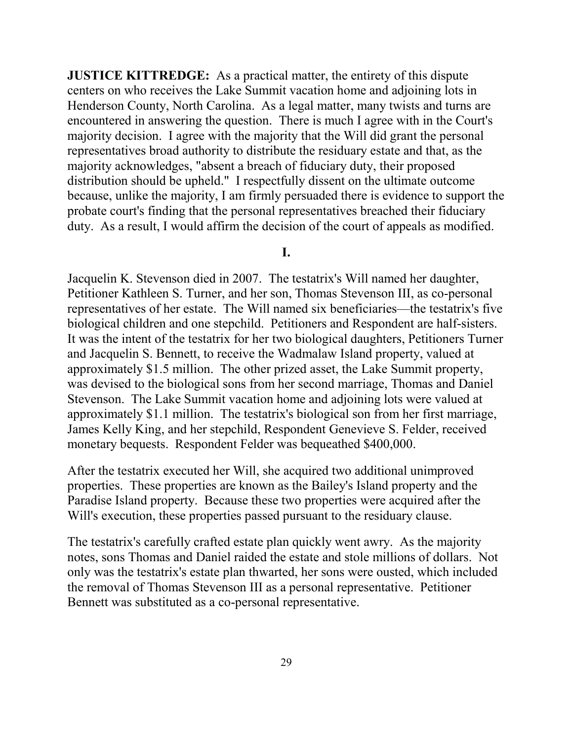**JUSTICE KITTREDGE:** As a practical matter, the entirety of this dispute centers on who receives the Lake Summit vacation home and adjoining lots in Henderson County, North Carolina. As a legal matter, many twists and turns are encountered in answering the question. There is much I agree with in the Court's majority decision. I agree with the majority that the Will did grant the personal representatives broad authority to distribute the residuary estate and that, as the majority acknowledges, "absent a breach of fiduciary duty, their proposed distribution should be upheld." I respectfully dissent on the ultimate outcome because, unlike the majority, I am firmly persuaded there is evidence to support the probate court's finding that the personal representatives breached their fiduciary duty. As a result, I would affirm the decision of the court of appeals as modified.

**I.**

Jacquelin K. Stevenson died in 2007. The testatrix's Will named her daughter, Petitioner Kathleen S. Turner, and her son, Thomas Stevenson III, as co-personal representatives of her estate. The Will named six beneficiaries—the testatrix's five biological children and one stepchild. Petitioners and Respondent are half-sisters. It was the intent of the testatrix for her two biological daughters, Petitioners Turner and Jacquelin S. Bennett, to receive the Wadmalaw Island property, valued at approximately $1.5 million. The other prized asset, the Lake Summit property, was devised to the biological sons from her second marriage, Thomas and Daniel Stevenson. The Lake Summit vacation home and adjoining lots were valued at approximately $1.1 million. The testatrix's biological son from her first marriage, James Kelly King, and her stepchild, Respondent Genevieve S. Felder, received monetary bequests. Respondent Felder was bequeathed $400,000.

After the testatrix executed her Will, she acquired two additional unimproved properties. These properties are known as the Bailey's Island property and the Paradise Island property. Because these two properties were acquired after the Will's execution, these properties passed pursuant to the residuary clause.

The testatrix's carefully crafted estate plan quickly went awry. As the majority notes, sons Thomas and Daniel raided the estate and stole millions of dollars. Not only was the testatrix's estate plan thwarted, her sons were ousted, which included the removal of Thomas Stevenson III as a personal representative. Petitioner Bennett was substituted as a co-personal representative.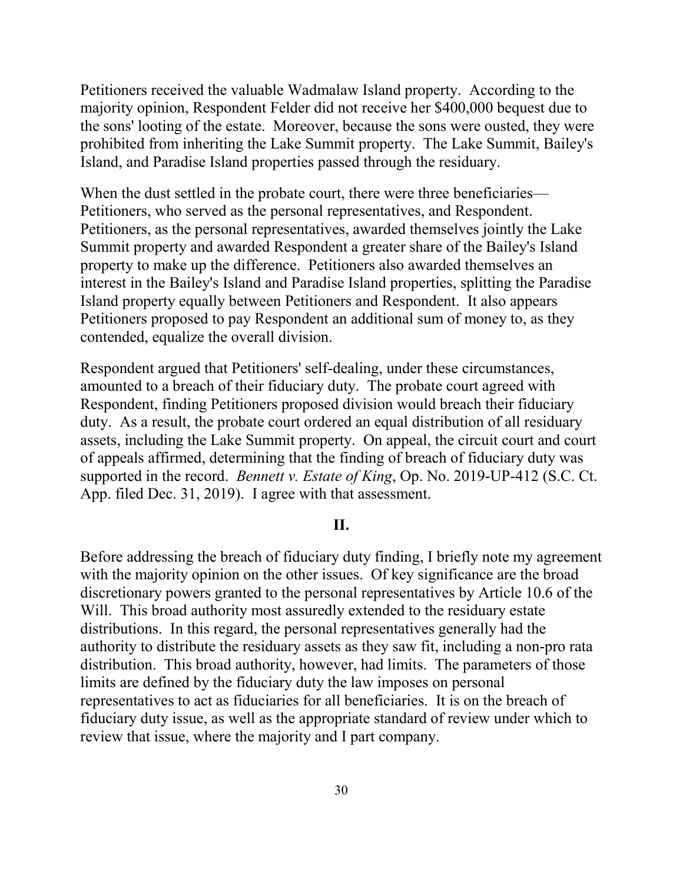Petitioners received the valuable Wadmalaw Island property. According to the majority opinion, Respondent Felder did not receive her $400,000 bequest due to the sons' looting of the estate. Moreover, because the sons were ousted, they were prohibited from inheriting the Lake Summit property. The Lake Summit, Bailey's Island, and Paradise Island properties passed through the residuary.

When the dust settled in the probate court, there were three beneficiaries—Petitioners, who served as the personal representatives, and Respondent. Petitioners, as the personal representatives, awarded themselves jointly the Lake Summit property and awarded Respondent a greater share of the Bailey's Island property to make up the difference. Petitioners also awarded themselves an interest in the Bailey's Island and Paradise Island properties, splitting the Paradise Island property equally between Petitioners and Respondent. It also appears Petitioners proposed to pay Respondent an additional sum of money to, as they contended, equalize the overall division.

Respondent argued that Petitioners' self-dealing, under these circumstances, amounted to a breach of their fiduciary duty. The probate court agreed with Respondent, finding Petitioners proposed division would breach their fiduciary duty. As a result, the probate court ordered an equal distribution of all residuary assets, including the Lake Summit property. On appeal, the circuit court and court of appeals affirmed, determining that the finding of breach of fiduciary duty was supported in the record. *Bennett v. Estate of King*, Op. No. 2019-UP-412 (S.C. Ct. App. filed Dec. 31, 2019). I agree with that assessment.

## II.

Before addressing the breach of fiduciary duty finding, I briefly note my agreement with the majority opinion on the other issues. Of key significance are the broad discretionary powers granted to the personal representatives by Article 10.6 of the Will. This broad authority most assuredly extended to the residuary estate distributions. In this regard, the personal representatives generally had the authority to distribute the residuary assets as they saw fit, including a non-pro rata distribution. This broad authority, however, had limits. The parameters of those limits are defined by the fiduciary duty the law imposes on personal representatives to act as fiduciaries for all beneficiaries. It is on the breach of fiduciary duty issue, as well as the appropriate standard of review under which to review that issue, where the majority and I part company.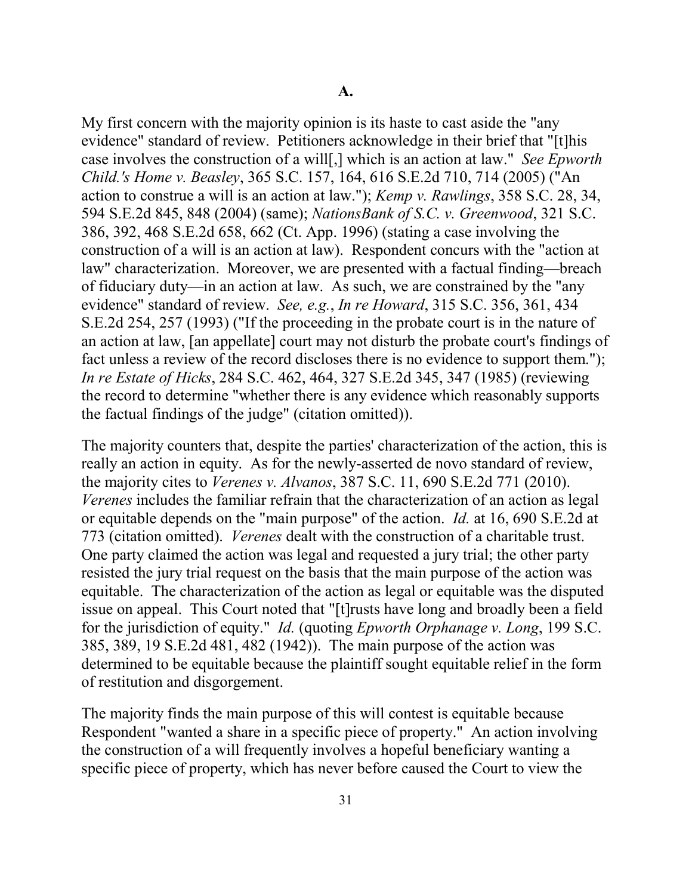**A.**

My first concern with the majority opinion is its haste to cast aside the "any evidence" standard of review. Petitioners acknowledge in their brief that "[t]his case involves the construction of a will[,] which is an action at law." *See Epworth Child.'s Home v. Beasley*, 365 S.C. 157, 164, 616 S.E.2d 710, 714 (2005) ("An action to construe a will is an action at law."); *Kemp v. Rawlings*, 358 S.C. 28, 34, 594 S.E.2d 845, 848 (2004) (same); *NationsBank of S.C. v. Greenwood*, 321 S.C. 386, 392, 468 S.E.2d 658, 662 (Ct. App. 1996) (stating a case involving the construction of a will is an action at law). Respondent concurs with the "action at law" characterization. Moreover, we are presented with a factual finding—breach of fiduciary duty—in an action at law. As such, we are constrained by the "any evidence" standard of review. *See, e.g.*, *In re Howard*, 315 S.C. 356, 361, 434 S.E.2d 254, 257 (1993) ("If the proceeding in the probate court is in the nature of an action at law, [an appellate] court may not disturb the probate court's findings of fact unless a review of the record discloses there is no evidence to support them."); *In re Estate of Hicks*, 284 S.C. 462, 464, 327 S.E.2d 345, 347 (1985) (reviewing the record to determine "whether there is any evidence which reasonably supports the factual findings of the judge" (citation omitted)).

The majority counters that, despite the parties' characterization of the action, this is really an action in equity. As for the newly-asserted de novo standard of review, the majority cites to *Verenes v. Alvanos*, 387 S.C. 11, 690 S.E.2d 771 (2010). *Verenes* includes the familiar refrain that the characterization of an action as legal or equitable depends on the "main purpose" of the action. *Id.* at 16, 690 S.E.2d at 773 (citation omitted). *Verenes* dealt with the construction of a charitable trust. One party claimed the action was legal and requested a jury trial; the other party resisted the jury trial request on the basis that the main purpose of the action was equitable. The characterization of the action as legal or equitable was the disputed issue on appeal. This Court noted that "[t]rusts have long and broadly been a field for the jurisdiction of equity." *Id.* (quoting *Epworth Orphanage v. Long*, 199 S.C. 385, 389, 19 S.E.2d 481, 482 (1942)). The main purpose of the action was determined to be equitable because the plaintiff sought equitable relief in the form of restitution and disgorgement.

The majority finds the main purpose of this will contest is equitable because Respondent "wanted a share in a specific piece of property." An action involving the construction of a will frequently involves a hopeful beneficiary wanting a specific piece of property, which has never before caused the Court to view the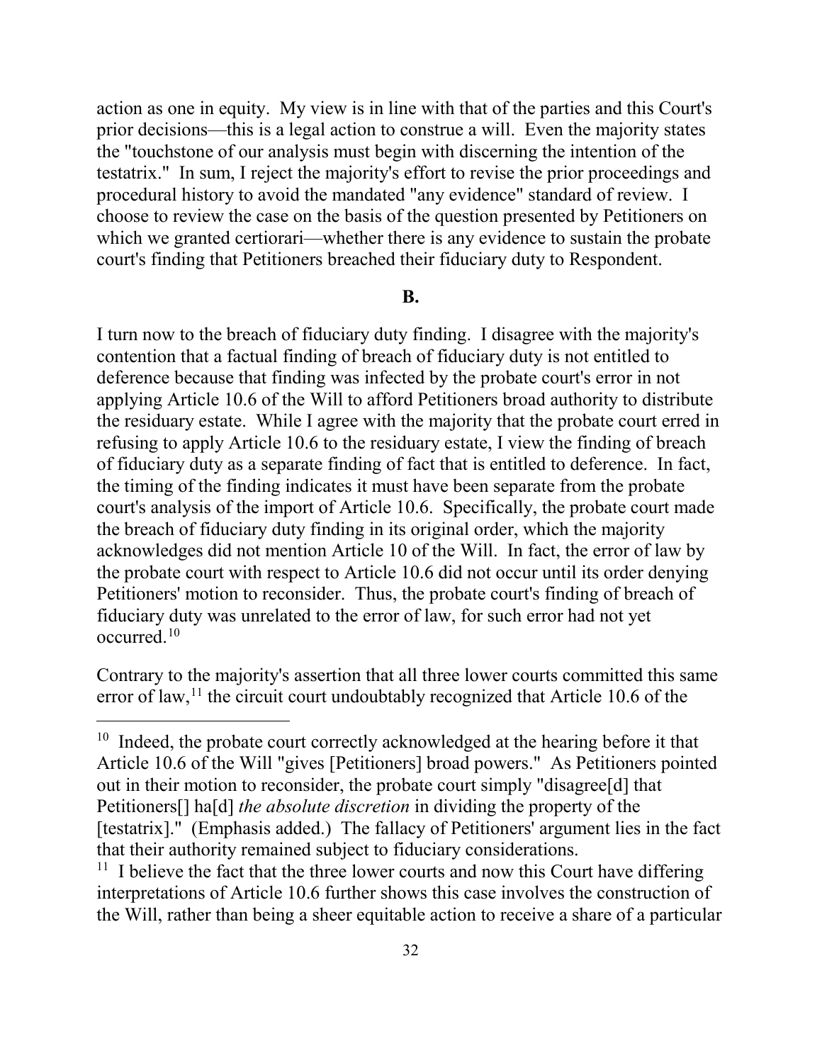action as one in equity. My view is in line with that of the parties and this Court's prior decisions—this is a legal action to construe a will. Even the majority states the "touchstone of our analysis must begin with discerning the intention of the testatrix." In sum, I reject the majority's effort to revise the prior proceedings and procedural history to avoid the mandated "any evidence" standard of review. I choose to review the case on the basis of the question presented by Petitioners on which we granted certiorari—whether there is any evidence to sustain the probate court's finding that Petitioners breached their fiduciary duty to Respondent.

**B.**

I turn now to the breach of fiduciary duty finding. I disagree with the majority's contention that a factual finding of breach of fiduciary duty is not entitled to deference because that finding was infected by the probate court's error in not applying Article 10.6 of the Will to afford Petitioners broad authority to distribute the residuary estate. While I agree with the majority that the probate court erred in refusing to apply Article 10.6 to the residuary estate, I view the finding of breach of fiduciary duty as a separate finding of fact that is entitled to deference. In fact, the timing of the finding indicates it must have been separate from the probate court's analysis of the import of Article 10.6. Specifically, the probate court made the breach of fiduciary duty finding in its original order, which the majority acknowledges did not mention Article 10 of the Will. In fact, the error of law by the probate court with respect to Article 10.6 did not occur until its order denying Petitioners' motion to reconsider. Thus, the probate court's finding of breach of fiduciary duty was unrelated to the error of law, for such error had not yet occurred.[10]

Contrary to the majority's assertion that all three lower courts committed this same error of law,[11] the circuit court undoubtably recognized that Article 10.6 of the

---

[10] Indeed, the probate court correctly acknowledged at the hearing before it that Article 10.6 of the Will "gives [Petitioners] broad powers." As Petitioners pointed out in their motion to reconsider, the probate court simply "disagree[d] that Petitioners[] ha[d] *the absolute discretion* in dividing the property of the [testatrix]." (Emphasis added.) The fallacy of Petitioners' argument lies in the fact that their authority remained subject to fiduciary considerations.

[11] I believe the fact that the three lower courts and now this Court have differing interpretations of Article 10.6 further shows this case involves the construction of the Will, rather than being a sheer equitable action to receive a share of a particular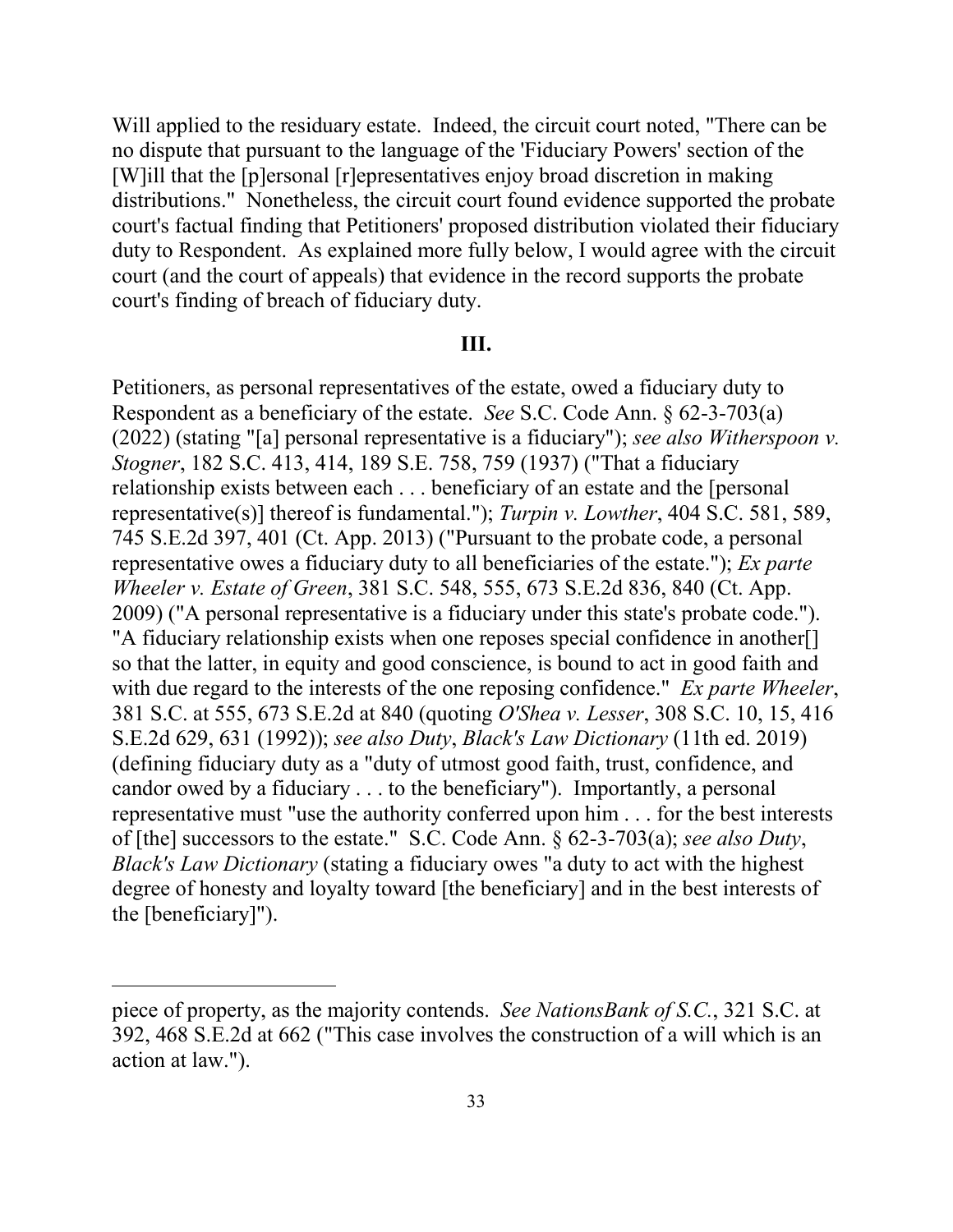Will applied to the residuary estate. Indeed, the circuit court noted, "There can be no dispute that pursuant to the language of the 'Fiduciary Powers' section of the [W]ill that the [p]ersonal [r]epresentatives enjoy broad discretion in making distributions." Nonetheless, the circuit court found evidence supported the probate court's factual finding that Petitioners' proposed distribution violated their fiduciary duty to Respondent. As explained more fully below, I would agree with the circuit court (and the court of appeals) that evidence in the record supports the probate court's finding of breach of fiduciary duty.

## III.

Petitioners, as personal representatives of the estate, owed a fiduciary duty to Respondent as a beneficiary of the estate. *See* S.C. Code Ann. § 62-3-703(a) (2022) (stating "[a] personal representative is a fiduciary"); *see also Witherspoon v. Stogner*, 182 S.C. 413, 414, 189 S.E. 758, 759 (1937) ("That a fiduciary relationship exists between each . . . beneficiary of an estate and the [personal representative(s)] thereof is fundamental."); *Turpin v. Lowther*, 404 S.C. 581, 589, 745 S.E.2d 397, 401 (Ct. App. 2013) ("Pursuant to the probate code, a personal representative owes a fiduciary duty to all beneficiaries of the estate."); *Ex parte Wheeler v. Estate of Green*, 381 S.C. 548, 555, 673 S.E.2d 836, 840 (Ct. App. 2009) ("A personal representative is a fiduciary under this state's probate code."). "A fiduciary relationship exists when one reposes special confidence in another[] so that the latter, in equity and good conscience, is bound to act in good faith and with due regard to the interests of the one reposing confidence." *Ex parte Wheeler*, 381 S.C. at 555, 673 S.E.2d at 840 (quoting *O'Shea v. Lesser*, 308 S.C. 10, 15, 416 S.E.2d 629, 631 (1992)); *see also Duty*, *Black's Law Dictionary* (11th ed. 2019) (defining fiduciary duty as a "duty of utmost good faith, trust, confidence, and candor owed by a fiduciary . . . to the beneficiary"). Importantly, a personal representative must "use the authority conferred upon him . . . for the best interests of [the] successors to the estate." S.C. Code Ann. § 62-3-703(a); *see also Duty*, *Black's Law Dictionary* (stating a fiduciary owes "a duty to act with the highest degree of honesty and loyalty toward [the beneficiary] and in the best interests of the [beneficiary]").

---

piece of property, as the majority contends. *See NationsBank of S.C.*, 321 S.C. at 392, 468 S.E.2d at 662 ("This case involves the construction of a will which is an action at law.").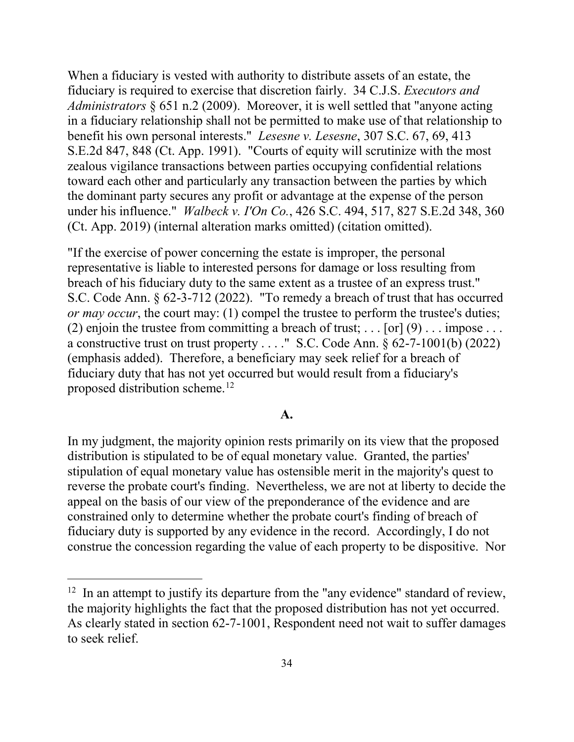When a fiduciary is vested with authority to distribute assets of an estate, the fiduciary is required to exercise that discretion fairly. 34 C.J.S. *Executors and Administrators* § 651 n.2 (2009). Moreover, it is well settled that "anyone acting in a fiduciary relationship shall not be permitted to make use of that relationship to benefit his own personal interests." *Lesesne v. Lesesne*, 307 S.C. 67, 69, 413 S.E.2d 847, 848 (Ct. App. 1991). "Courts of equity will scrutinize with the most zealous vigilance transactions between parties occupying confidential relations toward each other and particularly any transaction between the parties by which the dominant party secures any profit or advantage at the expense of the person under his influence." *Walbeck v. I'On Co.*, 426 S.C. 494, 517, 827 S.E.2d 348, 360 (Ct. App. 2019) (internal alteration marks omitted) (citation omitted).

"If the exercise of power concerning the estate is improper, the personal representative is liable to interested persons for damage or loss resulting from breach of his fiduciary duty to the same extent as a trustee of an express trust." S.C. Code Ann. § 62-3-712 (2022). "To remedy a breach of trust that has occurred *or may occur*, the court may: (1) compel the trustee to perform the trustee's duties; (2) enjoin the trustee from committing a breach of trust; . . . [or] (9) . . . impose . . . a constructive trust on trust property . . . ." S.C. Code Ann. § 62-7-1001(b) (2022) (emphasis added). Therefore, a beneficiary may seek relief for a breach of fiduciary duty that has not yet occurred but would result from a fiduciary's proposed distribution scheme.[12]

**A.**

In my judgment, the majority opinion rests primarily on its view that the proposed distribution is stipulated to be of equal monetary value. Granted, the parties' stipulation of equal monetary value has ostensible merit in the majority's quest to reverse the probate court's finding. Nevertheless, we are not at liberty to decide the appeal on the basis of our view of the preponderance of the evidence and are constrained only to determine whether the probate court's finding of breach of fiduciary duty is supported by any evidence in the record. Accordingly, I do not construe the concession regarding the value of each property to be dispositive. Nor

---

[12] In an attempt to justify its departure from the "any evidence" standard of review, the majority highlights the fact that the proposed distribution has not yet occurred. As clearly stated in section 62-7-1001, Respondent need not wait to suffer damages to seek relief.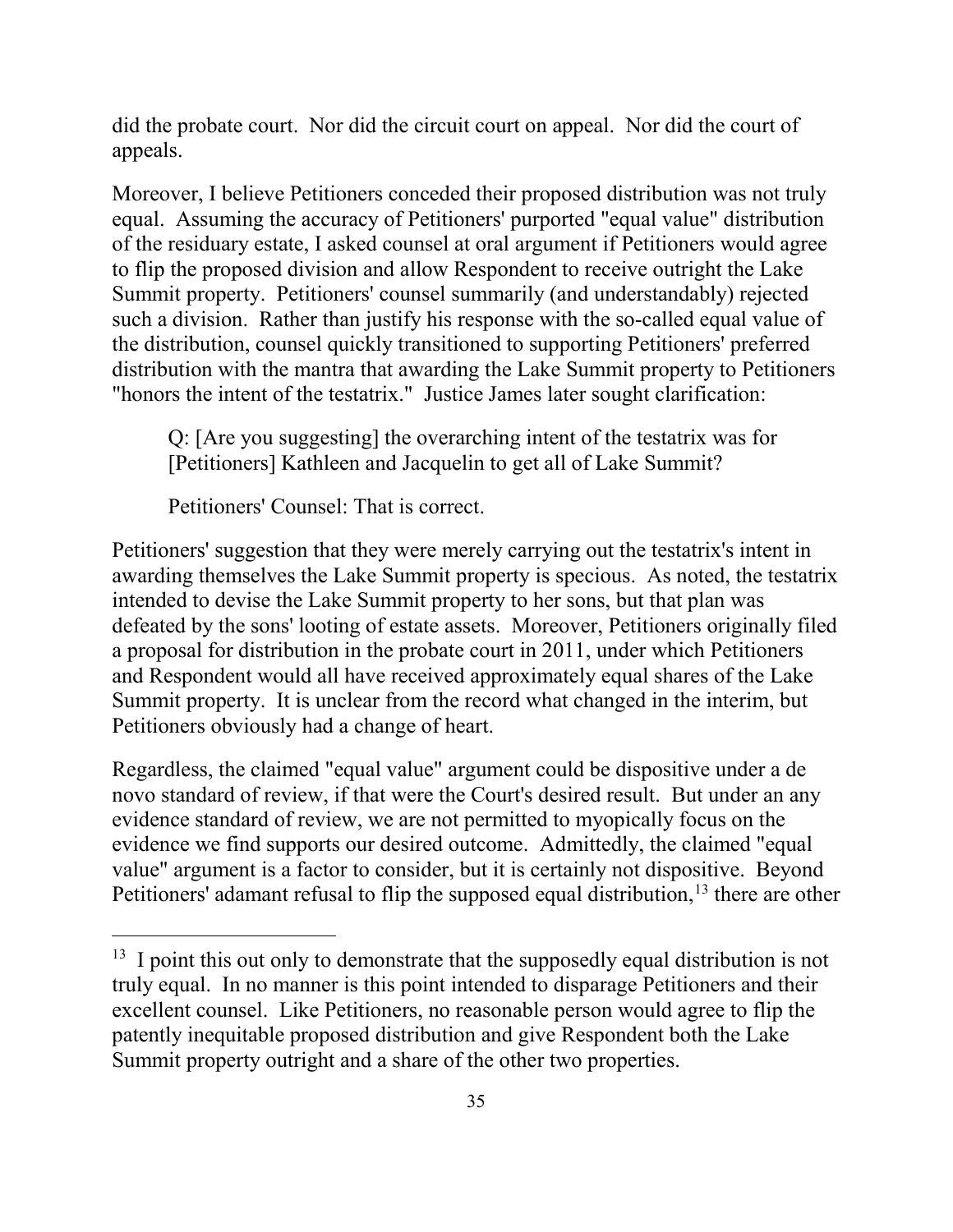did the probate court. Nor did the circuit court on appeal. Nor did the court of appeals.

Moreover, I believe Petitioners conceded their proposed distribution was not truly equal. Assuming the accuracy of Petitioners' purported "equal value" distribution of the residuary estate, I asked counsel at oral argument if Petitioners would agree to flip the proposed division and allow Respondent to receive outright the Lake Summit property. Petitioners' counsel summarily (and understandably) rejected such a division. Rather than justify his response with the so-called equal value of the distribution, counsel quickly transitioned to supporting Petitioners' preferred distribution with the mantra that awarding the Lake Summit property to Petitioners "honors the intent of the testatrix." Justice James later sought clarification:

> Q: [Are you suggesting] the overarching intent of the testatrix was for [Petitioners] Kathleen and Jacquelin to get all of Lake Summit?
>
> Petitioners' Counsel: That is correct.

Petitioners' suggestion that they were merely carrying out the testatrix's intent in awarding themselves the Lake Summit property is specious. As noted, the testatrix intended to devise the Lake Summit property to her sons, but that plan was defeated by the sons' looting of estate assets. Moreover, Petitioners originally filed a proposal for distribution in the probate court in 2011, under which Petitioners and Respondent would all have received approximately equal shares of the Lake Summit property. It is unclear from the record what changed in the interim, but Petitioners obviously had a change of heart.

Regardless, the claimed "equal value" argument could be dispositive under a de novo standard of review, if that were the Court's desired result. But under an any evidence standard of review, we are not permitted to myopically focus on the evidence we find supports our desired outcome. Admittedly, the claimed "equal value" argument is a factor to consider, but it is certainly not dispositive. Beyond Petitioners' adamant refusal to flip the supposed equal distribution,[13] there are other

[13] I point this out only to demonstrate that the supposedly equal distribution is not truly equal. In no manner is this point intended to disparage Petitioners and their excellent counsel. Like Petitioners, no reasonable person would agree to flip the patently inequitable proposed distribution and give Respondent both the Lake Summit property outright and a share of the other two properties.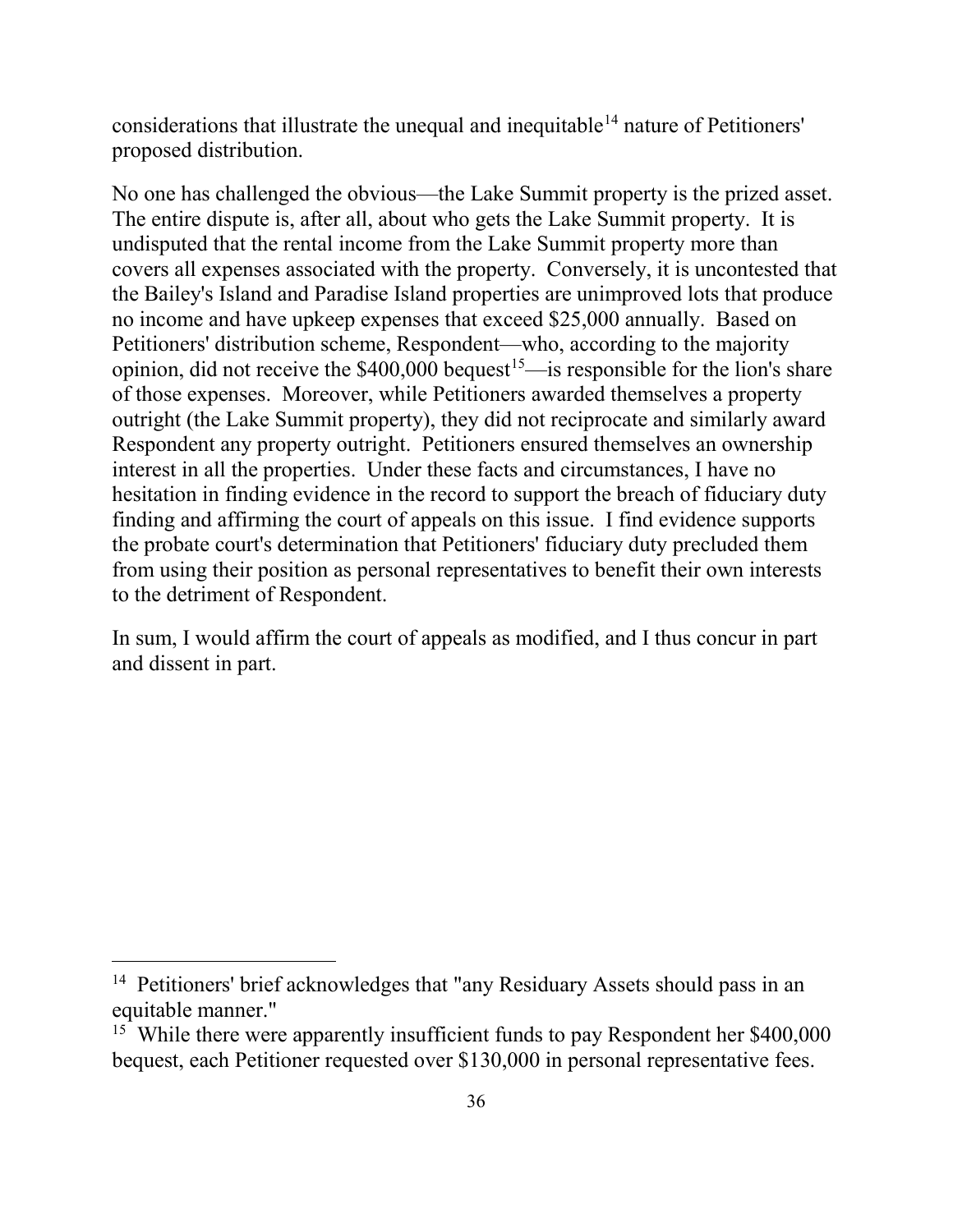considerations that illustrate the unequal and inequitable[14] nature of Petitioners' proposed distribution.

No one has challenged the obvious—the Lake Summit property is the prized asset. The entire dispute is, after all, about who gets the Lake Summit property. It is undisputed that the rental income from the Lake Summit property more than covers all expenses associated with the property. Conversely, it is uncontested that the Bailey's Island and Paradise Island properties are unimproved lots that produce no income and have upkeep expenses that exceed $25,000 annually. Based on Petitioners' distribution scheme, Respondent—who, according to the majority opinion, did not receive the $400,000 bequest[15]—is responsible for the lion's share of those expenses. Moreover, while Petitioners awarded themselves a property outright (the Lake Summit property), they did not reciprocate and similarly award Respondent any property outright. Petitioners ensured themselves an ownership interest in all the properties. Under these facts and circumstances, I have no hesitation in finding evidence in the record to support the breach of fiduciary duty finding and affirming the court of appeals on this issue. I find evidence supports the probate court's determination that Petitioners' fiduciary duty precluded them from using their position as personal representatives to benefit their own interests to the detriment of Respondent.

In sum, I would affirm the court of appeals as modified, and I thus concur in part and dissent in part.

---

[14] Petitioners' brief acknowledges that "any Residuary Assets should pass in an equitable manner."

[15] While there were apparently insufficient funds to pay Respondent her $400,000 bequest, each Petitioner requested over $130,000 in personal representative fees.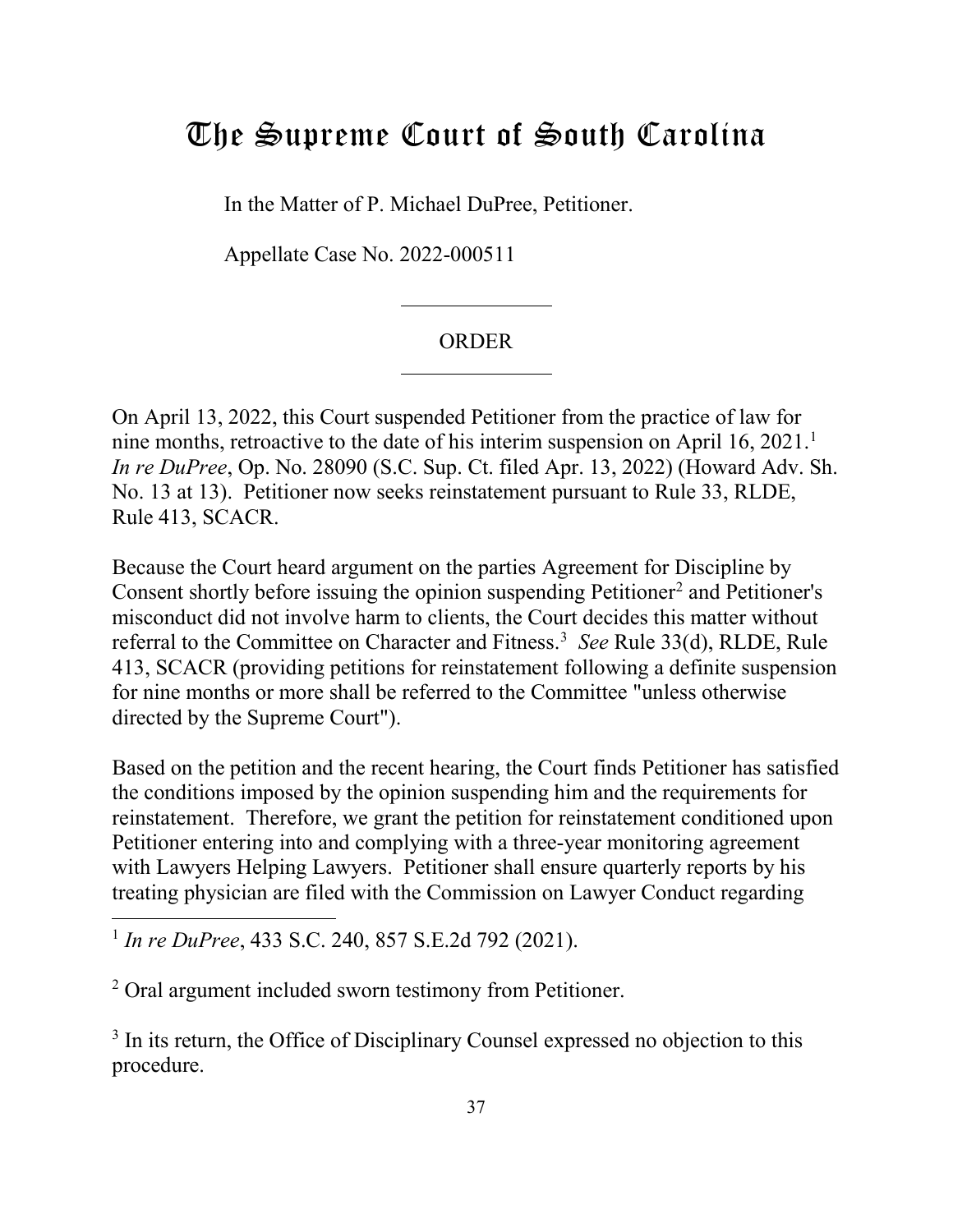# The Supreme Court of South Carolina

In the Matter of P. Michael DuPree, Petitioner.

Appellate Case No. 2022-000511

---

ORDER

---

On April 13, 2022, this Court suspended Petitioner from the practice of law for nine months, retroactive to the date of his interim suspension on April 16, 2021.[1] *In re DuPree*, Op. No. 28090 (S.C. Sup. Ct. filed Apr. 13, 2022) (Howard Adv. Sh. No. 13 at 13). Petitioner now seeks reinstatement pursuant to Rule 33, RLDE, Rule 413, SCACR.

Because the Court heard argument on the parties Agreement for Discipline by Consent shortly before issuing the opinion suspending Petitioner[2] and Petitioner's misconduct did not involve harm to clients, the Court decides this matter without referral to the Committee on Character and Fitness.[3] *See* Rule 33(d), RLDE, Rule 413, SCACR (providing petitions for reinstatement following a definite suspension for nine months or more shall be referred to the Committee "unless otherwise directed by the Supreme Court").

Based on the petition and the recent hearing, the Court finds Petitioner has satisfied the conditions imposed by the opinion suspending him and the requirements for reinstatement. Therefore, we grant the petition for reinstatement conditioned upon Petitioner entering into and complying with a three-year monitoring agreement with Lawyers Helping Lawyers. Petitioner shall ensure quarterly reports by his treating physician are filed with the Commission on Lawyer Conduct regarding

---

[1] *In re DuPree*, 433 S.C. 240, 857 S.E.2d 792 (2021).

[2] Oral argument included sworn testimony from Petitioner.

[3] In its return, the Office of Disciplinary Counsel expressed no objection to this procedure.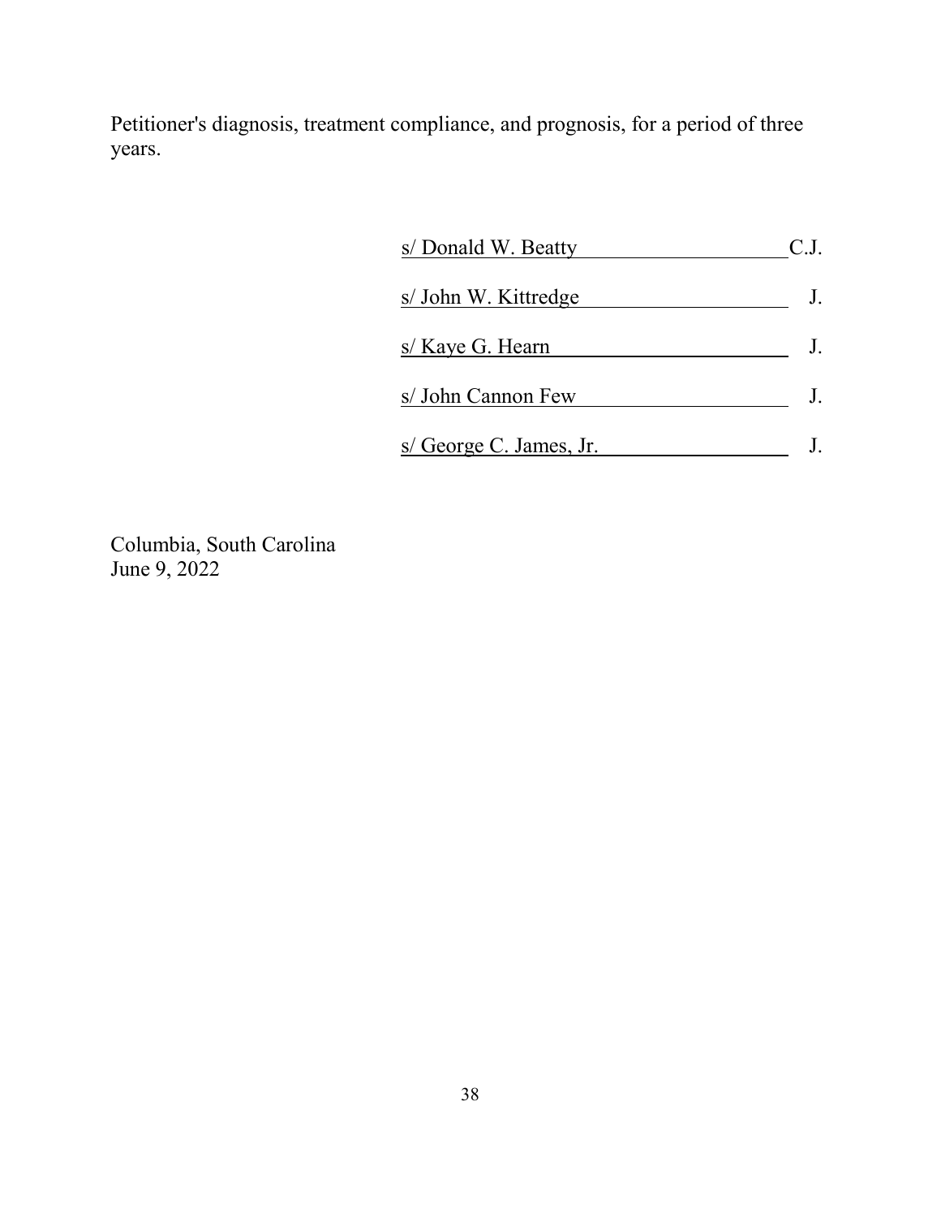Petitioner's diagnosis, treatment compliance, and prognosis, for a period of three years.

s/ Donald W. Beatty C.J.

s/ John W. Kittredge J.

s/ Kaye G. Hearn J.

s/ John Cannon Few J.

s/ George C. James, Jr. J.

Columbia, South Carolina
June 9, 2022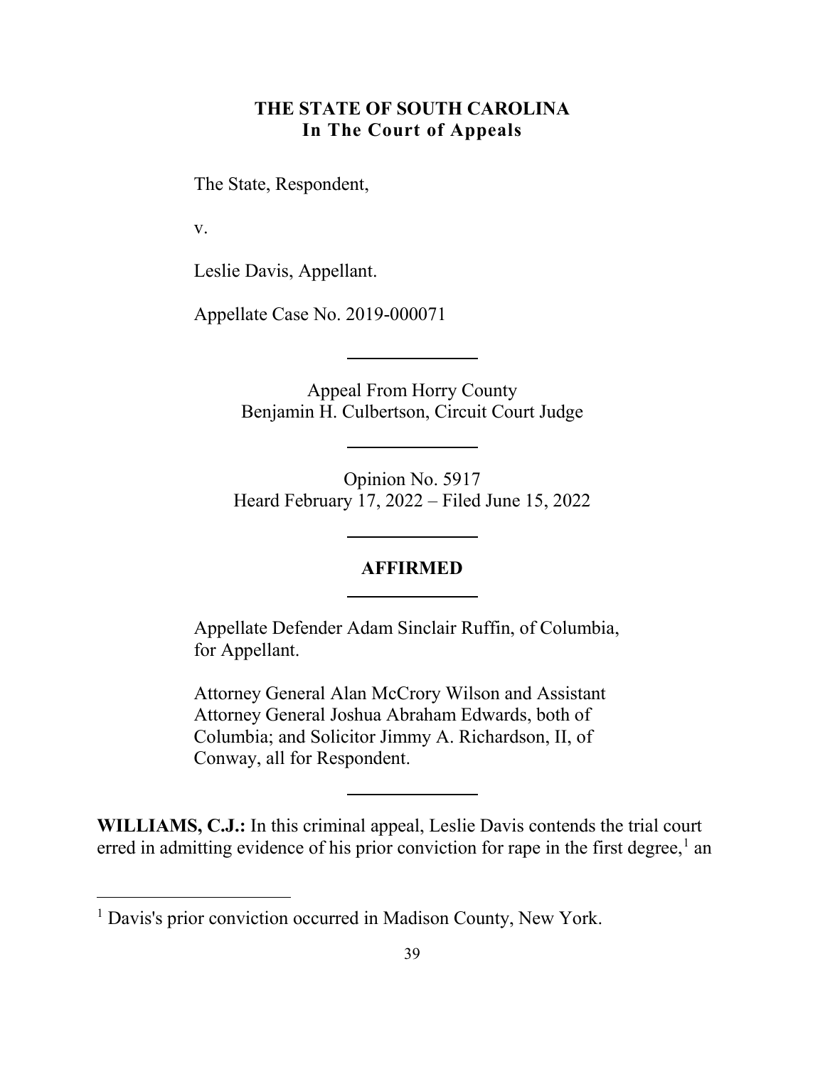**THE STATE OF SOUTH CAROLINA**
**In The Court of Appeals**

The State, Respondent,

v.

Leslie Davis, Appellant.

Appellate Case No. 2019-000071

---

Appeal From Horry County
Benjamin H. Culbertson, Circuit Court Judge

---

Opinion No. 5917
Heard February 17, 2022 – Filed June 15, 2022

---

**AFFIRMED**

---

Appellate Defender Adam Sinclair Ruffin, of Columbia, for Appellant.

Attorney General Alan McCrory Wilson and Assistant Attorney General Joshua Abraham Edwards, both of Columbia; and Solicitor Jimmy A. Richardson, II, of Conway, all for Respondent.

---

**WILLIAMS, C.J.:** In this criminal appeal, Leslie Davis contends the trial court erred in admitting evidence of his prior conviction for rape in the first degree,[1] an

[1] Davis's prior conviction occurred in Madison County, New York.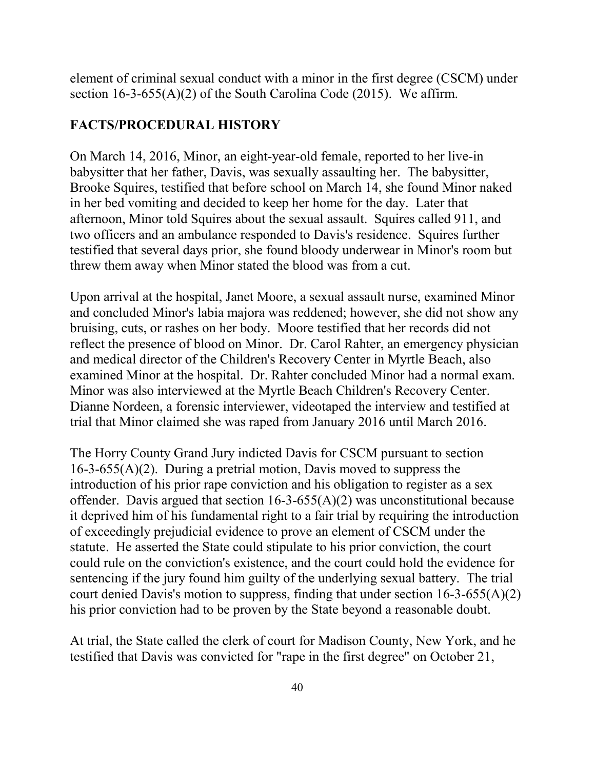element of criminal sexual conduct with a minor in the first degree (CSCM) under section 16-3-655(A)(2) of the South Carolina Code (2015). We affirm.

## FACTS/PROCEDURAL HISTORY

On March 14, 2016, Minor, an eight-year-old female, reported to her live-in babysitter that her father, Davis, was sexually assaulting her. The babysitter, Brooke Squires, testified that before school on March 14, she found Minor naked in her bed vomiting and decided to keep her home for the day. Later that afternoon, Minor told Squires about the sexual assault. Squires called 911, and two officers and an ambulance responded to Davis's residence. Squires further testified that several days prior, she found bloody underwear in Minor's room but threw them away when Minor stated the blood was from a cut.

Upon arrival at the hospital, Janet Moore, a sexual assault nurse, examined Minor and concluded Minor's labia majora was reddened; however, she did not show any bruising, cuts, or rashes on her body. Moore testified that her records did not reflect the presence of blood on Minor. Dr. Carol Rahter, an emergency physician and medical director of the Children's Recovery Center in Myrtle Beach, also examined Minor at the hospital. Dr. Rahter concluded Minor had a normal exam. Minor was also interviewed at the Myrtle Beach Children's Recovery Center. Dianne Nordeen, a forensic interviewer, videotaped the interview and testified at trial that Minor claimed she was raped from January 2016 until March 2016.

The Horry County Grand Jury indicted Davis for CSCM pursuant to section 16-3-655(A)(2). During a pretrial motion, Davis moved to suppress the introduction of his prior rape conviction and his obligation to register as a sex offender. Davis argued that section 16-3-655(A)(2) was unconstitutional because it deprived him of his fundamental right to a fair trial by requiring the introduction of exceedingly prejudicial evidence to prove an element of CSCM under the statute. He asserted the State could stipulate to his prior conviction, the court could rule on the conviction's existence, and the court could hold the evidence for sentencing if the jury found him guilty of the underlying sexual battery. The trial court denied Davis's motion to suppress, finding that under section 16-3-655(A)(2) his prior conviction had to be proven by the State beyond a reasonable doubt.

At trial, the State called the clerk of court for Madison County, New York, and he testified that Davis was convicted for "rape in the first degree" on October 21,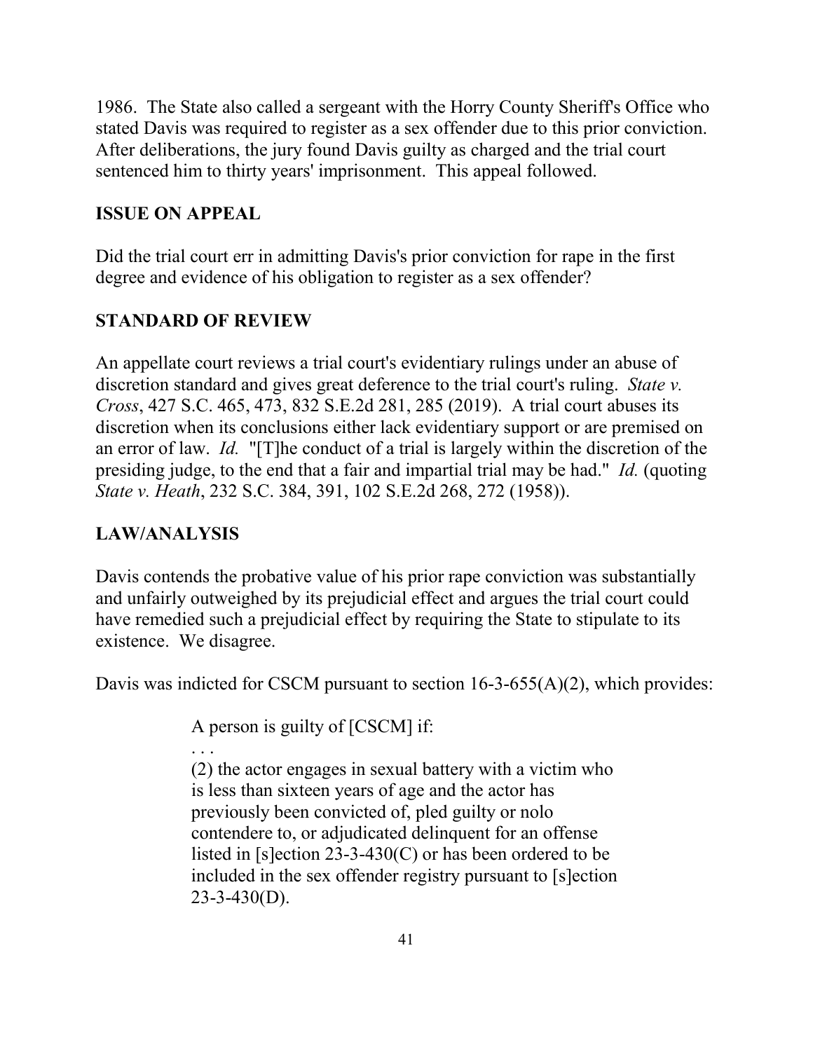1986. The State also called a sergeant with the Horry County Sheriff's Office who stated Davis was required to register as a sex offender due to this prior conviction. After deliberations, the jury found Davis guilty as charged and the trial court sentenced him to thirty years' imprisonment. This appeal followed.

## ISSUE ON APPEAL

Did the trial court err in admitting Davis's prior conviction for rape in the first degree and evidence of his obligation to register as a sex offender?

## STANDARD OF REVIEW

An appellate court reviews a trial court's evidentiary rulings under an abuse of discretion standard and gives great deference to the trial court's ruling. *State v. Cross*, 427 S.C. 465, 473, 832 S.E.2d 281, 285 (2019). A trial court abuses its discretion when its conclusions either lack evidentiary support or are premised on an error of law. *Id.* "[T]he conduct of a trial is largely within the discretion of the presiding judge, to the end that a fair and impartial trial may be had." *Id.* (quoting *State v. Heath*, 232 S.C. 384, 391, 102 S.E.2d 268, 272 (1958)).

## LAW/ANALYSIS

Davis contends the probative value of his prior rape conviction was substantially and unfairly outweighed by its prejudicial effect and argues the trial court could have remedied such a prejudicial effect by requiring the State to stipulate to its existence. We disagree.

Davis was indicted for CSCM pursuant to section 16-3-655(A)(2), which provides:

> A person is guilty of [CSCM] if:
>
> . . .
>
> (2) the actor engages in sexual battery with a victim who is less than sixteen years of age and the actor has previously been convicted of, pled guilty or nolo contendere to, or adjudicated delinquent for an offense listed in [s]ection 23-3-430(C) or has been ordered to be included in the sex offender registry pursuant to [s]ection 23-3-430(D).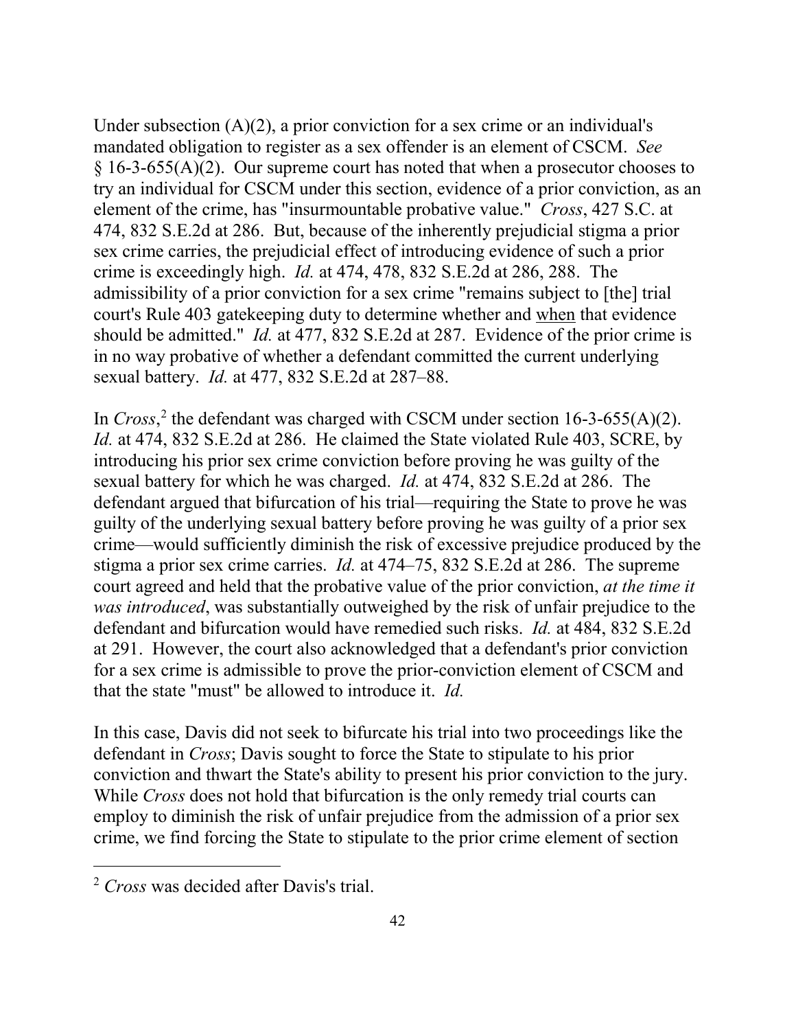Under subsection (A)(2), a prior conviction for a sex crime or an individual's mandated obligation to register as a sex offender is an element of CSCM. *See* § 16-3-655(A)(2). Our supreme court has noted that when a prosecutor chooses to try an individual for CSCM under this section, evidence of a prior conviction, as an element of the crime, has "insurmountable probative value." *Cross*, 427 S.C. at 474, 832 S.E.2d at 286. But, because of the inherently prejudicial stigma a prior sex crime carries, the prejudicial effect of introducing evidence of such a prior crime is exceedingly high. *Id.* at 474, 478, 832 S.E.2d at 286, 288. The admissibility of a prior conviction for a sex crime "remains subject to [the] trial court's Rule 403 gatekeeping duty to determine whether and <u>when</u> that evidence should be admitted." *Id.* at 477, 832 S.E.2d at 287. Evidence of the prior crime is in no way probative of whether a defendant committed the current underlying sexual battery. *Id.* at 477, 832 S.E.2d at 287–88.

In *Cross*,[2] the defendant was charged with CSCM under section 16-3-655(A)(2). *Id.* at 474, 832 S.E.2d at 286. He claimed the State violated Rule 403, SCRE, by introducing his prior sex crime conviction before proving he was guilty of the sexual battery for which he was charged. *Id.* at 474, 832 S.E.2d at 286. The defendant argued that bifurcation of his trial—requiring the State to prove he was guilty of the underlying sexual battery before proving he was guilty of a prior sex crime—would sufficiently diminish the risk of excessive prejudice produced by the stigma a prior sex crime carries. *Id.* at 474–75, 832 S.E.2d at 286. The supreme court agreed and held that the probative value of the prior conviction, *at the time it was introduced*, was substantially outweighed by the risk of unfair prejudice to the defendant and bifurcation would have remedied such risks. *Id.* at 484, 832 S.E.2d at 291. However, the court also acknowledged that a defendant's prior conviction for a sex crime is admissible to prove the prior-conviction element of CSCM and that the state "must" be allowed to introduce it. *Id.*

In this case, Davis did not seek to bifurcate his trial into two proceedings like the defendant in *Cross*; Davis sought to force the State to stipulate to his prior conviction and thwart the State's ability to present his prior conviction to the jury. While *Cross* does not hold that bifurcation is the only remedy trial courts can employ to diminish the risk of unfair prejudice from the admission of a prior sex crime, we find forcing the State to stipulate to the prior crime element of section

---

[2] *Cross* was decided after Davis's trial.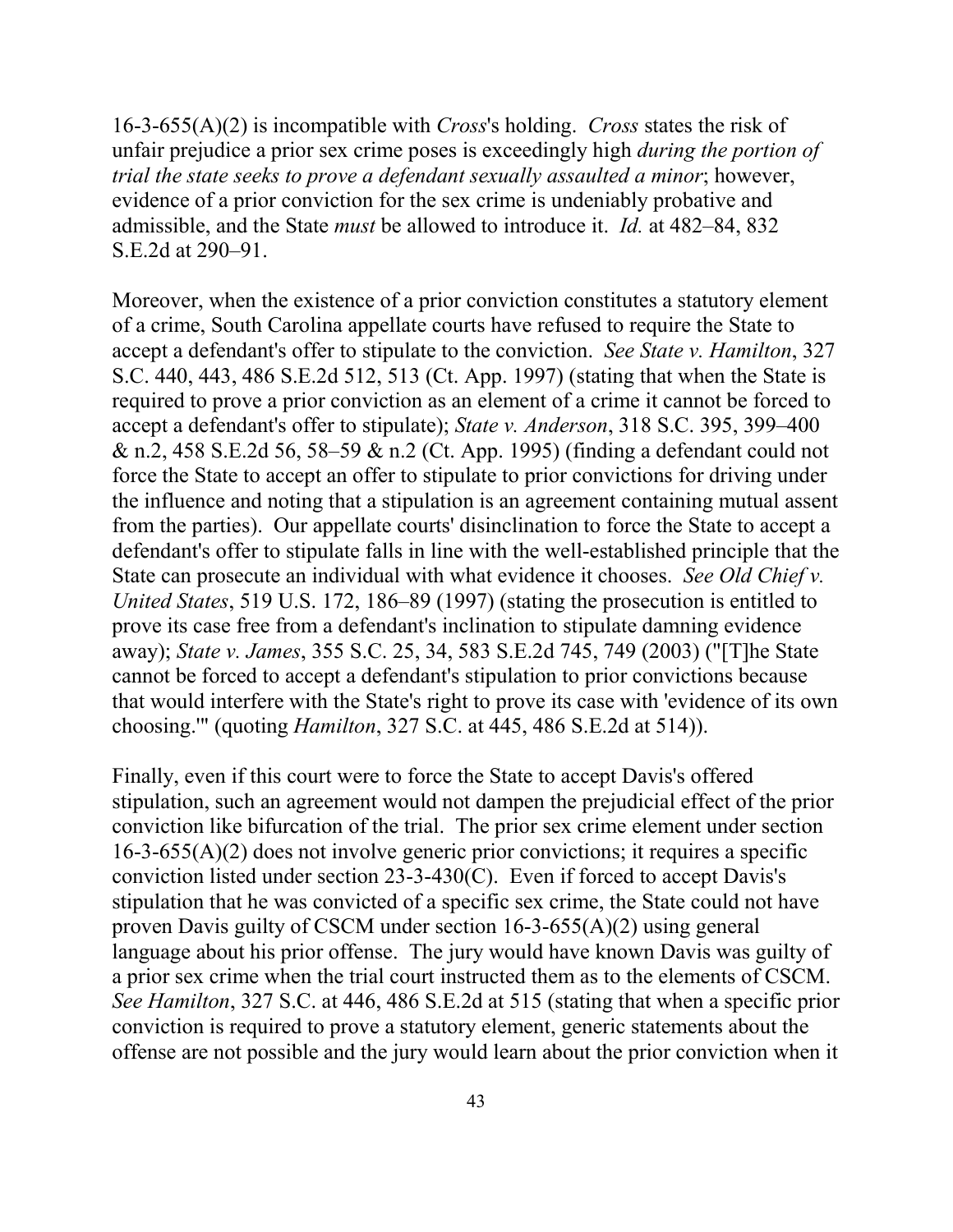16-3-655(A)(2) is incompatible with *Cross*'s holding. *Cross* states the risk of unfair prejudice a prior sex crime poses is exceedingly high *during the portion of trial the state seeks to prove a defendant sexually assaulted a minor*; however, evidence of a prior conviction for the sex crime is undeniably probative and admissible, and the State *must* be allowed to introduce it. *Id.* at 482–84, 832 S.E.2d at 290–91.

Moreover, when the existence of a prior conviction constitutes a statutory element of a crime, South Carolina appellate courts have refused to require the State to accept a defendant's offer to stipulate to the conviction. *See State v. Hamilton*, 327 S.C. 440, 443, 486 S.E.2d 512, 513 (Ct. App. 1997) (stating that when the State is required to prove a prior conviction as an element of a crime it cannot be forced to accept a defendant's offer to stipulate); *State v. Anderson*, 318 S.C. 395, 399–400 & n.2, 458 S.E.2d 56, 58–59 & n.2 (Ct. App. 1995) (finding a defendant could not force the State to accept an offer to stipulate to prior convictions for driving under the influence and noting that a stipulation is an agreement containing mutual assent from the parties). Our appellate courts' disinclination to force the State to accept a defendant's offer to stipulate falls in line with the well-established principle that the State can prosecute an individual with what evidence it chooses. *See Old Chief v. United States*, 519 U.S. 172, 186–89 (1997) (stating the prosecution is entitled to prove its case free from a defendant's inclination to stipulate damning evidence away); *State v. James*, 355 S.C. 25, 34, 583 S.E.2d 745, 749 (2003) ("[T]he State cannot be forced to accept a defendant's stipulation to prior convictions because that would interfere with the State's right to prove its case with 'evidence of its own choosing.'" (quoting *Hamilton*, 327 S.C. at 445, 486 S.E.2d at 514)).

Finally, even if this court were to force the State to accept Davis's offered stipulation, such an agreement would not dampen the prejudicial effect of the prior conviction like bifurcation of the trial. The prior sex crime element under section 16-3-655(A)(2) does not involve generic prior convictions; it requires a specific conviction listed under section 23-3-430(C). Even if forced to accept Davis's stipulation that he was convicted of a specific sex crime, the State could not have proven Davis guilty of CSCM under section 16-3-655(A)(2) using general language about his prior offense. The jury would have known Davis was guilty of a prior sex crime when the trial court instructed them as to the elements of CSCM. *See Hamilton*, 327 S.C. at 446, 486 S.E.2d at 515 (stating that when a specific prior conviction is required to prove a statutory element, generic statements about the offense are not possible and the jury would learn about the prior conviction when it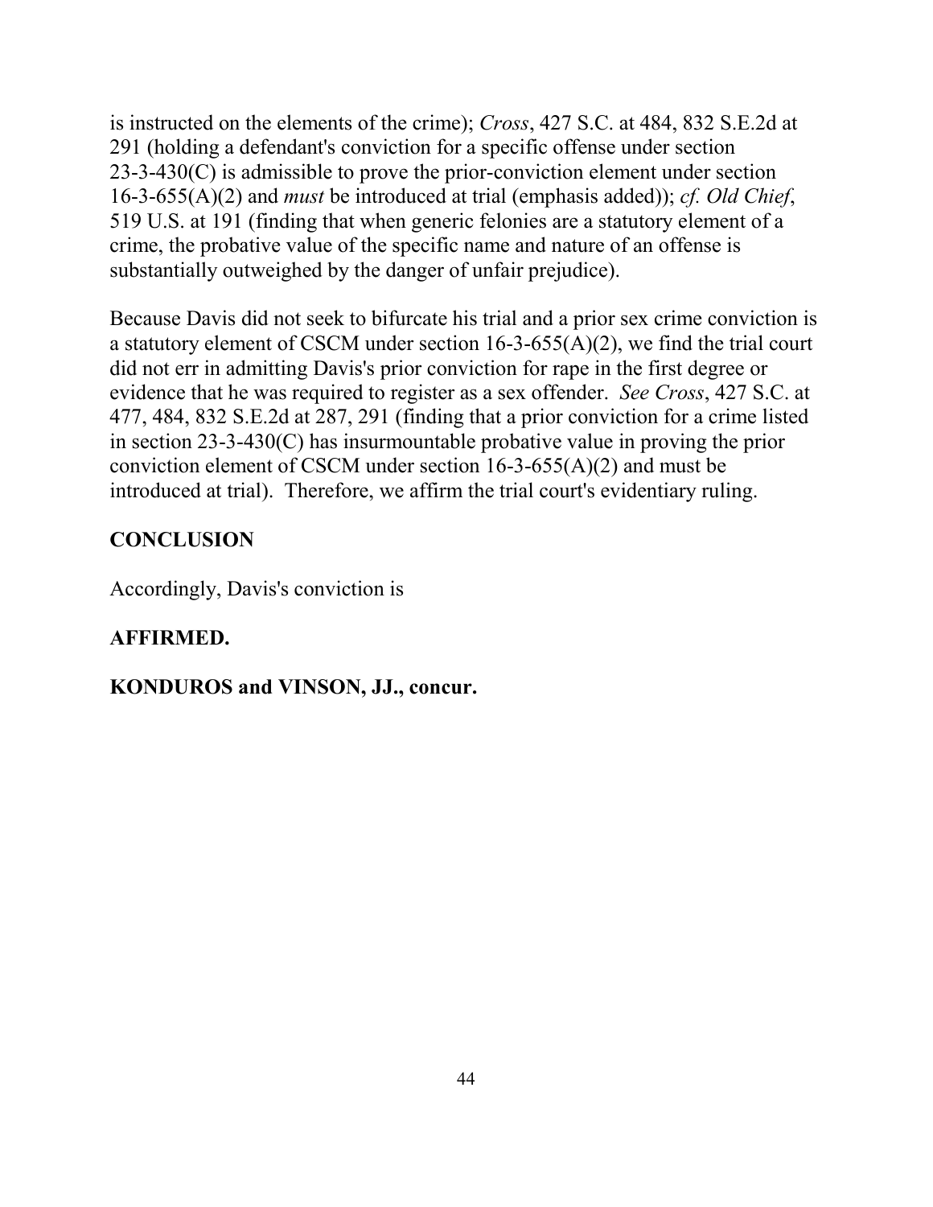is instructed on the elements of the crime); *Cross*, 427 S.C. at 484, 832 S.E.2d at 291 (holding a defendant's conviction for a specific offense under section 23-3-430(C) is admissible to prove the prior-conviction element under section 16-3-655(A)(2) and *must* be introduced at trial (emphasis added)); *cf. Old Chief*, 519 U.S. at 191 (finding that when generic felonies are a statutory element of a crime, the probative value of the specific name and nature of an offense is substantially outweighed by the danger of unfair prejudice).

Because Davis did not seek to bifurcate his trial and a prior sex crime conviction is a statutory element of CSCM under section 16-3-655(A)(2), we find the trial court did not err in admitting Davis's prior conviction for rape in the first degree or evidence that he was required to register as a sex offender. *See Cross*, 427 S.C. at 477, 484, 832 S.E.2d at 287, 291 (finding that a prior conviction for a crime listed in section 23-3-430(C) has insurmountable probative value in proving the prior conviction element of CSCM under section 16-3-655(A)(2) and must be introduced at trial). Therefore, we affirm the trial court's evidentiary ruling.

**CONCLUSION**

Accordingly, Davis's conviction is

**AFFIRMED.**

**KONDUROS and VINSON, JJ., concur.**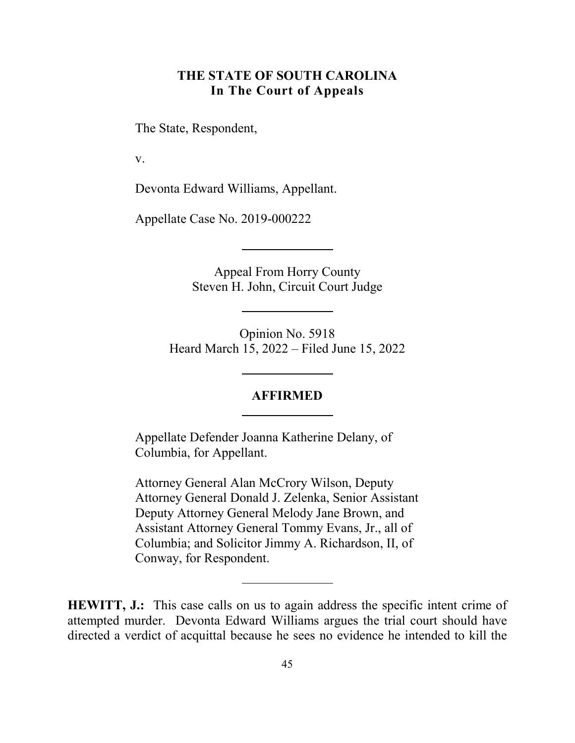**THE STATE OF SOUTH CAROLINA**
**In The Court of Appeals**

The State, Respondent,

v.

Devonta Edward Williams, Appellant.

Appellate Case No. 2019-000222

---

Appeal From Horry County
Steven H. John, Circuit Court Judge

---

Opinion No. 5918
Heard March 15, 2022 – Filed June 15, 2022

---

**AFFIRMED**

---

Appellate Defender Joanna Katherine Delany, of Columbia, for Appellant.

Attorney General Alan McCrory Wilson, Deputy Attorney General Donald J. Zelenka, Senior Assistant Deputy Attorney General Melody Jane Brown, and Assistant Attorney General Tommy Evans, Jr., all of Columbia; and Solicitor Jimmy A. Richardson, II, of Conway, for Respondent.

---

**HEWITT, J.:** This case calls on us to again address the specific intent crime of attempted murder. Devonta Edward Williams argues the trial court should have directed a verdict of acquittal because he sees no evidence he intended to kill the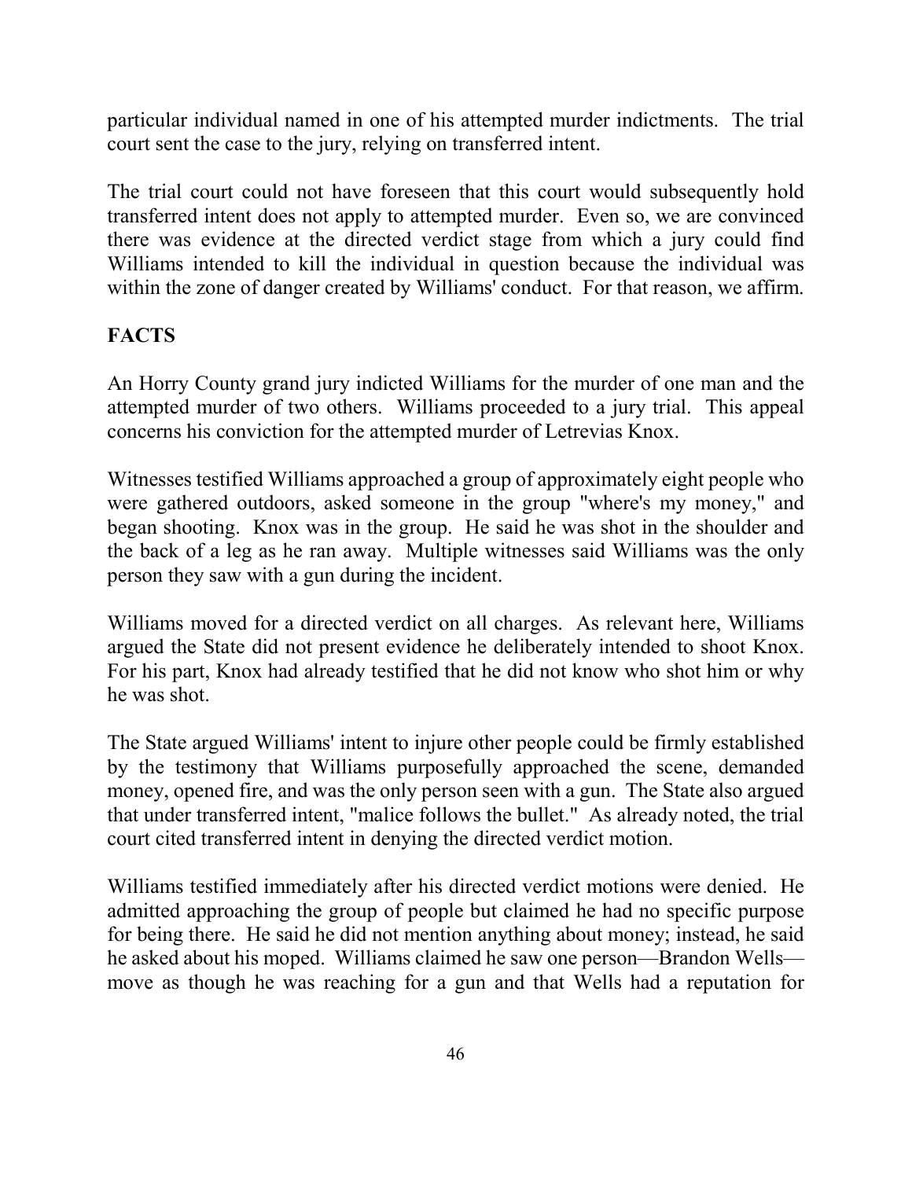particular individual named in one of his attempted murder indictments. The trial court sent the case to the jury, relying on transferred intent.

The trial court could not have foreseen that this court would subsequently hold transferred intent does not apply to attempted murder. Even so, we are convinced there was evidence at the directed verdict stage from which a jury could find Williams intended to kill the individual in question because the individual was within the zone of danger created by Williams' conduct. For that reason, we affirm.

## FACTS

An Horry County grand jury indicted Williams for the murder of one man and the attempted murder of two others. Williams proceeded to a jury trial. This appeal concerns his conviction for the attempted murder of Letrevias Knox.

Witnesses testified Williams approached a group of approximately eight people who were gathered outdoors, asked someone in the group "where's my money," and began shooting. Knox was in the group. He said he was shot in the shoulder and the back of a leg as he ran away. Multiple witnesses said Williams was the only person they saw with a gun during the incident.

Williams moved for a directed verdict on all charges. As relevant here, Williams argued the State did not present evidence he deliberately intended to shoot Knox. For his part, Knox had already testified that he did not know who shot him or why he was shot.

The State argued Williams' intent to injure other people could be firmly established by the testimony that Williams purposefully approached the scene, demanded money, opened fire, and was the only person seen with a gun. The State also argued that under transferred intent, "malice follows the bullet." As already noted, the trial court cited transferred intent in denying the directed verdict motion.

Williams testified immediately after his directed verdict motions were denied. He admitted approaching the group of people but claimed he had no specific purpose for being there. He said he did not mention anything about money; instead, he said he asked about his moped. Williams claimed he saw one person—Brandon Wells—move as though he was reaching for a gun and that Wells had a reputation for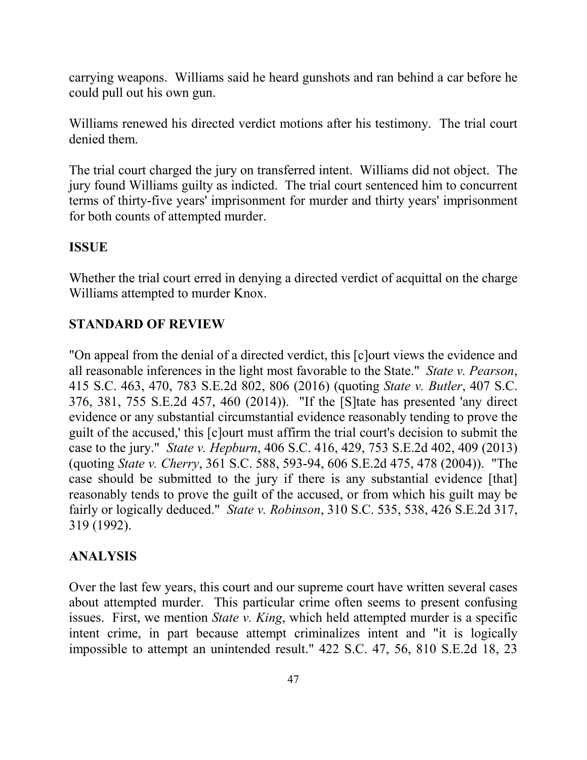carrying weapons. Williams said he heard gunshots and ran behind a car before he could pull out his own gun.

Williams renewed his directed verdict motions after his testimony. The trial court denied them.

The trial court charged the jury on transferred intent. Williams did not object. The jury found Williams guilty as indicted. The trial court sentenced him to concurrent terms of thirty-five years' imprisonment for murder and thirty years' imprisonment for both counts of attempted murder.

## ISSUE

Whether the trial court erred in denying a directed verdict of acquittal on the charge Williams attempted to murder Knox.

## STANDARD OF REVIEW

"On appeal from the denial of a directed verdict, this [c]ourt views the evidence and all reasonable inferences in the light most favorable to the State." *State v. Pearson*, 415 S.C. 463, 470, 783 S.E.2d 802, 806 (2016) (quoting *State v. Butler*, 407 S.C. 376, 381, 755 S.E.2d 457, 460 (2014)). "If the [S]tate has presented 'any direct evidence or any substantial circumstantial evidence reasonably tending to prove the guilt of the accused,' this [c]ourt must affirm the trial court's decision to submit the case to the jury." *State v. Hepburn*, 406 S.C. 416, 429, 753 S.E.2d 402, 409 (2013) (quoting *State v. Cherry*, 361 S.C. 588, 593-94, 606 S.E.2d 475, 478 (2004)). "The case should be submitted to the jury if there is any substantial evidence [that] reasonably tends to prove the guilt of the accused, or from which his guilt may be fairly or logically deduced." *State v. Robinson*, 310 S.C. 535, 538, 426 S.E.2d 317, 319 (1992).

## ANALYSIS

Over the last few years, this court and our supreme court have written several cases about attempted murder. This particular crime often seems to present confusing issues. First, we mention *State v. King*, which held attempted murder is a specific intent crime, in part because attempt criminalizes intent and "it is logically impossible to attempt an unintended result." 422 S.C. 47, 56, 810 S.E.2d 18, 23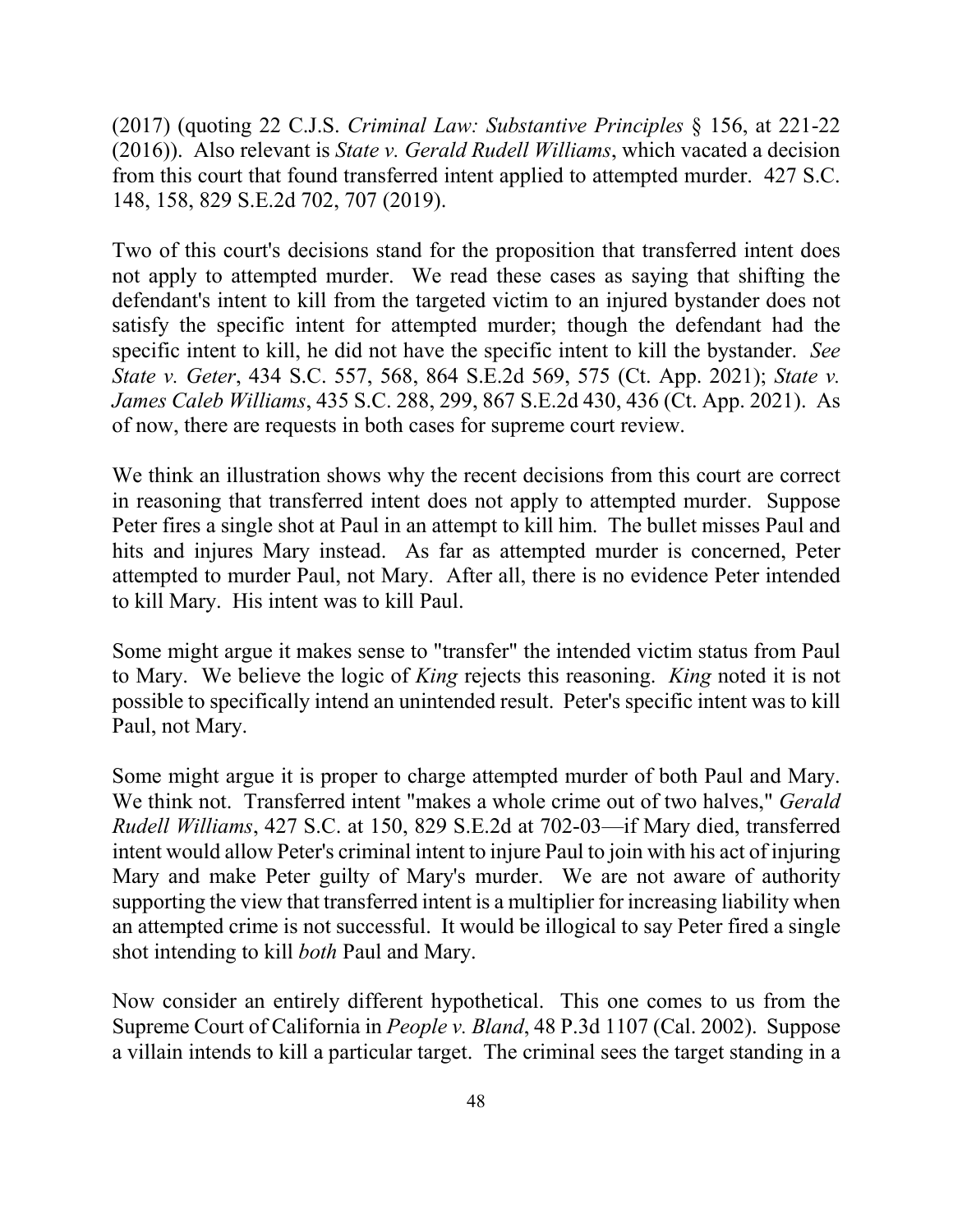(2017) (quoting 22 C.J.S. *Criminal Law: Substantive Principles* § 156, at 221-22 (2016)). Also relevant is *State v. Gerald Rudell Williams*, which vacated a decision from this court that found transferred intent applied to attempted murder. 427 S.C. 148, 158, 829 S.E.2d 702, 707 (2019).

Two of this court's decisions stand for the proposition that transferred intent does not apply to attempted murder. We read these cases as saying that shifting the defendant's intent to kill from the targeted victim to an injured bystander does not satisfy the specific intent for attempted murder; though the defendant had the specific intent to kill, he did not have the specific intent to kill the bystander. *See State v. Geter*, 434 S.C. 557, 568, 864 S.E.2d 569, 575 (Ct. App. 2021); *State v. James Caleb Williams*, 435 S.C. 288, 299, 867 S.E.2d 430, 436 (Ct. App. 2021). As of now, there are requests in both cases for supreme court review.

We think an illustration shows why the recent decisions from this court are correct in reasoning that transferred intent does not apply to attempted murder. Suppose Peter fires a single shot at Paul in an attempt to kill him. The bullet misses Paul and hits and injures Mary instead. As far as attempted murder is concerned, Peter attempted to murder Paul, not Mary. After all, there is no evidence Peter intended to kill Mary. His intent was to kill Paul.

Some might argue it makes sense to "transfer" the intended victim status from Paul to Mary. We believe the logic of *King* rejects this reasoning. *King* noted it is not possible to specifically intend an unintended result. Peter's specific intent was to kill Paul, not Mary.

Some might argue it is proper to charge attempted murder of both Paul and Mary. We think not. Transferred intent "makes a whole crime out of two halves," *Gerald Rudell Williams*, 427 S.C. at 150, 829 S.E.2d at 702-03—if Mary died, transferred intent would allow Peter's criminal intent to injure Paul to join with his act of injuring Mary and make Peter guilty of Mary's murder. We are not aware of authority supporting the view that transferred intent is a multiplier for increasing liability when an attempted crime is not successful. It would be illogical to say Peter fired a single shot intending to kill *both* Paul and Mary.

Now consider an entirely different hypothetical. This one comes to us from the Supreme Court of California in *People v. Bland*, 48 P.3d 1107 (Cal. 2002). Suppose a villain intends to kill a particular target. The criminal sees the target standing in a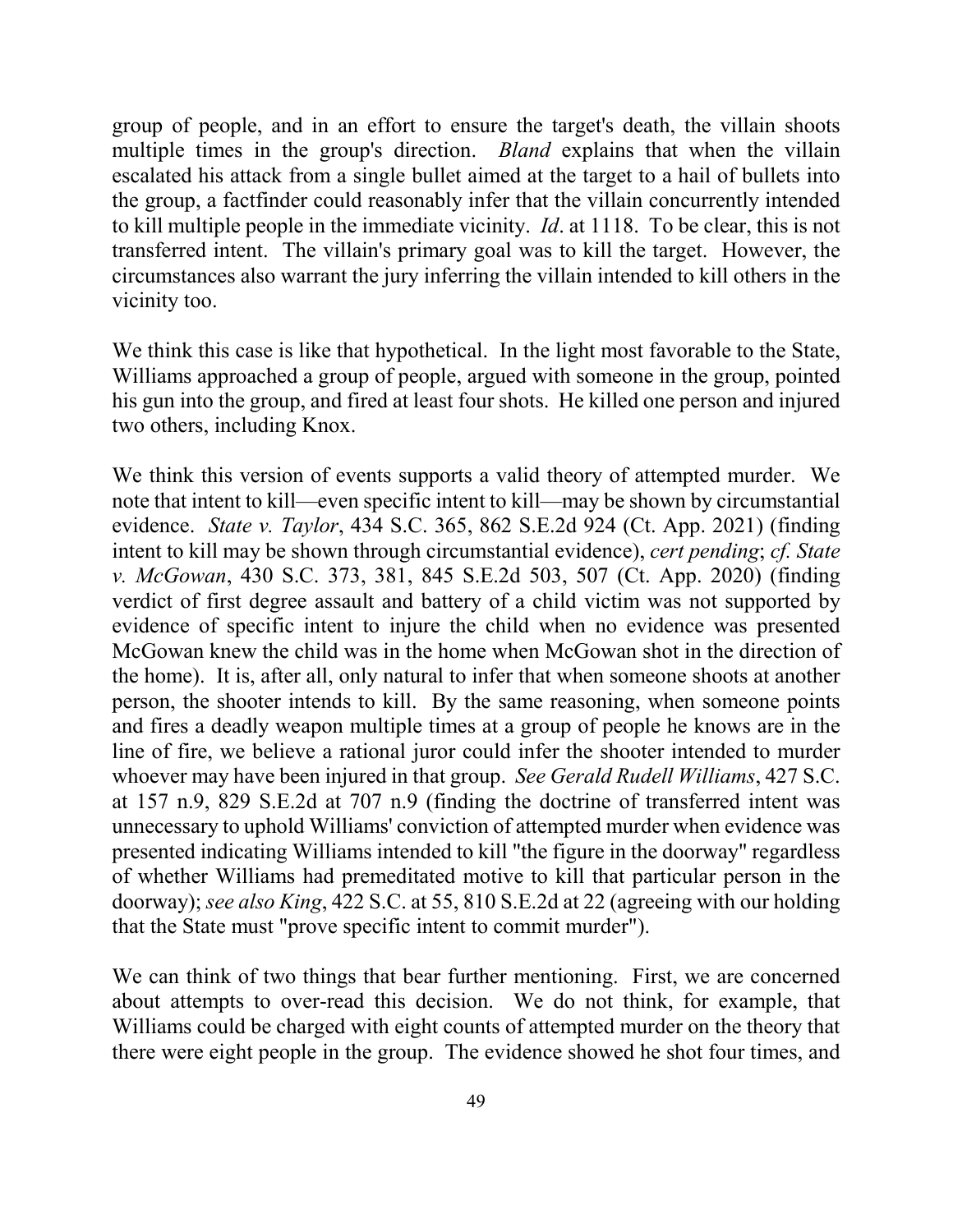group of people, and in an effort to ensure the target's death, the villain shoots multiple times in the group's direction. *Bland* explains that when the villain escalated his attack from a single bullet aimed at the target to a hail of bullets into the group, a factfinder could reasonably infer that the villain concurrently intended to kill multiple people in the immediate vicinity. *Id*. at 1118. To be clear, this is not transferred intent. The villain's primary goal was to kill the target. However, the circumstances also warrant the jury inferring the villain intended to kill others in the vicinity too.

We think this case is like that hypothetical. In the light most favorable to the State, Williams approached a group of people, argued with someone in the group, pointed his gun into the group, and fired at least four shots. He killed one person and injured two others, including Knox.

We think this version of events supports a valid theory of attempted murder. We note that intent to kill—even specific intent to kill—may be shown by circumstantial evidence. *State v. Taylor*, 434 S.C. 365, 862 S.E.2d 924 (Ct. App. 2021) (finding intent to kill may be shown through circumstantial evidence), *cert pending*; *cf. State v. McGowan*, 430 S.C. 373, 381, 845 S.E.2d 503, 507 (Ct. App. 2020) (finding verdict of first degree assault and battery of a child victim was not supported by evidence of specific intent to injure the child when no evidence was presented McGowan knew the child was in the home when McGowan shot in the direction of the home). It is, after all, only natural to infer that when someone shoots at another person, the shooter intends to kill. By the same reasoning, when someone points and fires a deadly weapon multiple times at a group of people he knows are in the line of fire, we believe a rational juror could infer the shooter intended to murder whoever may have been injured in that group. *See Gerald Rudell Williams*, 427 S.C. at 157 n.9, 829 S.E.2d at 707 n.9 (finding the doctrine of transferred intent was unnecessary to uphold Williams' conviction of attempted murder when evidence was presented indicating Williams intended to kill "the figure in the doorway" regardless of whether Williams had premeditated motive to kill that particular person in the doorway); *see also King*, 422 S.C. at 55, 810 S.E.2d at 22 (agreeing with our holding that the State must "prove specific intent to commit murder").

We can think of two things that bear further mentioning. First, we are concerned about attempts to over-read this decision. We do not think, for example, that Williams could be charged with eight counts of attempted murder on the theory that there were eight people in the group. The evidence showed he shot four times, and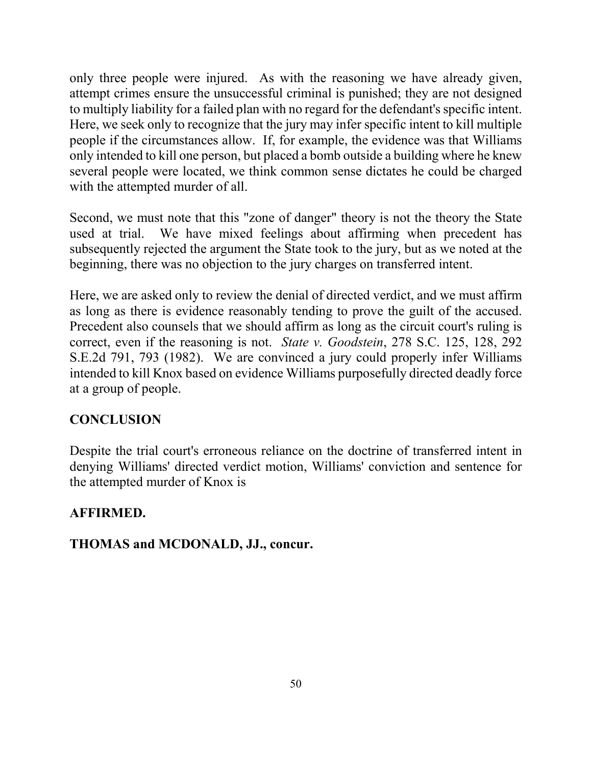only three people were injured. As with the reasoning we have already given, attempt crimes ensure the unsuccessful criminal is punished; they are not designed to multiply liability for a failed plan with no regard for the defendant's specific intent. Here, we seek only to recognize that the jury may infer specific intent to kill multiple people if the circumstances allow. If, for example, the evidence was that Williams only intended to kill one person, but placed a bomb outside a building where he knew several people were located, we think common sense dictates he could be charged with the attempted murder of all.

Second, we must note that this "zone of danger" theory is not the theory the State used at trial. We have mixed feelings about affirming when precedent has subsequently rejected the argument the State took to the jury, but as we noted at the beginning, there was no objection to the jury charges on transferred intent.

Here, we are asked only to review the denial of directed verdict, and we must affirm as long as there is evidence reasonably tending to prove the guilt of the accused. Precedent also counsels that we should affirm as long as the circuit court's ruling is correct, even if the reasoning is not. *State v. Goodstein*, 278 S.C. 125, 128, 292 S.E.2d 791, 793 (1982). We are convinced a jury could properly infer Williams intended to kill Knox based on evidence Williams purposefully directed deadly force at a group of people.

## CONCLUSION

Despite the trial court's erroneous reliance on the doctrine of transferred intent in denying Williams' directed verdict motion, Williams' conviction and sentence for the attempted murder of Knox is

**AFFIRMED.**

**THOMAS and MCDONALD, JJ., concur.**